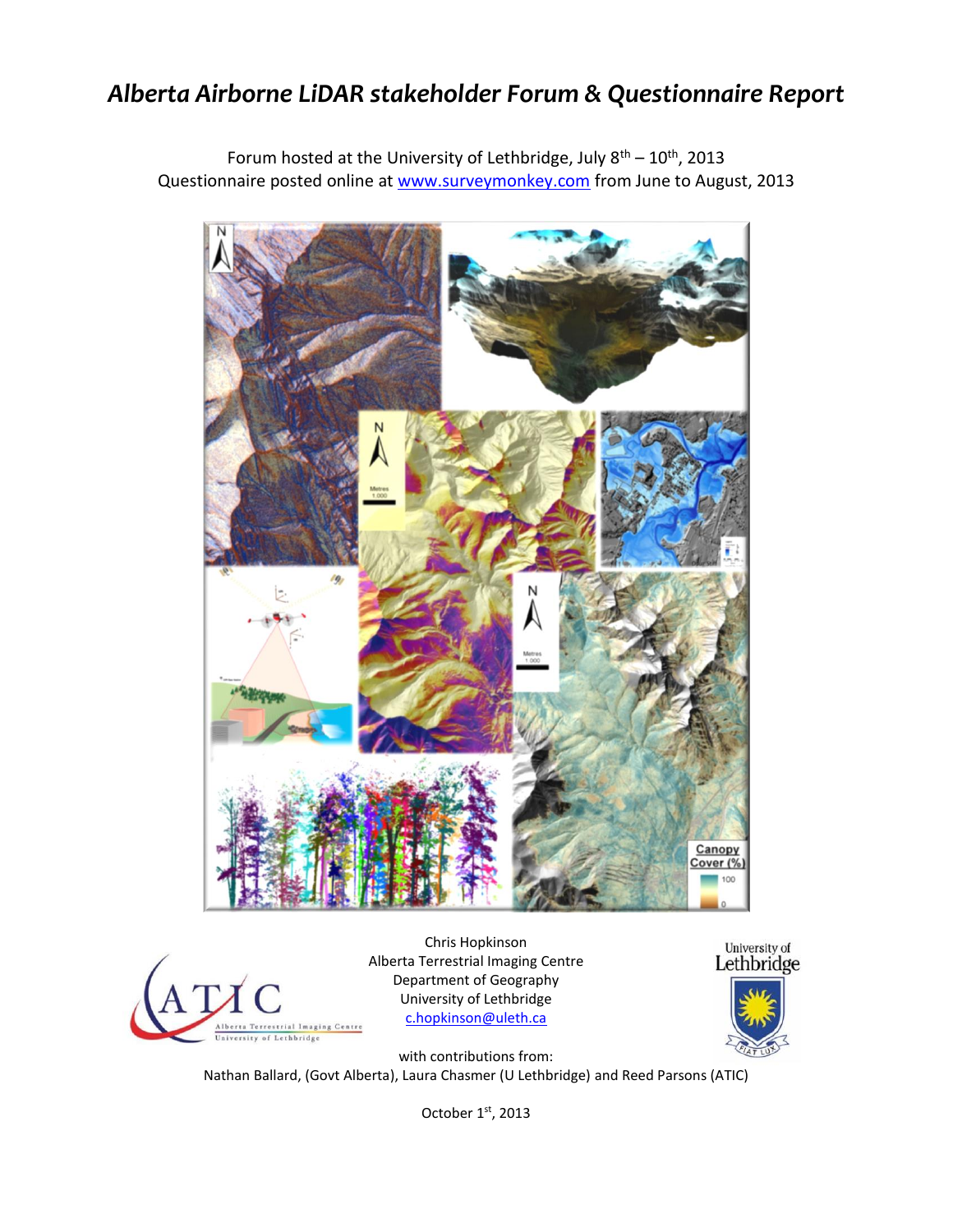# *Alberta Airborne LiDAR stakeholder Forum & Questionnaire Report*

Forum hosted at the University of Lethbridge, July 8th – 10th, 2013
Questionnaire posted online at [www.surveymonkey.com](http://www.surveymonkey.com) from June to August, 2013

Chris Hopkinson
Alberta Terrestrial Imaging Centre
Department of Geography
University of Lethbridge
[c.hopkinson@uleth.ca](mailto:c.hopkinson@uleth.ca)

with contributions from:
Nathan Ballard, (Govt Alberta), Laura Chasmer (U Lethbridge) and Reed Parsons (ATIC)

October 1st, 2013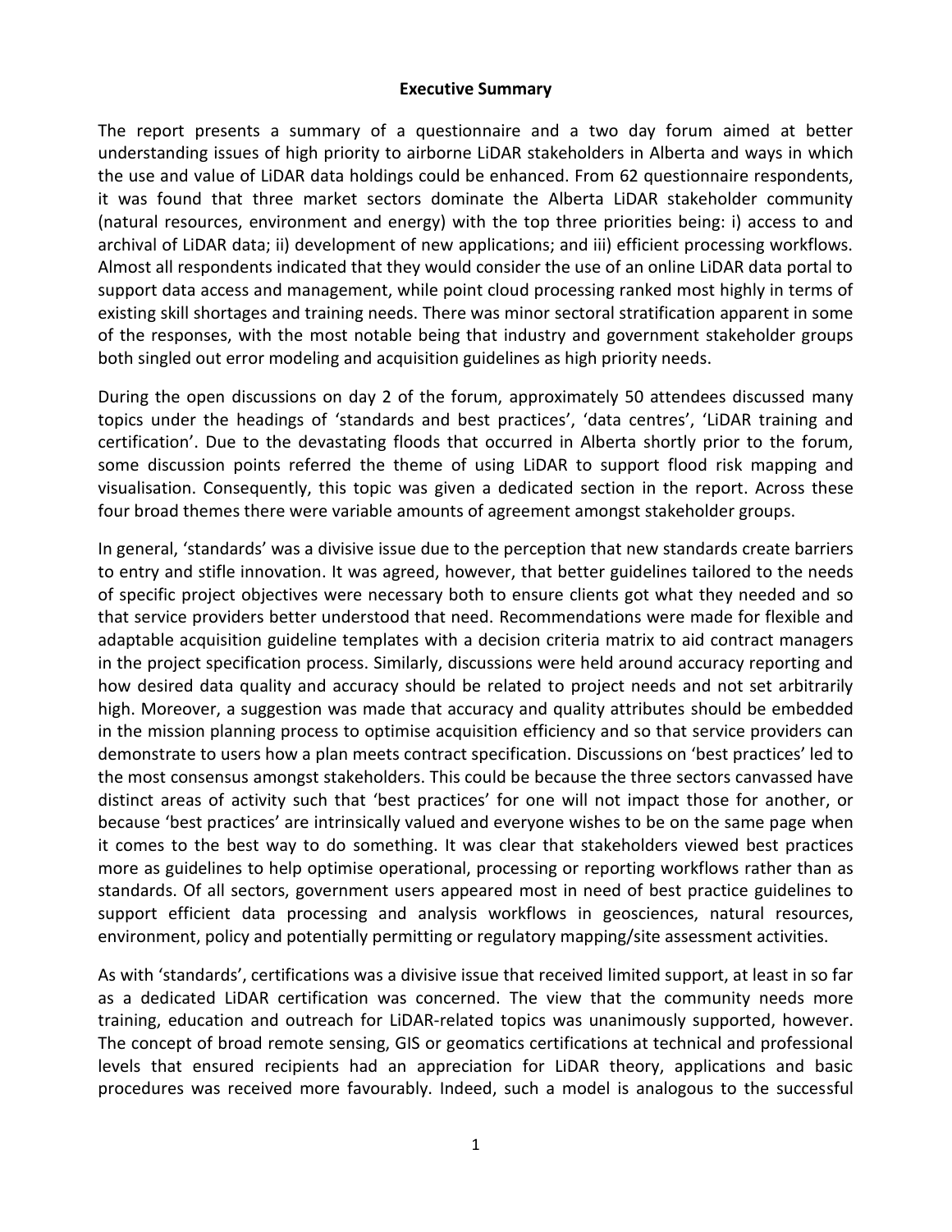## Executive Summary

The report presents a summary of a questionnaire and a two day forum aimed at better understanding issues of high priority to airborne LiDAR stakeholders in Alberta and ways in which the use and value of LiDAR data holdings could be enhanced. From 62 questionnaire respondents, it was found that three market sectors dominate the Alberta LiDAR stakeholder community (natural resources, environment and energy) with the top three priorities being: i) access to and archival of LiDAR data; ii) development of new applications; and iii) efficient processing workflows. Almost all respondents indicated that they would consider the use of an online LiDAR data portal to support data access and management, while point cloud processing ranked most highly in terms of existing skill shortages and training needs. There was minor sectoral stratification apparent in some of the responses, with the most notable being that industry and government stakeholder groups both singled out error modeling and acquisition guidelines as high priority needs.

During the open discussions on day 2 of the forum, approximately 50 attendees discussed many topics under the headings of 'standards and best practices', 'data centres', 'LiDAR training and certification'. Due to the devastating floods that occurred in Alberta shortly prior to the forum, some discussion points referred the theme of using LiDAR to support flood risk mapping and visualisation. Consequently, this topic was given a dedicated section in the report. Across these four broad themes there were variable amounts of agreement amongst stakeholder groups.

In general, 'standards' was a divisive issue due to the perception that new standards create barriers to entry and stifle innovation. It was agreed, however, that better guidelines tailored to the needs of specific project objectives were necessary both to ensure clients got what they needed and so that service providers better understood that need. Recommendations were made for flexible and adaptable acquisition guideline templates with a decision criteria matrix to aid contract managers in the project specification process. Similarly, discussions were held around accuracy reporting and how desired data quality and accuracy should be related to project needs and not set arbitrarily high. Moreover, a suggestion was made that accuracy and quality attributes should be embedded in the mission planning process to optimise acquisition efficiency and so that service providers can demonstrate to users how a plan meets contract specification. Discussions on 'best practices' led to the most consensus amongst stakeholders. This could be because the three sectors canvassed have distinct areas of activity such that 'best practices' for one will not impact those for another, or because 'best practices' are intrinsically valued and everyone wishes to be on the same page when it comes to the best way to do something. It was clear that stakeholders viewed best practices more as guidelines to help optimise operational, processing or reporting workflows rather than as standards. Of all sectors, government users appeared most in need of best practice guidelines to support efficient data processing and analysis workflows in geosciences, natural resources, environment, policy and potentially permitting or regulatory mapping/site assessment activities.

As with 'standards', certifications was a divisive issue that received limited support, at least in so far as a dedicated LiDAR certification was concerned. The view that the community needs more training, education and outreach for LiDAR-related topics was unanimously supported, however. The concept of broad remote sensing, GIS or geomatics certifications at technical and professional levels that ensured recipients had an appreciation for LiDAR theory, applications and basic procedures was received more favourably. Indeed, such a model is analogous to the successful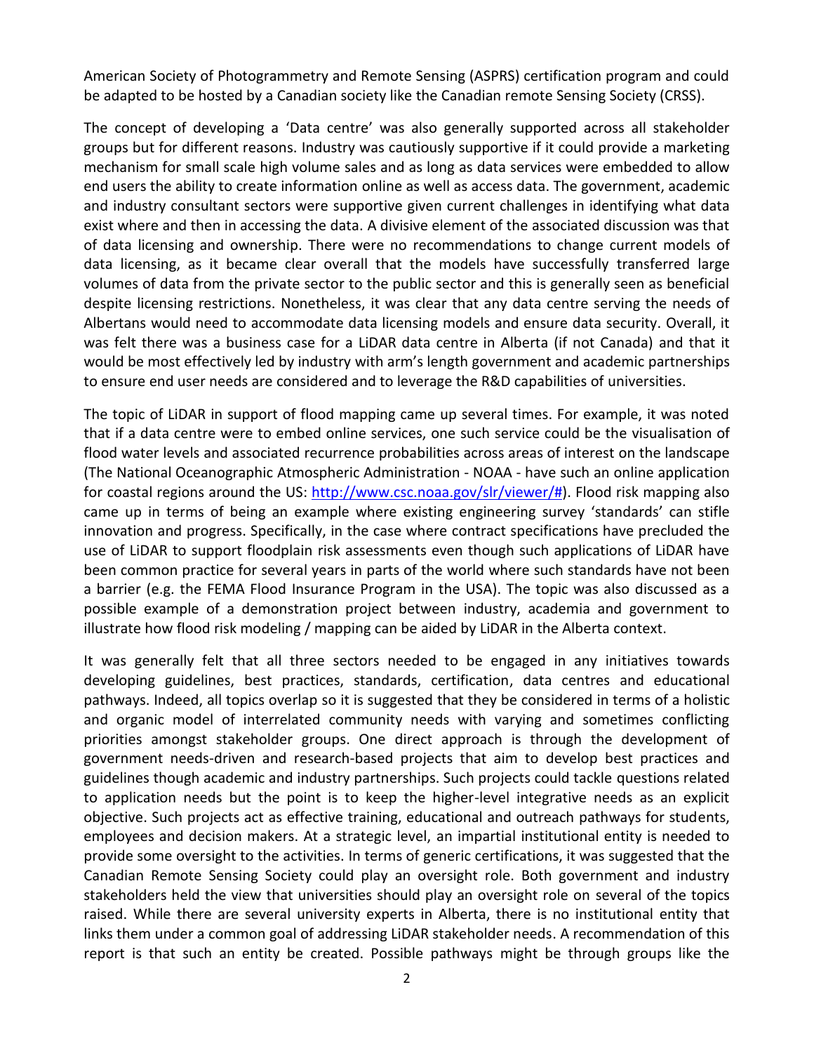American Society of Photogrammetry and Remote Sensing (ASPRS) certification program and could be adapted to be hosted by a Canadian society like the Canadian remote Sensing Society (CRSS).

The concept of developing a 'Data centre' was also generally supported across all stakeholder groups but for different reasons. Industry was cautiously supportive if it could provide a marketing mechanism for small scale high volume sales and as long as data services were embedded to allow end users the ability to create information online as well as access data. The government, academic and industry consultant sectors were supportive given current challenges in identifying what data exist where and then in accessing the data. A divisive element of the associated discussion was that of data licensing and ownership. There were no recommendations to change current models of data licensing, as it became clear overall that the models have successfully transferred large volumes of data from the private sector to the public sector and this is generally seen as beneficial despite licensing restrictions. Nonetheless, it was clear that any data centre serving the needs of Albertans would need to accommodate data licensing models and ensure data security. Overall, it was felt there was a business case for a LiDAR data centre in Alberta (if not Canada) and that it would be most effectively led by industry with arm's length government and academic partnerships to ensure end user needs are considered and to leverage the R&D capabilities of universities.

The topic of LiDAR in support of flood mapping came up several times. For example, it was noted that if a data centre were to embed online services, one such service could be the visualisation of flood water levels and associated recurrence probabilities across areas of interest on the landscape (The National Oceanographic Atmospheric Administration - NOAA - have such an online application for coastal regions around the US: http://www.csc.noaa.gov/slr/viewer/#). Flood risk mapping also came up in terms of being an example where existing engineering survey 'standards' can stifle innovation and progress. Specifically, in the case where contract specifications have precluded the use of LiDAR to support floodplain risk assessments even though such applications of LiDAR have been common practice for several years in parts of the world where such standards have not been a barrier (e.g. the FEMA Flood Insurance Program in the USA). The topic was also discussed as a possible example of a demonstration project between industry, academia and government to illustrate how flood risk modeling / mapping can be aided by LiDAR in the Alberta context.

It was generally felt that all three sectors needed to be engaged in any initiatives towards developing guidelines, best practices, standards, certification, data centres and educational pathways. Indeed, all topics overlap so it is suggested that they be considered in terms of a holistic and organic model of interrelated community needs with varying and sometimes conflicting priorities amongst stakeholder groups. One direct approach is through the development of government needs-driven and research-based projects that aim to develop best practices and guidelines though academic and industry partnerships. Such projects could tackle questions related to application needs but the point is to keep the higher-level integrative needs as an explicit objective. Such projects act as effective training, educational and outreach pathways for students, employees and decision makers. At a strategic level, an impartial institutional entity is needed to provide some oversight to the activities. In terms of generic certifications, it was suggested that the Canadian Remote Sensing Society could play an oversight role. Both government and industry stakeholders held the view that universities should play an oversight role on several of the topics raised. While there are several university experts in Alberta, there is no institutional entity that links them under a common goal of addressing LiDAR stakeholder needs. A recommendation of this report is that such an entity be created. Possible pathways might be through groups like the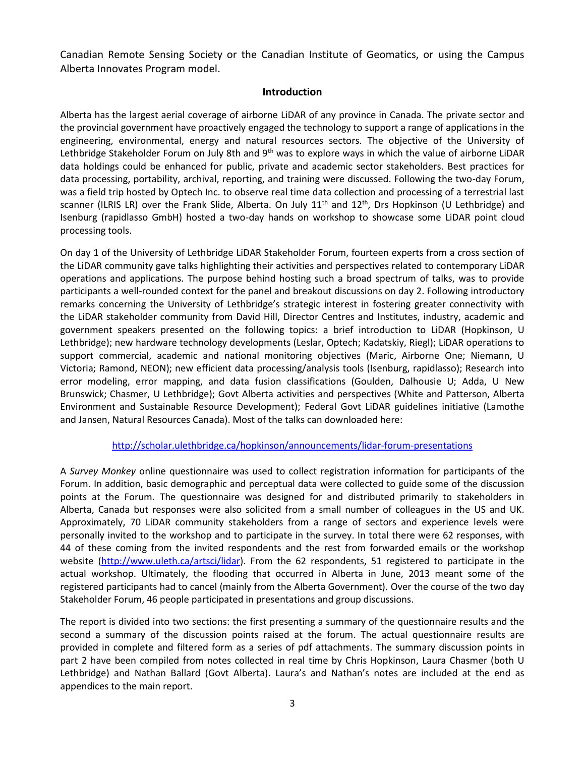Canadian Remote Sensing Society or the Canadian Institute of Geomatics, or using the Campus Alberta Innovates Program model.

## Introduction

Alberta has the largest aerial coverage of airborne LiDAR of any province in Canada. The private sector and the provincial government have proactively engaged the technology to support a range of applications in the engineering, environmental, energy and natural resources sectors. The objective of the University of Lethbridge Stakeholder Forum on July 8th and 9th was to explore ways in which the value of airborne LiDAR data holdings could be enhanced for public, private and academic sector stakeholders. Best practices for data processing, portability, archival, reporting, and training were discussed. Following the two-day Forum, was a field trip hosted by Optech Inc. to observe real time data collection and processing of a terrestrial last scanner (ILRIS LR) over the Frank Slide, Alberta. On July 11th and 12th, Drs Hopkinson (U Lethbridge) and Isenburg (rapidlasso GmbH) hosted a two-day hands on workshop to showcase some LiDAR point cloud processing tools.

On day 1 of the University of Lethbridge LiDAR Stakeholder Forum, fourteen experts from a cross section of the LiDAR community gave talks highlighting their activities and perspectives related to contemporary LiDAR operations and applications. The purpose behind hosting such a broad spectrum of talks, was to provide participants a well-rounded context for the panel and breakout discussions on day 2. Following introductory remarks concerning the University of Lethbridge's strategic interest in fostering greater connectivity with the LiDAR stakeholder community from David Hill, Director Centres and Institutes, industry, academic and government speakers presented on the following topics: a brief introduction to LiDAR (Hopkinson, U Lethbridge); new hardware technology developments (Leslar, Optech; Kadatskiy, Riegl); LiDAR operations to support commercial, academic and national monitoring objectives (Maric, Airborne One; Niemann, U Victoria; Ramond, NEON); new efficient data processing/analysis tools (Isenburg, rapidlasso); Research into error modeling, error mapping, and data fusion classifications (Goulden, Dalhousie U; Adda, U New Brunswick; Chasmer, U Lethbridge); Govt Alberta activities and perspectives (White and Patterson, Alberta Environment and Sustainable Resource Development); Federal Govt LiDAR guidelines initiative (Lamothe and Jansen, Natural Resources Canada). Most of the talks can downloaded here:

http://scholar.ulethbridge.ca/hopkinson/announcements/lidar-forum-presentations

A *Survey Monkey* online questionnaire was used to collect registration information for participants of the Forum. In addition, basic demographic and perceptual data were collected to guide some of the discussion points at the Forum. The questionnaire was designed for and distributed primarily to stakeholders in Alberta, Canada but responses were also solicited from a small number of colleagues in the US and UK. Approximately, 70 LiDAR community stakeholders from a range of sectors and experience levels were personally invited to the workshop and to participate in the survey. In total there were 62 responses, with 44 of these coming from the invited respondents and the rest from forwarded emails or the workshop website (http://www.uleth.ca/artsci/lidar). From the 62 respondents, 51 registered to participate in the actual workshop. Ultimately, the flooding that occurred in Alberta in June, 2013 meant some of the registered participants had to cancel (mainly from the Alberta Government). Over the course of the two day Stakeholder Forum, 46 people participated in presentations and group discussions.

The report is divided into two sections: the first presenting a summary of the questionnaire results and the second a summary of the discussion points raised at the forum. The actual questionnaire results are provided in complete and filtered form as a series of pdf attachments. The summary discussion points in part 2 have been compiled from notes collected in real time by Chris Hopkinson, Laura Chasmer (both U Lethbridge) and Nathan Ballard (Govt Alberta). Laura's and Nathan's notes are included at the end as appendices to the main report.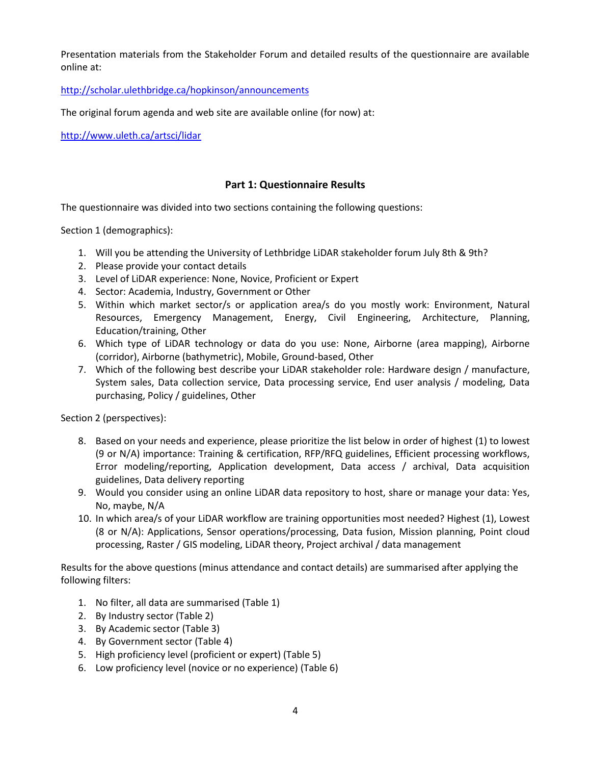Presentation materials from the Stakeholder Forum and detailed results of the questionnaire are available online at:

http://scholar.ulethbridge.ca/hopkinson/announcements

The original forum agenda and web site are available online (for now) at:

http://www.uleth.ca/artsci/lidar

## Part 1: Questionnaire Results

The questionnaire was divided into two sections containing the following questions:

Section 1 (demographics):

1. Will you be attending the University of Lethbridge LiDAR stakeholder forum July 8th & 9th?
2. Please provide your contact details
3. Level of LiDAR experience: None, Novice, Proficient or Expert
4. Sector: Academia, Industry, Government or Other
5. Within which market sector/s or application area/s do you mostly work: Environment, Natural Resources, Emergency Management, Energy, Civil Engineering, Architecture, Planning, Education/training, Other
6. Which type of LiDAR technology or data do you use: None, Airborne (area mapping), Airborne (corridor), Airborne (bathymetric), Mobile, Ground-based, Other
7. Which of the following best describe your LiDAR stakeholder role: Hardware design / manufacture, System sales, Data collection service, Data processing service, End user analysis / modeling, Data purchasing, Policy / guidelines, Other

Section 2 (perspectives):

8. Based on your needs and experience, please prioritize the list below in order of highest (1) to lowest (9 or N/A) importance: Training & certification, RFP/RFQ guidelines, Efficient processing workflows, Error modeling/reporting, Application development, Data access / archival, Data acquisition guidelines, Data delivery reporting
9. Would you consider using an online LiDAR data repository to host, share or manage your data: Yes, No, maybe, N/A
10. In which area/s of your LiDAR workflow are training opportunities most needed? Highest (1), Lowest (8 or N/A): Applications, Sensor operations/processing, Data fusion, Mission planning, Point cloud processing, Raster / GIS modeling, LiDAR theory, Project archival / data management

Results for the above questions (minus attendance and contact details) are summarised after applying the following filters:

1. No filter, all data are summarised (Table 1)
2. By Industry sector (Table 2)
3. By Academic sector (Table 3)
4. By Government sector (Table 4)
5. High proficiency level (proficient or expert) (Table 5)
6. Low proficiency level (novice or no experience) (Table 6)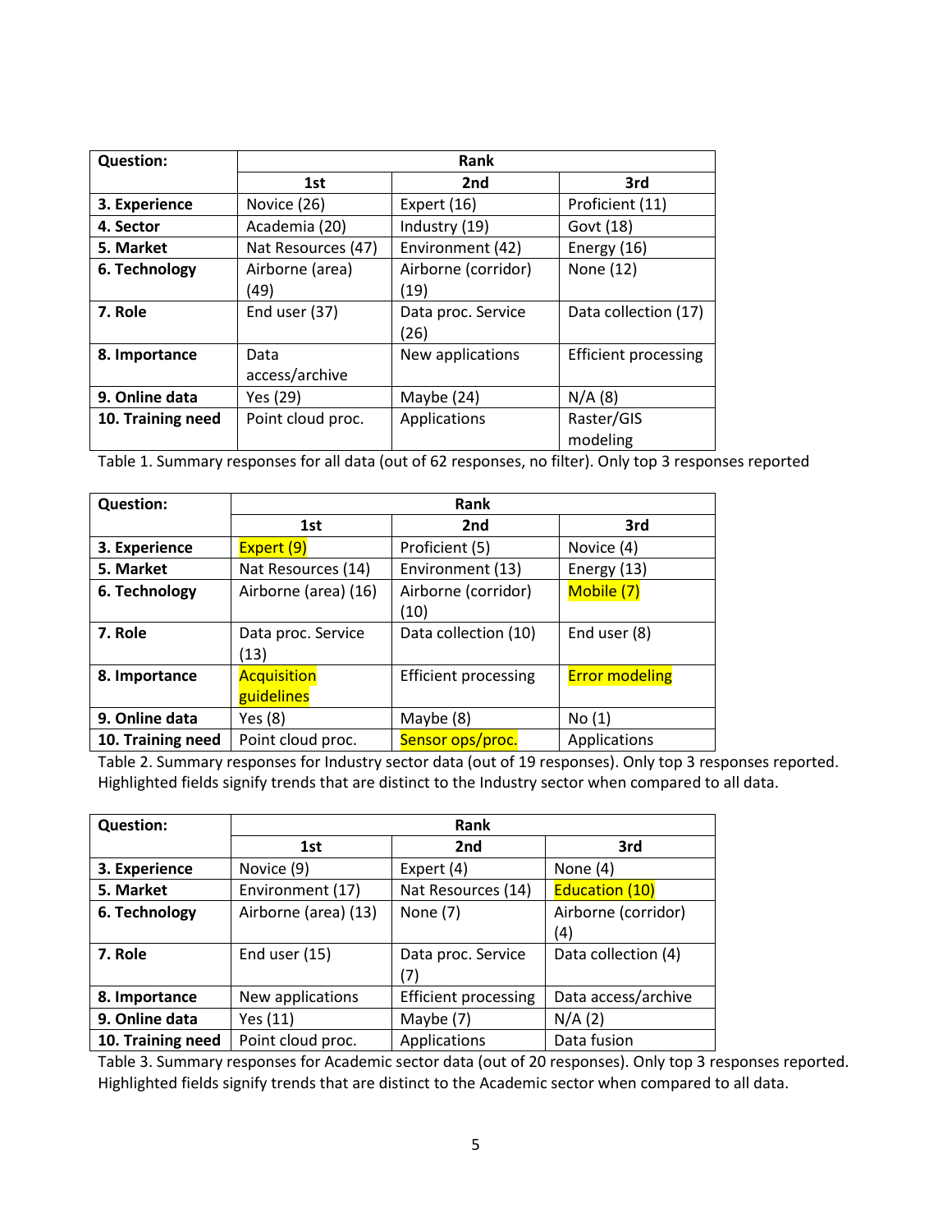| Question: | Rank | | |
|---|---|---|---|
| | 1st | 2nd | 3rd |
| **3. Experience** | Novice (26) | Expert (16) | Proficient (11) |
| **4. Sector** | Academia (20) | Industry (19) | Govt (18) |
| **5. Market** | Nat Resources (47) | Environment (42) | Energy (16) |
| **6. Technology** | Airborne (area) (49) | Airborne (corridor) (19) | None (12) |
| **7. Role** | End user (37) | Data proc. Service (26) | Data collection (17) |
| **8. Importance** | Data access/archive | New applications | Efficient processing |
| **9. Online data** | Yes (29) | Maybe (24) | N/A (8) |
| **10. Training need** | Point cloud proc. | Applications | Raster/GIS modeling |

Table 1. Summary responses for all data (out of 62 responses, no filter). Only top 3 responses reported

| Question: | Rank | | |
|---|---|---|---|
| | 1st | 2nd | 3rd |
| **3. Experience** | Expert (9) | Proficient (5) | Novice (4) |
| **5. Market** | Nat Resources (14) | Environment (13) | Energy (13) |
| **6. Technology** | Airborne (area) (16) | Airborne (corridor) (10) | Mobile (7) |
| **7. Role** | Data proc. Service (13) | Data collection (10) | End user (8) |
| **8. Importance** | Acquisition guidelines | Efficient processing | Error modeling |
| **9. Online data** | Yes (8) | Maybe (8) | No (1) |
| **10. Training need** | Point cloud proc. | Sensor ops/proc. | Applications |

Table 2. Summary responses for Industry sector data (out of 19 responses). Only top 3 responses reported. Highlighted fields signify trends that are distinct to the Industry sector when compared to all data.

| Question: | Rank | | |
|---|---|---|---|
| | 1st | 2nd | 3rd |
| **3. Experience** | Novice (9) | Expert (4) | None (4) |
| **5. Market** | Environment (17) | Nat Resources (14) | Education (10) |
| **6. Technology** | Airborne (area) (13) | None (7) | Airborne (corridor) (4) |
| **7. Role** | End user (15) | Data proc. Service (7) | Data collection (4) |
| **8. Importance** | New applications | Efficient processing | Data access/archive |
| **9. Online data** | Yes (11) | Maybe (7) | N/A (2) |
| **10. Training need** | Point cloud proc. | Applications | Data fusion |

Table 3. Summary responses for Academic sector data (out of 20 responses). Only top 3 responses reported. Highlighted fields signify trends that are distinct to the Academic sector when compared to all data.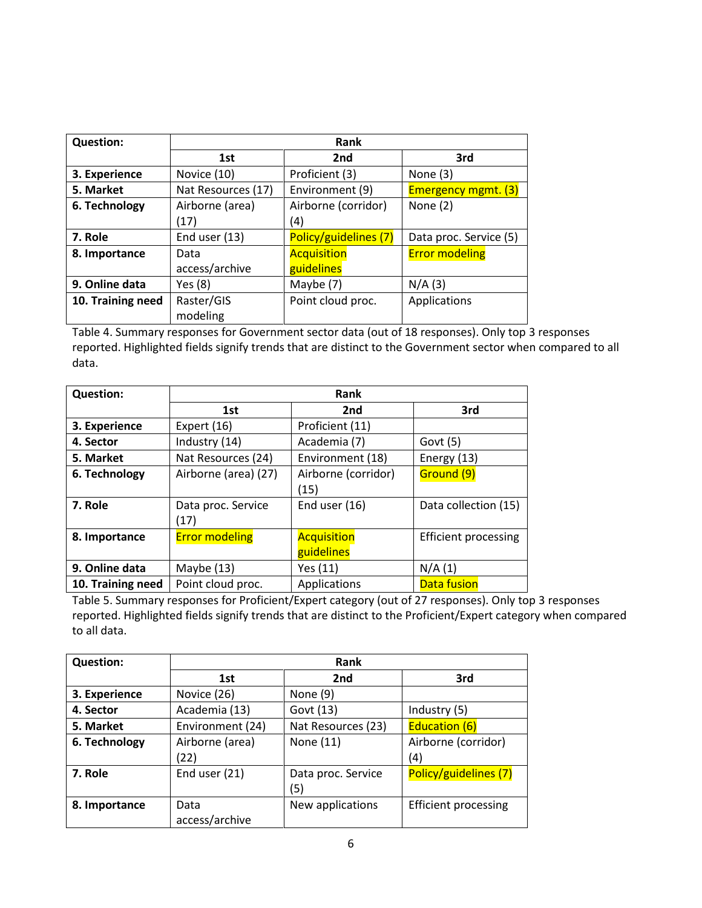| Question: | Rank | | |
|---|---|---|---|
| | 1st | 2nd | 3rd |
| **3. Experience** | Novice (10) | Proficient (3) | None (3) |
| **5. Market** | Nat Resources (17) | Environment (9) | Emergency mgmt. (3) |
| **6. Technology** | Airborne (area) (17) | Airborne (corridor) (4) | None (2) |
| **7. Role** | End user (13) | Policy/guidelines (7) | Data proc. Service (5) |
| **8. Importance** | Data access/archive | Acquisition guidelines | Error modeling |
| **9. Online data** | Yes (8) | Maybe (7) | N/A (3) |
| **10. Training need** | Raster/GIS modeling | Point cloud proc. | Applications |

Table 4. Summary responses for Government sector data (out of 18 responses). Only top 3 responses reported. Highlighted fields signify trends that are distinct to the Government sector when compared to all data.

| Question: | Rank | | |
|---|---|---|---|
| | 1st | 2nd | 3rd |
| **3. Experience** | Expert (16) | Proficient (11) | |
| **4. Sector** | Industry (14) | Academia (7) | Govt (5) |
| **5. Market** | Nat Resources (24) | Environment (18) | Energy (13) |
| **6. Technology** | Airborne (area) (27) | Airborne (corridor) (15) | Ground (9) |
| **7. Role** | Data proc. Service (17) | End user (16) | Data collection (15) |
| **8. Importance** | Error modeling | Acquisition guidelines | Efficient processing |
| **9. Online data** | Maybe (13) | Yes (11) | N/A (1) |
| **10. Training need** | Point cloud proc. | Applications | Data fusion |

Table 5. Summary responses for Proficient/Expert category (out of 27 responses). Only top 3 responses reported. Highlighted fields signify trends that are distinct to the Proficient/Expert category when compared to all data.

| Question: | Rank | | |
|---|---|---|---|
| | 1st | 2nd | 3rd |
| **3. Experience** | Novice (26) | None (9) | |
| **4. Sector** | Academia (13) | Govt (13) | Industry (5) |
| **5. Market** | Environment (24) | Nat Resources (23) | Education (6) |
| **6. Technology** | Airborne (area) (22) | None (11) | Airborne (corridor) (4) |
| **7. Role** | End user (21) | Data proc. Service (5) | Policy/guidelines (7) |
| **8. Importance** | Data access/archive | New applications | Efficient processing |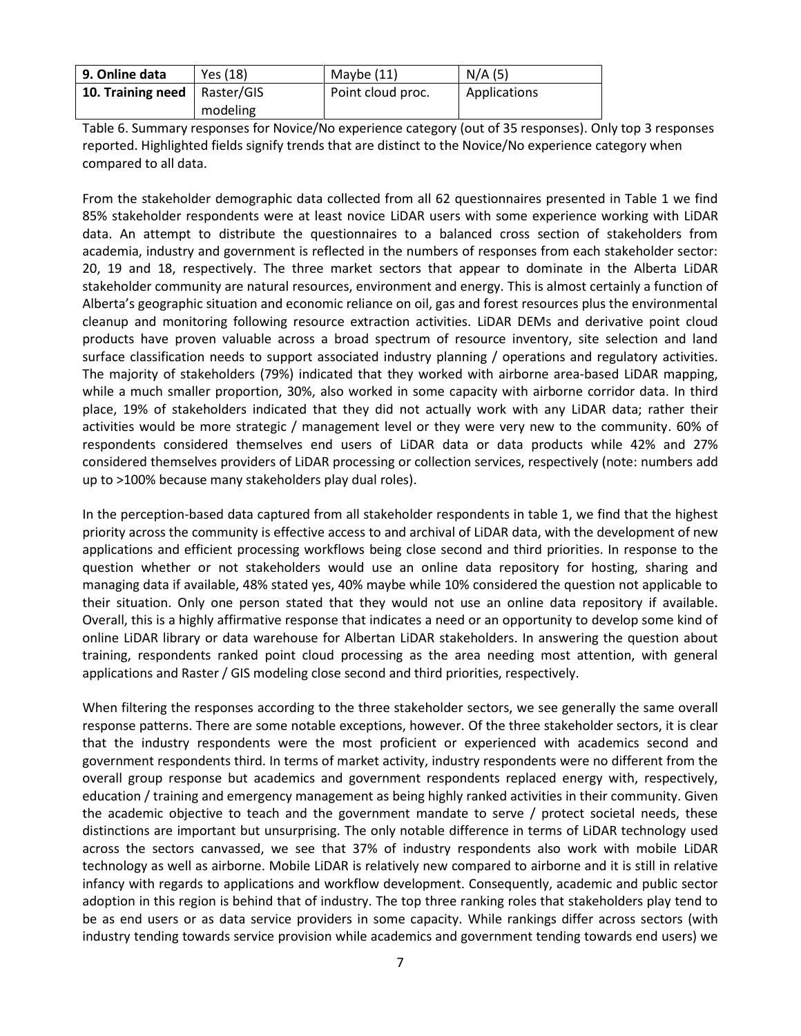| 9. Online data | Yes (18) | Maybe (11) | N/A (5) |
|---|---|---|---|
| **10. Training need** | Raster/GIS modeling | Point cloud proc. | Applications |

Table 6. Summary responses for Novice/No experience category (out of 35 responses). Only top 3 responses reported. Highlighted fields signify trends that are distinct to the Novice/No experience category when compared to all data.

From the stakeholder demographic data collected from all 62 questionnaires presented in Table 1 we find 85% stakeholder respondents were at least novice LiDAR users with some experience working with LiDAR data. An attempt to distribute the questionnaires to a balanced cross section of stakeholders from academia, industry and government is reflected in the numbers of responses from each stakeholder sector: 20, 19 and 18, respectively. The three market sectors that appear to dominate in the Alberta LiDAR stakeholder community are natural resources, environment and energy. This is almost certainly a function of Alberta's geographic situation and economic reliance on oil, gas and forest resources plus the environmental cleanup and monitoring following resource extraction activities. LiDAR DEMs and derivative point cloud products have proven valuable across a broad spectrum of resource inventory, site selection and land surface classification needs to support associated industry planning / operations and regulatory activities. The majority of stakeholders (79%) indicated that they worked with airborne area-based LiDAR mapping, while a much smaller proportion, 30%, also worked in some capacity with airborne corridor data. In third place, 19% of stakeholders indicated that they did not actually work with any LiDAR data; rather their activities would be more strategic / management level or they were very new to the community. 60% of respondents considered themselves end users of LiDAR data or data products while 42% and 27% considered themselves providers of LiDAR processing or collection services, respectively (note: numbers add up to >100% because many stakeholders play dual roles).

In the perception-based data captured from all stakeholder respondents in table 1, we find that the highest priority across the community is effective access to and archival of LiDAR data, with the development of new applications and efficient processing workflows being close second and third priorities. In response to the question whether or not stakeholders would use an online data repository for hosting, sharing and managing data if available, 48% stated yes, 40% maybe while 10% considered the question not applicable to their situation. Only one person stated that they would not use an online data repository if available. Overall, this is a highly affirmative response that indicates a need or an opportunity to develop some kind of online LiDAR library or data warehouse for Albertan LiDAR stakeholders. In answering the question about training, respondents ranked point cloud processing as the area needing most attention, with general applications and Raster / GIS modeling close second and third priorities, respectively.

When filtering the responses according to the three stakeholder sectors, we see generally the same overall response patterns. There are some notable exceptions, however. Of the three stakeholder sectors, it is clear that the industry respondents were the most proficient or experienced with academics second and government respondents third. In terms of market activity, industry respondents were no different from the overall group response but academics and government respondents replaced energy with, respectively, education / training and emergency management as being highly ranked activities in their community. Given the academic objective to teach and the government mandate to serve / protect societal needs, these distinctions are important but unsurprising. The only notable difference in terms of LiDAR technology used across the sectors canvassed, we see that 37% of industry respondents also work with mobile LiDAR technology as well as airborne. Mobile LiDAR is relatively new compared to airborne and it is still in relative infancy with regards to applications and workflow development. Consequently, academic and public sector adoption in this region is behind that of industry. The top three ranking roles that stakeholders play tend to be as end users or as data service providers in some capacity. While rankings differ across sectors (with industry tending towards service provision while academics and government tending towards end users) we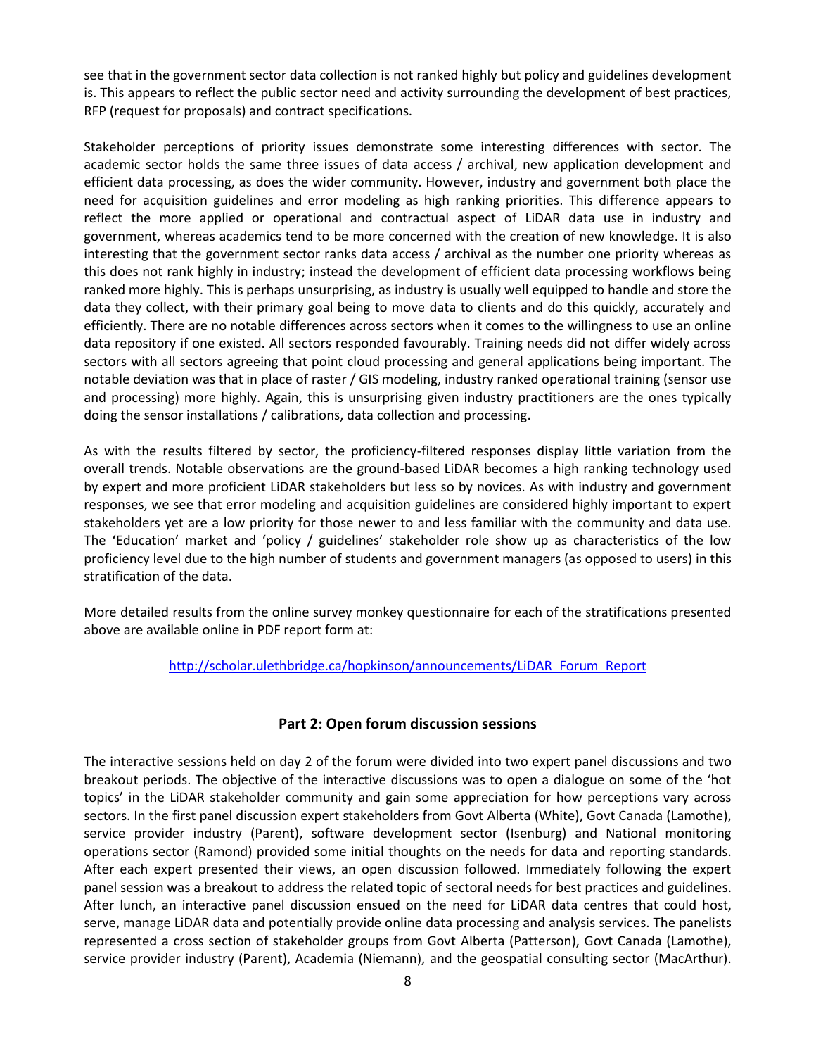see that in the government sector data collection is not ranked highly but policy and guidelines development is. This appears to reflect the public sector need and activity surrounding the development of best practices, RFP (request for proposals) and contract specifications.

Stakeholder perceptions of priority issues demonstrate some interesting differences with sector. The academic sector holds the same three issues of data access / archival, new application development and efficient data processing, as does the wider community. However, industry and government both place the need for acquisition guidelines and error modeling as high ranking priorities. This difference appears to reflect the more applied or operational and contractual aspect of LiDAR data use in industry and government, whereas academics tend to be more concerned with the creation of new knowledge. It is also interesting that the government sector ranks data access / archival as the number one priority whereas as this does not rank highly in industry; instead the development of efficient data processing workflows being ranked more highly. This is perhaps unsurprising, as industry is usually well equipped to handle and store the data they collect, with their primary goal being to move data to clients and do this quickly, accurately and efficiently. There are no notable differences across sectors when it comes to the willingness to use an online data repository if one existed. All sectors responded favourably. Training needs did not differ widely across sectors with all sectors agreeing that point cloud processing and general applications being important. The notable deviation was that in place of raster / GIS modeling, industry ranked operational training (sensor use and processing) more highly. Again, this is unsurprising given industry practitioners are the ones typically doing the sensor installations / calibrations, data collection and processing.

As with the results filtered by sector, the proficiency-filtered responses display little variation from the overall trends. Notable observations are the ground-based LiDAR becomes a high ranking technology used by expert and more proficient LiDAR stakeholders but less so by novices. As with industry and government responses, we see that error modeling and acquisition guidelines are considered highly important to expert stakeholders yet are a low priority for those newer to and less familiar with the community and data use. The 'Education' market and 'policy / guidelines' stakeholder role show up as characteristics of the low proficiency level due to the high number of students and government managers (as opposed to users) in this stratification of the data.

More detailed results from the online survey monkey questionnaire for each of the stratifications presented above are available online in PDF report form at:

http://scholar.ulethbridge.ca/hopkinson/announcements/LiDAR_Forum_Report

## Part 2: Open forum discussion sessions

The interactive sessions held on day 2 of the forum were divided into two expert panel discussions and two breakout periods. The objective of the interactive discussions was to open a dialogue on some of the 'hot topics' in the LiDAR stakeholder community and gain some appreciation for how perceptions vary across sectors. In the first panel discussion expert stakeholders from Govt Alberta (White), Govt Canada (Lamothe), service provider industry (Parent), software development sector (Isenburg) and National monitoring operations sector (Ramond) provided some initial thoughts on the needs for data and reporting standards. After each expert presented their views, an open discussion followed. Immediately following the expert panel session was a breakout to address the related topic of sectoral needs for best practices and guidelines. After lunch, an interactive panel discussion ensued on the need for LiDAR data centres that could host, serve, manage LiDAR data and potentially provide online data processing and analysis services. The panelists represented a cross section of stakeholder groups from Govt Alberta (Patterson), Govt Canada (Lamothe), service provider industry (Parent), Academia (Niemann), and the geospatial consulting sector (MacArthur).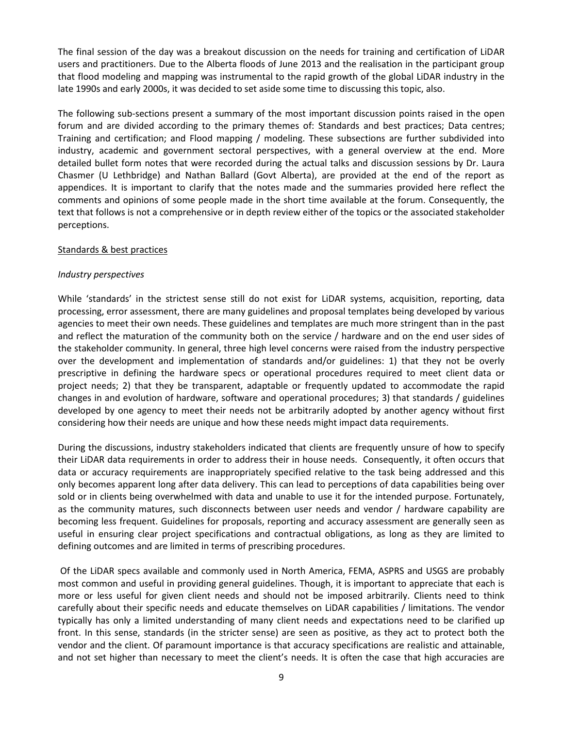The final session of the day was a breakout discussion on the needs for training and certification of LiDAR users and practitioners. Due to the Alberta floods of June 2013 and the realisation in the participant group that flood modeling and mapping was instrumental to the rapid growth of the global LiDAR industry in the late 1990s and early 2000s, it was decided to set aside some time to discussing this topic, also.

The following sub-sections present a summary of the most important discussion points raised in the open forum and are divided according to the primary themes of: Standards and best practices; Data centres; Training and certification; and Flood mapping / modeling. These subsections are further subdivided into industry, academic and government sectoral perspectives, with a general overview at the end. More detailed bullet form notes that were recorded during the actual talks and discussion sessions by Dr. Laura Chasmer (U Lethbridge) and Nathan Ballard (Govt Alberta), are provided at the end of the report as appendices. It is important to clarify that the notes made and the summaries provided here reflect the comments and opinions of some people made in the short time available at the forum. Consequently, the text that follows is not a comprehensive or in depth review either of the topics or the associated stakeholder perceptions.

## Standards & best practices

### *Industry perspectives*

While 'standards' in the strictest sense still do not exist for LiDAR systems, acquisition, reporting, data processing, error assessment, there are many guidelines and proposal templates being developed by various agencies to meet their own needs. These guidelines and templates are much more stringent than in the past and reflect the maturation of the community both on the service / hardware and on the end user sides of the stakeholder community. In general, three high level concerns were raised from the industry perspective over the development and implementation of standards and/or guidelines: 1) that they not be overly prescriptive in defining the hardware specs or operational procedures required to meet client data or project needs; 2) that they be transparent, adaptable or frequently updated to accommodate the rapid changes in and evolution of hardware, software and operational procedures; 3) that standards / guidelines developed by one agency to meet their needs not be arbitrarily adopted by another agency without first considering how their needs are unique and how these needs might impact data requirements.

During the discussions, industry stakeholders indicated that clients are frequently unsure of how to specify their LiDAR data requirements in order to address their in house needs. Consequently, it often occurs that data or accuracy requirements are inappropriately specified relative to the task being addressed and this only becomes apparent long after data delivery. This can lead to perceptions of data capabilities being over sold or in clients being overwhelmed with data and unable to use it for the intended purpose. Fortunately, as the community matures, such disconnects between user needs and vendor / hardware capability are becoming less frequent. Guidelines for proposals, reporting and accuracy assessment are generally seen as useful in ensuring clear project specifications and contractual obligations, as long as they are limited to defining outcomes and are limited in terms of prescribing procedures.

Of the LiDAR specs available and commonly used in North America, FEMA, ASPRS and USGS are probably most common and useful in providing general guidelines. Though, it is important to appreciate that each is more or less useful for given client needs and should not be imposed arbitrarily. Clients need to think carefully about their specific needs and educate themselves on LiDAR capabilities / limitations. The vendor typically has only a limited understanding of many client needs and expectations need to be clarified up front. In this sense, standards (in the stricter sense) are seen as positive, as they act to protect both the vendor and the client. Of paramount importance is that accuracy specifications are realistic and attainable, and not set higher than necessary to meet the client's needs. It is often the case that high accuracies are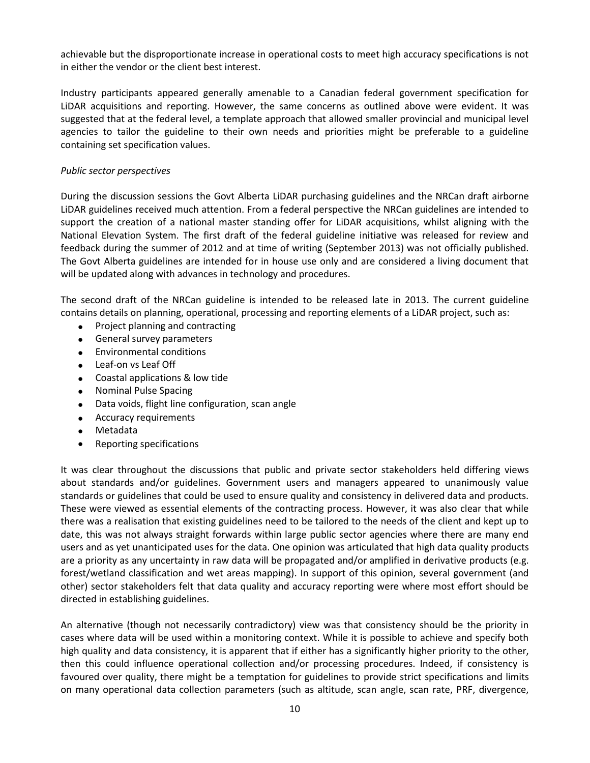achievable but the disproportionate increase in operational costs to meet high accuracy specifications is not in either the vendor or the client best interest.

Industry participants appeared generally amenable to a Canadian federal government specification for LiDAR acquisitions and reporting. However, the same concerns as outlined above were evident. It was suggested that at the federal level, a template approach that allowed smaller provincial and municipal level agencies to tailor the guideline to their own needs and priorities might be preferable to a guideline containing set specification values.

*Public sector perspectives*

During the discussion sessions the Govt Alberta LiDAR purchasing guidelines and the NRCan draft airborne LiDAR guidelines received much attention. From a federal perspective the NRCan guidelines are intended to support the creation of a national master standing offer for LiDAR acquisitions, whilst aligning with the National Elevation System. The first draft of the federal guideline initiative was released for review and feedback during the summer of 2012 and at time of writing (September 2013) was not officially published. The Govt Alberta guidelines are intended for in house use only and are considered a living document that will be updated along with advances in technology and procedures.

The second draft of the NRCan guideline is intended to be released late in 2013. The current guideline contains details on planning, operational, processing and reporting elements of a LiDAR project, such as:

- Project planning and contracting
- General survey parameters
- Environmental conditions
- Leaf-on vs Leaf Off
- Coastal applications & low tide
- Nominal Pulse Spacing
- Data voids, flight line configuration, scan angle
- Accuracy requirements
- Metadata
- Reporting specifications

It was clear throughout the discussions that public and private sector stakeholders held differing views about standards and/or guidelines. Government users and managers appeared to unanimously value standards or guidelines that could be used to ensure quality and consistency in delivered data and products. These were viewed as essential elements of the contracting process. However, it was also clear that while there was a realisation that existing guidelines need to be tailored to the needs of the client and kept up to date, this was not always straight forwards within large public sector agencies where there are many end users and as yet unanticipated uses for the data. One opinion was articulated that high data quality products are a priority as any uncertainty in raw data will be propagated and/or amplified in derivative products (e.g. forest/wetland classification and wet areas mapping). In support of this opinion, several government (and other) sector stakeholders felt that data quality and accuracy reporting were where most effort should be directed in establishing guidelines.

An alternative (though not necessarily contradictory) view was that consistency should be the priority in cases where data will be used within a monitoring context. While it is possible to achieve and specify both high quality and data consistency, it is apparent that if either has a significantly higher priority to the other, then this could influence operational collection and/or processing procedures. Indeed, if consistency is favoured over quality, there might be a temptation for guidelines to provide strict specifications and limits on many operational data collection parameters (such as altitude, scan angle, scan rate, PRF, divergence,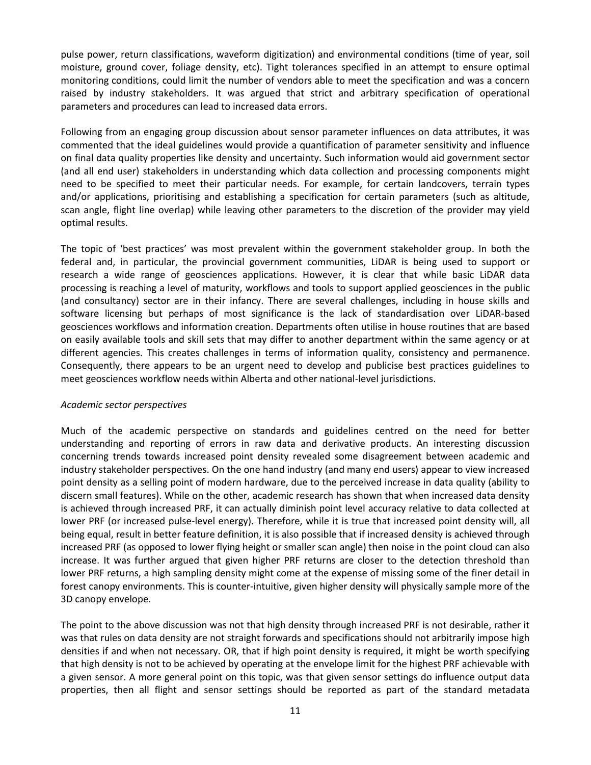pulse power, return classifications, waveform digitization) and environmental conditions (time of year, soil moisture, ground cover, foliage density, etc). Tight tolerances specified in an attempt to ensure optimal monitoring conditions, could limit the number of vendors able to meet the specification and was a concern raised by industry stakeholders. It was argued that strict and arbitrary specification of operational parameters and procedures can lead to increased data errors.

Following from an engaging group discussion about sensor parameter influences on data attributes, it was commented that the ideal guidelines would provide a quantification of parameter sensitivity and influence on final data quality properties like density and uncertainty. Such information would aid government sector (and all end user) stakeholders in understanding which data collection and processing components might need to be specified to meet their particular needs. For example, for certain landcovers, terrain types and/or applications, prioritising and establishing a specification for certain parameters (such as altitude, scan angle, flight line overlap) while leaving other parameters to the discretion of the provider may yield optimal results.

The topic of 'best practices' was most prevalent within the government stakeholder group. In both the federal and, in particular, the provincial government communities, LiDAR is being used to support or research a wide range of geosciences applications. However, it is clear that while basic LiDAR data processing is reaching a level of maturity, workflows and tools to support applied geosciences in the public (and consultancy) sector are in their infancy. There are several challenges, including in house skills and software licensing but perhaps of most significance is the lack of standardisation over LiDAR-based geosciences workflows and information creation. Departments often utilise in house routines that are based on easily available tools and skill sets that may differ to another department within the same agency or at different agencies. This creates challenges in terms of information quality, consistency and permanence. Consequently, there appears to be an urgent need to develop and publicise best practices guidelines to meet geosciences workflow needs within Alberta and other national-level jurisdictions.

*Academic sector perspectives*

Much of the academic perspective on standards and guidelines centred on the need for better understanding and reporting of errors in raw data and derivative products. An interesting discussion concerning trends towards increased point density revealed some disagreement between academic and industry stakeholder perspectives. On the one hand industry (and many end users) appear to view increased point density as a selling point of modern hardware, due to the perceived increase in data quality (ability to discern small features). While on the other, academic research has shown that when increased data density is achieved through increased PRF, it can actually diminish point level accuracy relative to data collected at lower PRF (or increased pulse-level energy). Therefore, while it is true that increased point density will, all being equal, result in better feature definition, it is also possible that if increased density is achieved through increased PRF (as opposed to lower flying height or smaller scan angle) then noise in the point cloud can also increase. It was further argued that given higher PRF returns are closer to the detection threshold than lower PRF returns, a high sampling density might come at the expense of missing some of the finer detail in forest canopy environments. This is counter-intuitive, given higher density will physically sample more of the 3D canopy envelope.

The point to the above discussion was not that high density through increased PRF is not desirable, rather it was that rules on data density are not straight forwards and specifications should not arbitrarily impose high densities if and when not necessary. OR, that if high point density is required, it might be worth specifying that high density is not to be achieved by operating at the envelope limit for the highest PRF achievable with a given sensor. A more general point on this topic, was that given sensor settings do influence output data properties, then all flight and sensor settings should be reported as part of the standard metadata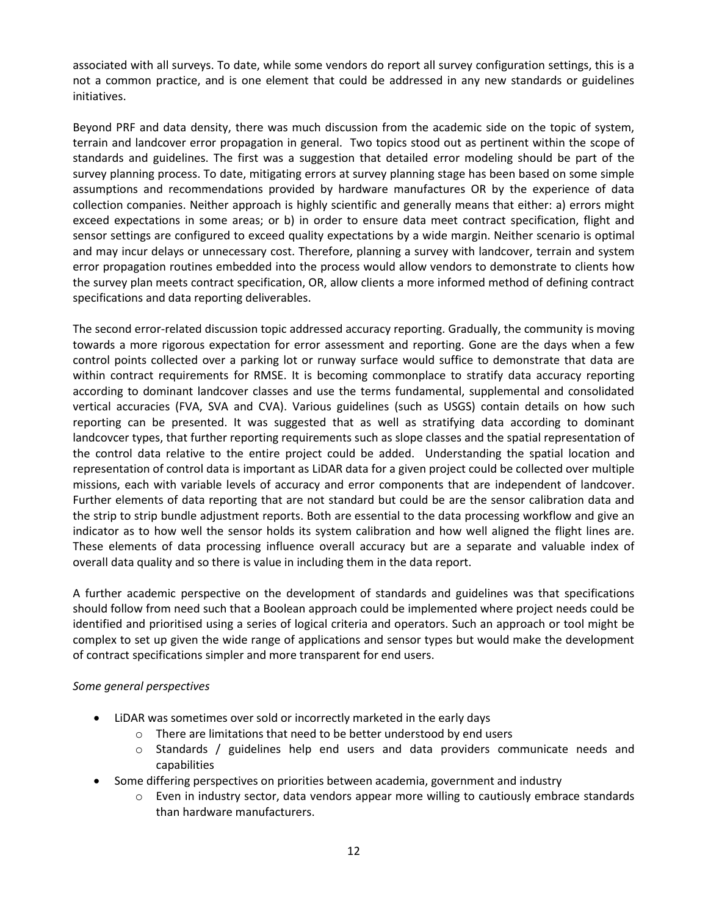associated with all surveys. To date, while some vendors do report all survey configuration settings, this is a not a common practice, and is one element that could be addressed in any new standards or guidelines initiatives.

Beyond PRF and data density, there was much discussion from the academic side on the topic of system, terrain and landcover error propagation in general. Two topics stood out as pertinent within the scope of standards and guidelines. The first was a suggestion that detailed error modeling should be part of the survey planning process. To date, mitigating errors at survey planning stage has been based on some simple assumptions and recommendations provided by hardware manufactures OR by the experience of data collection companies. Neither approach is highly scientific and generally means that either: a) errors might exceed expectations in some areas; or b) in order to ensure data meet contract specification, flight and sensor settings are configured to exceed quality expectations by a wide margin. Neither scenario is optimal and may incur delays or unnecessary cost. Therefore, planning a survey with landcover, terrain and system error propagation routines embedded into the process would allow vendors to demonstrate to clients how the survey plan meets contract specification, OR, allow clients a more informed method of defining contract specifications and data reporting deliverables.

The second error-related discussion topic addressed accuracy reporting. Gradually, the community is moving towards a more rigorous expectation for error assessment and reporting. Gone are the days when a few control points collected over a parking lot or runway surface would suffice to demonstrate that data are within contract requirements for RMSE. It is becoming commonplace to stratify data accuracy reporting according to dominant landcover classes and use the terms fundamental, supplemental and consolidated vertical accuracies (FVA, SVA and CVA). Various guidelines (such as USGS) contain details on how such reporting can be presented. It was suggested that as well as stratifying data according to dominant landcovcer types, that further reporting requirements such as slope classes and the spatial representation of the control data relative to the entire project could be added. Understanding the spatial location and representation of control data is important as LiDAR data for a given project could be collected over multiple missions, each with variable levels of accuracy and error components that are independent of landcover. Further elements of data reporting that are not standard but could be are the sensor calibration data and the strip to strip bundle adjustment reports. Both are essential to the data processing workflow and give an indicator as to how well the sensor holds its system calibration and how well aligned the flight lines are. These elements of data processing influence overall accuracy but are a separate and valuable index of overall data quality and so there is value in including them in the data report.

A further academic perspective on the development of standards and guidelines was that specifications should follow from need such that a Boolean approach could be implemented where project needs could be identified and prioritised using a series of logical criteria and operators. Such an approach or tool might be complex to set up given the wide range of applications and sensor types but would make the development of contract specifications simpler and more transparent for end users.

*Some general perspectives*

- LiDAR was sometimes over sold or incorrectly marketed in the early days
    - There are limitations that need to be better understood by end users
    - Standards / guidelines help end users and data providers communicate needs and capabilities
- Some differing perspectives on priorities between academia, government and industry
    - Even in industry sector, data vendors appear more willing to cautiously embrace standards than hardware manufacturers.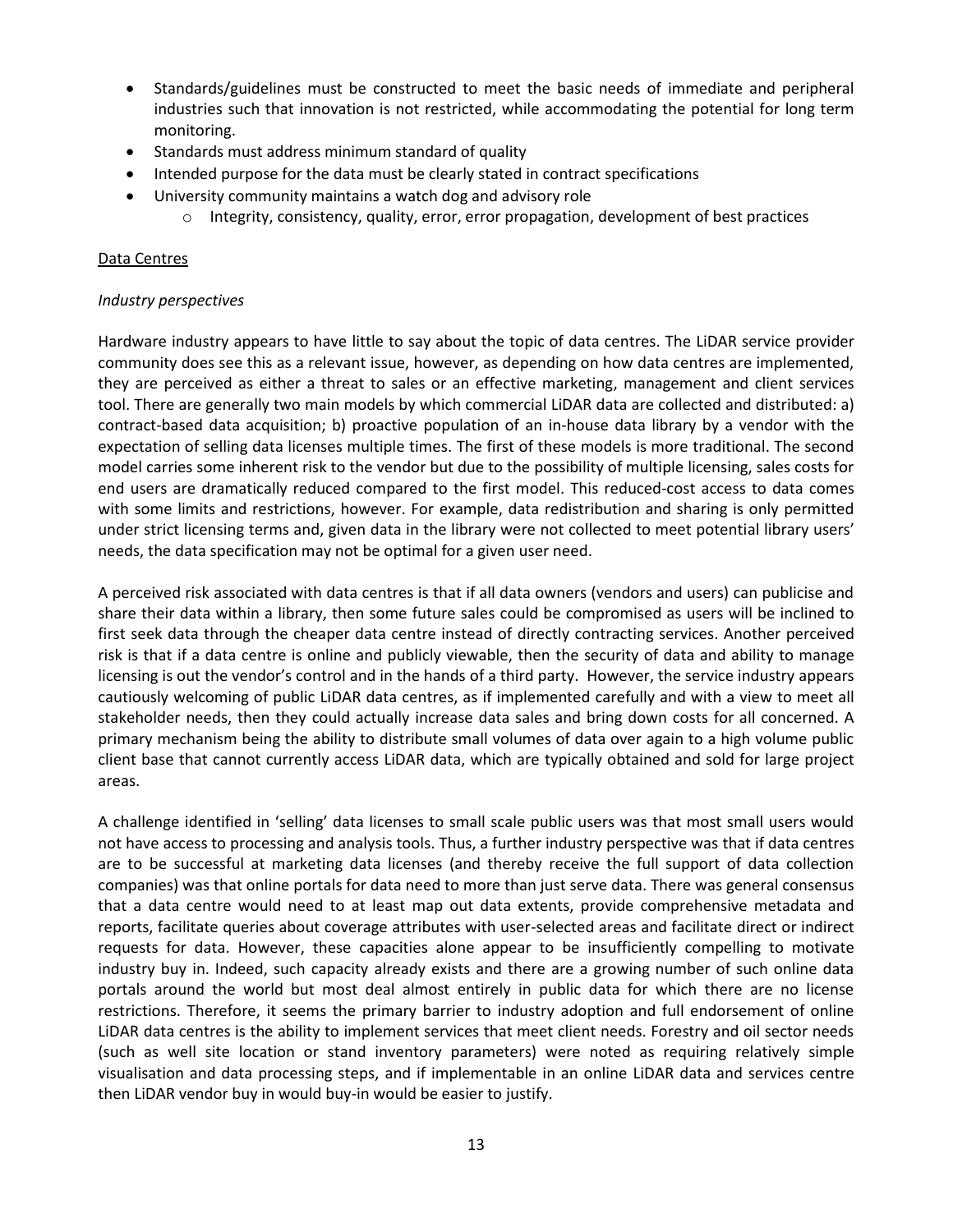- Standards/guidelines must be constructed to meet the basic needs of immediate and peripheral industries such that innovation is not restricted, while accommodating the potential for long term monitoring.
- Standards must address minimum standard of quality
- Intended purpose for the data must be clearly stated in contract specifications
- University community maintains a watch dog and advisory role
    - Integrity, consistency, quality, error, error propagation, development of best practices

Data Centres

*Industry perspectives*

Hardware industry appears to have little to say about the topic of data centres. The LiDAR service provider community does see this as a relevant issue, however, as depending on how data centres are implemented, they are perceived as either a threat to sales or an effective marketing, management and client services tool. There are generally two main models by which commercial LiDAR data are collected and distributed: a) contract-based data acquisition; b) proactive population of an in-house data library by a vendor with the expectation of selling data licenses multiple times. The first of these models is more traditional. The second model carries some inherent risk to the vendor but due to the possibility of multiple licensing, sales costs for end users are dramatically reduced compared to the first model. This reduced-cost access to data comes with some limits and restrictions, however. For example, data redistribution and sharing is only permitted under strict licensing terms and, given data in the library were not collected to meet potential library users' needs, the data specification may not be optimal for a given user need.

A perceived risk associated with data centres is that if all data owners (vendors and users) can publicise and share their data within a library, then some future sales could be compromised as users will be inclined to first seek data through the cheaper data centre instead of directly contracting services. Another perceived risk is that if a data centre is online and publicly viewable, then the security of data and ability to manage licensing is out the vendor's control and in the hands of a third party. However, the service industry appears cautiously welcoming of public LiDAR data centres, as if implemented carefully and with a view to meet all stakeholder needs, then they could actually increase data sales and bring down costs for all concerned. A primary mechanism being the ability to distribute small volumes of data over again to a high volume public client base that cannot currently access LiDAR data, which are typically obtained and sold for large project areas.

A challenge identified in 'selling' data licenses to small scale public users was that most small users would not have access to processing and analysis tools. Thus, a further industry perspective was that if data centres are to be successful at marketing data licenses (and thereby receive the full support of data collection companies) was that online portals for data need to more than just serve data. There was general consensus that a data centre would need to at least map out data extents, provide comprehensive metadata and reports, facilitate queries about coverage attributes with user-selected areas and facilitate direct or indirect requests for data. However, these capacities alone appear to be insufficiently compelling to motivate industry buy in. Indeed, such capacity already exists and there are a growing number of such online data portals around the world but most deal almost entirely in public data for which there are no license restrictions. Therefore, it seems the primary barrier to industry adoption and full endorsement of online LiDAR data centres is the ability to implement services that meet client needs. Forestry and oil sector needs (such as well site location or stand inventory parameters) were noted as requiring relatively simple visualisation and data processing steps, and if implementable in an online LiDAR data and services centre then LiDAR vendor buy in would buy-in would be easier to justify.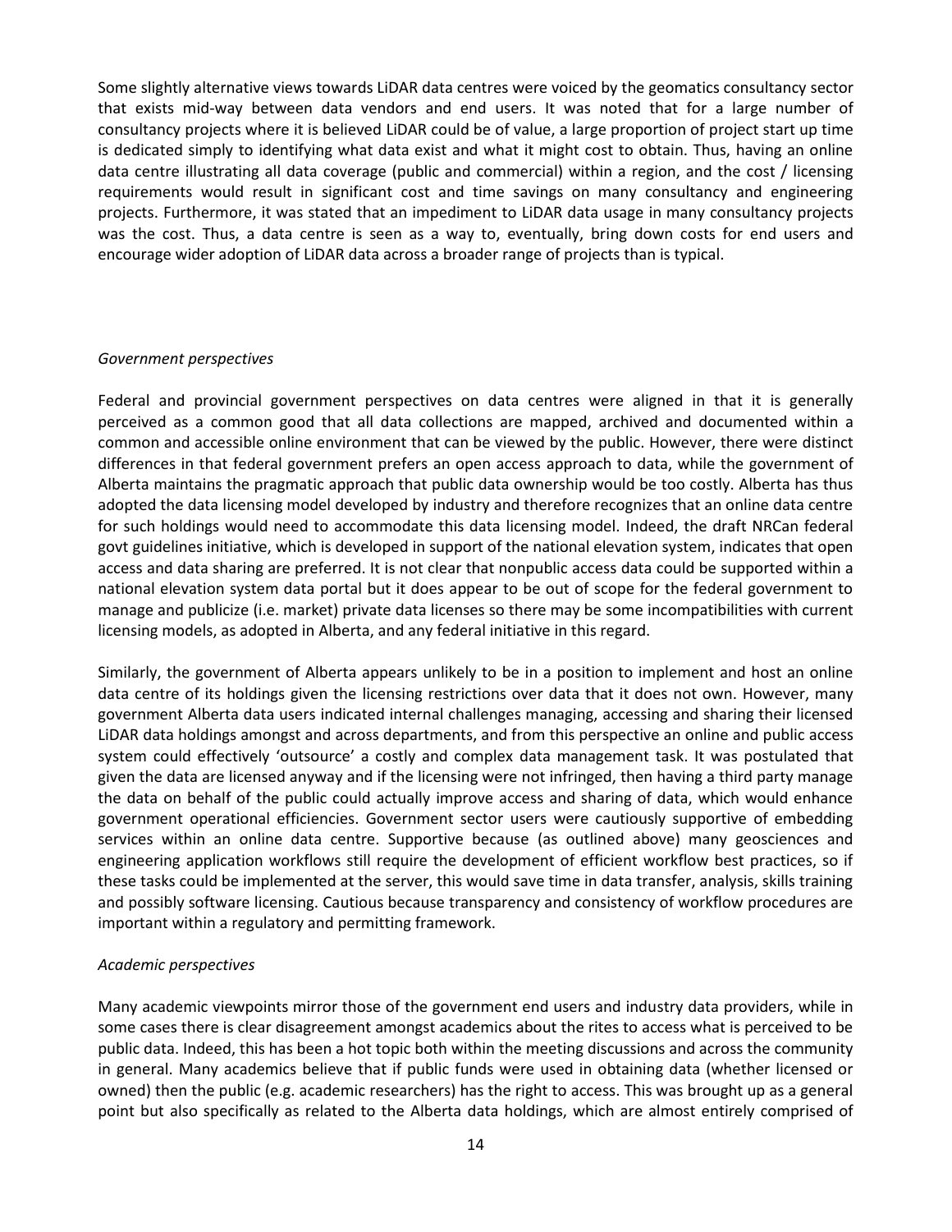Some slightly alternative views towards LiDAR data centres were voiced by the geomatics consultancy sector that exists mid-way between data vendors and end users. It was noted that for a large number of consultancy projects where it is believed LiDAR could be of value, a large proportion of project start up time is dedicated simply to identifying what data exist and what it might cost to obtain. Thus, having an online data centre illustrating all data coverage (public and commercial) within a region, and the cost / licensing requirements would result in significant cost and time savings on many consultancy and engineering projects. Furthermore, it was stated that an impediment to LiDAR data usage in many consultancy projects was the cost. Thus, a data centre is seen as a way to, eventually, bring down costs for end users and encourage wider adoption of LiDAR data across a broader range of projects than is typical.

*Government perspectives*

Federal and provincial government perspectives on data centres were aligned in that it is generally perceived as a common good that all data collections are mapped, archived and documented within a common and accessible online environment that can be viewed by the public. However, there were distinct differences in that federal government prefers an open access approach to data, while the government of Alberta maintains the pragmatic approach that public data ownership would be too costly. Alberta has thus adopted the data licensing model developed by industry and therefore recognizes that an online data centre for such holdings would need to accommodate this data licensing model. Indeed, the draft NRCan federal govt guidelines initiative, which is developed in support of the national elevation system, indicates that open access and data sharing are preferred. It is not clear that nonpublic access data could be supported within a national elevation system data portal but it does appear to be out of scope for the federal government to manage and publicize (i.e. market) private data licenses so there may be some incompatibilities with current licensing models, as adopted in Alberta, and any federal initiative in this regard.

Similarly, the government of Alberta appears unlikely to be in a position to implement and host an online data centre of its holdings given the licensing restrictions over data that it does not own. However, many government Alberta data users indicated internal challenges managing, accessing and sharing their licensed LiDAR data holdings amongst and across departments, and from this perspective an online and public access system could effectively 'outsource' a costly and complex data management task. It was postulated that given the data are licensed anyway and if the licensing were not infringed, then having a third party manage the data on behalf of the public could actually improve access and sharing of data, which would enhance government operational efficiencies. Government sector users were cautiously supportive of embedding services within an online data centre. Supportive because (as outlined above) many geosciences and engineering application workflows still require the development of efficient workflow best practices, so if these tasks could be implemented at the server, this would save time in data transfer, analysis, skills training and possibly software licensing. Cautious because transparency and consistency of workflow procedures are important within a regulatory and permitting framework.

*Academic perspectives*

Many academic viewpoints mirror those of the government end users and industry data providers, while in some cases there is clear disagreement amongst academics about the rites to access what is perceived to be public data. Indeed, this has been a hot topic both within the meeting discussions and across the community in general. Many academics believe that if public funds were used in obtaining data (whether licensed or owned) then the public (e.g. academic researchers) has the right to access. This was brought up as a general point but also specifically as related to the Alberta data holdings, which are almost entirely comprised of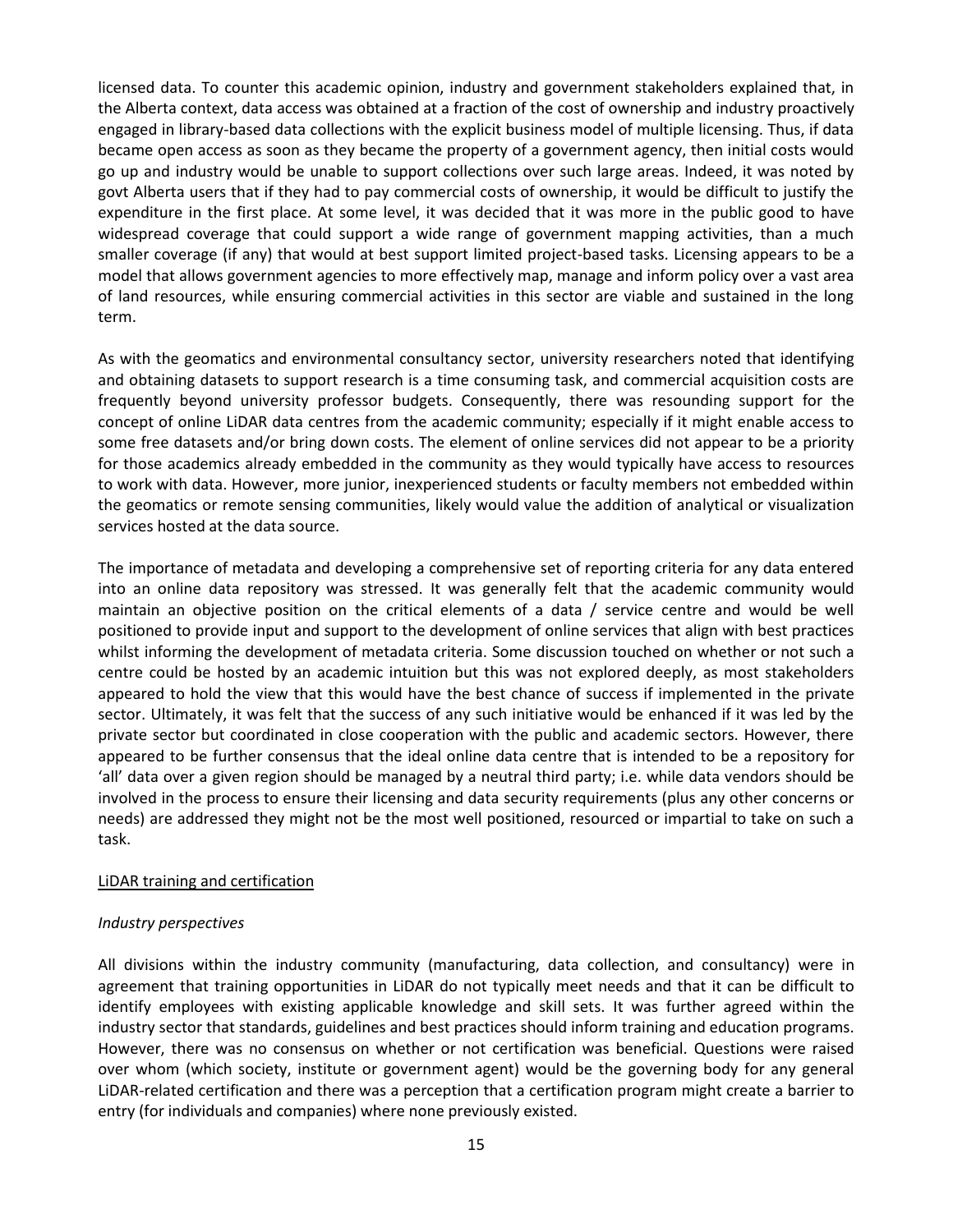licensed data. To counter this academic opinion, industry and government stakeholders explained that, in the Alberta context, data access was obtained at a fraction of the cost of ownership and industry proactively engaged in library-based data collections with the explicit business model of multiple licensing. Thus, if data became open access as soon as they became the property of a government agency, then initial costs would go up and industry would be unable to support collections over such large areas. Indeed, it was noted by govt Alberta users that if they had to pay commercial costs of ownership, it would be difficult to justify the expenditure in the first place. At some level, it was decided that it was more in the public good to have widespread coverage that could support a wide range of government mapping activities, than a much smaller coverage (if any) that would at best support limited project-based tasks. Licensing appears to be a model that allows government agencies to more effectively map, manage and inform policy over a vast area of land resources, while ensuring commercial activities in this sector are viable and sustained in the long term.

As with the geomatics and environmental consultancy sector, university researchers noted that identifying and obtaining datasets to support research is a time consuming task, and commercial acquisition costs are frequently beyond university professor budgets. Consequently, there was resounding support for the concept of online LiDAR data centres from the academic community; especially if it might enable access to some free datasets and/or bring down costs. The element of online services did not appear to be a priority for those academics already embedded in the community as they would typically have access to resources to work with data. However, more junior, inexperienced students or faculty members not embedded within the geomatics or remote sensing communities, likely would value the addition of analytical or visualization services hosted at the data source.

The importance of metadata and developing a comprehensive set of reporting criteria for any data entered into an online data repository was stressed. It was generally felt that the academic community would maintain an objective position on the critical elements of a data / service centre and would be well positioned to provide input and support to the development of online services that align with best practices whilst informing the development of metadata criteria. Some discussion touched on whether or not such a centre could be hosted by an academic intuition but this was not explored deeply, as most stakeholders appeared to hold the view that this would have the best chance of success if implemented in the private sector. Ultimately, it was felt that the success of any such initiative would be enhanced if it was led by the private sector but coordinated in close cooperation with the public and academic sectors. However, there appeared to be further consensus that the ideal online data centre that is intended to be a repository for 'all' data over a given region should be managed by a neutral third party; i.e. while data vendors should be involved in the process to ensure their licensing and data security requirements (plus any other concerns or needs) are addressed they might not be the most well positioned, resourced or impartial to take on such a task.

<u>LiDAR training and certification</u>

*Industry perspectives*

All divisions within the industry community (manufacturing, data collection, and consultancy) were in agreement that training opportunities in LiDAR do not typically meet needs and that it can be difficult to identify employees with existing applicable knowledge and skill sets. It was further agreed within the industry sector that standards, guidelines and best practices should inform training and education programs. However, there was no consensus on whether or not certification was beneficial. Questions were raised over whom (which society, institute or government agent) would be the governing body for any general LiDAR-related certification and there was a perception that a certification program might create a barrier to entry (for individuals and companies) where none previously existed.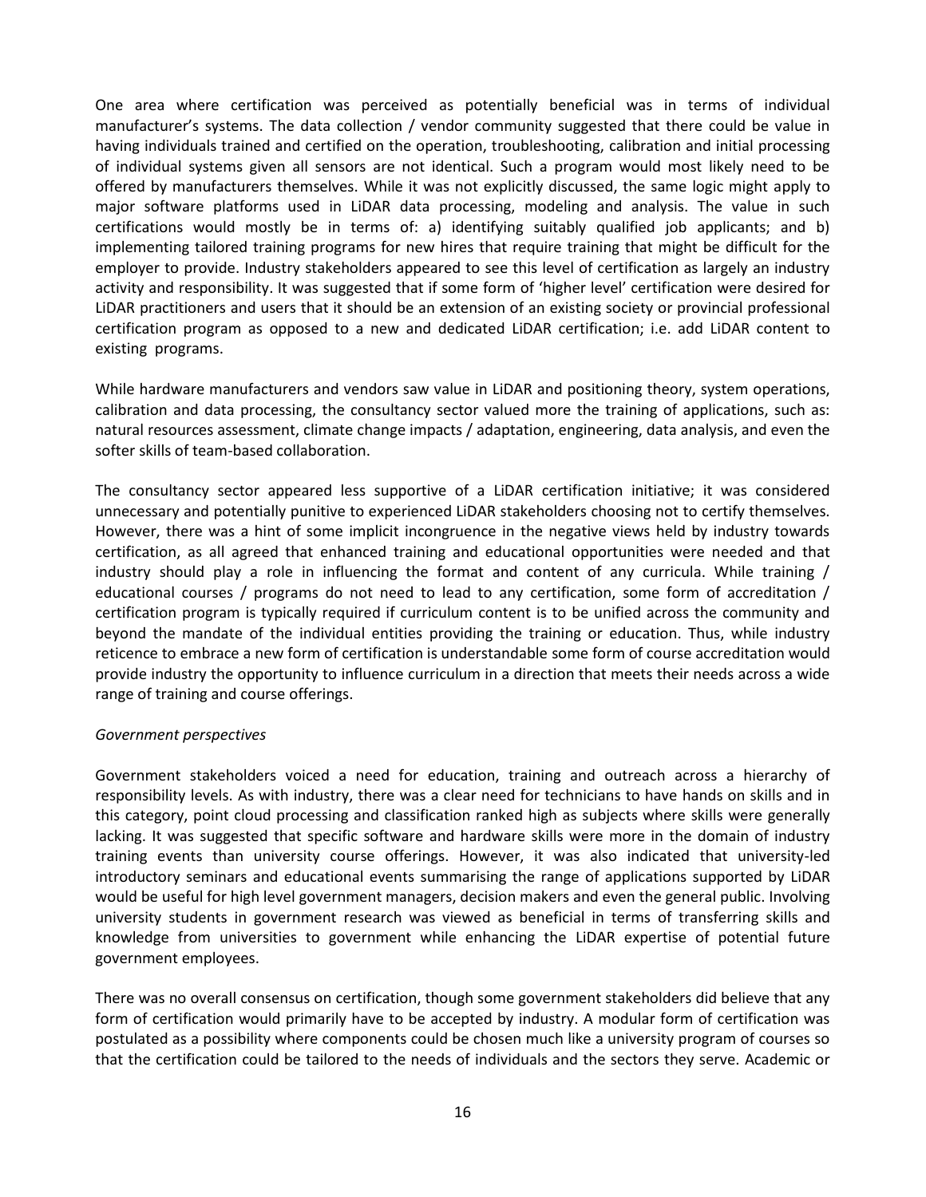One area where certification was perceived as potentially beneficial was in terms of individual manufacturer's systems. The data collection / vendor community suggested that there could be value in having individuals trained and certified on the operation, troubleshooting, calibration and initial processing of individual systems given all sensors are not identical. Such a program would most likely need to be offered by manufacturers themselves. While it was not explicitly discussed, the same logic might apply to major software platforms used in LiDAR data processing, modeling and analysis. The value in such certifications would mostly be in terms of: a) identifying suitably qualified job applicants; and b) implementing tailored training programs for new hires that require training that might be difficult for the employer to provide. Industry stakeholders appeared to see this level of certification as largely an industry activity and responsibility. It was suggested that if some form of 'higher level' certification were desired for LiDAR practitioners and users that it should be an extension of an existing society or provincial professional certification program as opposed to a new and dedicated LiDAR certification; i.e. add LiDAR content to existing programs.

While hardware manufacturers and vendors saw value in LiDAR and positioning theory, system operations, calibration and data processing, the consultancy sector valued more the training of applications, such as: natural resources assessment, climate change impacts / adaptation, engineering, data analysis, and even the softer skills of team-based collaboration.

The consultancy sector appeared less supportive of a LiDAR certification initiative; it was considered unnecessary and potentially punitive to experienced LiDAR stakeholders choosing not to certify themselves. However, there was a hint of some implicit incongruence in the negative views held by industry towards certification, as all agreed that enhanced training and educational opportunities were needed and that industry should play a role in influencing the format and content of any curricula. While training / educational courses / programs do not need to lead to any certification, some form of accreditation / certification program is typically required if curriculum content is to be unified across the community and beyond the mandate of the individual entities providing the training or education. Thus, while industry reticence to embrace a new form of certification is understandable some form of course accreditation would provide industry the opportunity to influence curriculum in a direction that meets their needs across a wide range of training and course offerings.

*Government perspectives*

Government stakeholders voiced a need for education, training and outreach across a hierarchy of responsibility levels. As with industry, there was a clear need for technicians to have hands on skills and in this category, point cloud processing and classification ranked high as subjects where skills were generally lacking. It was suggested that specific software and hardware skills were more in the domain of industry training events than university course offerings. However, it was also indicated that university-led introductory seminars and educational events summarising the range of applications supported by LiDAR would be useful for high level government managers, decision makers and even the general public. Involving university students in government research was viewed as beneficial in terms of transferring skills and knowledge from universities to government while enhancing the LiDAR expertise of potential future government employees.

There was no overall consensus on certification, though some government stakeholders did believe that any form of certification would primarily have to be accepted by industry. A modular form of certification was postulated as a possibility where components could be chosen much like a university program of courses so that the certification could be tailored to the needs of individuals and the sectors they serve. Academic or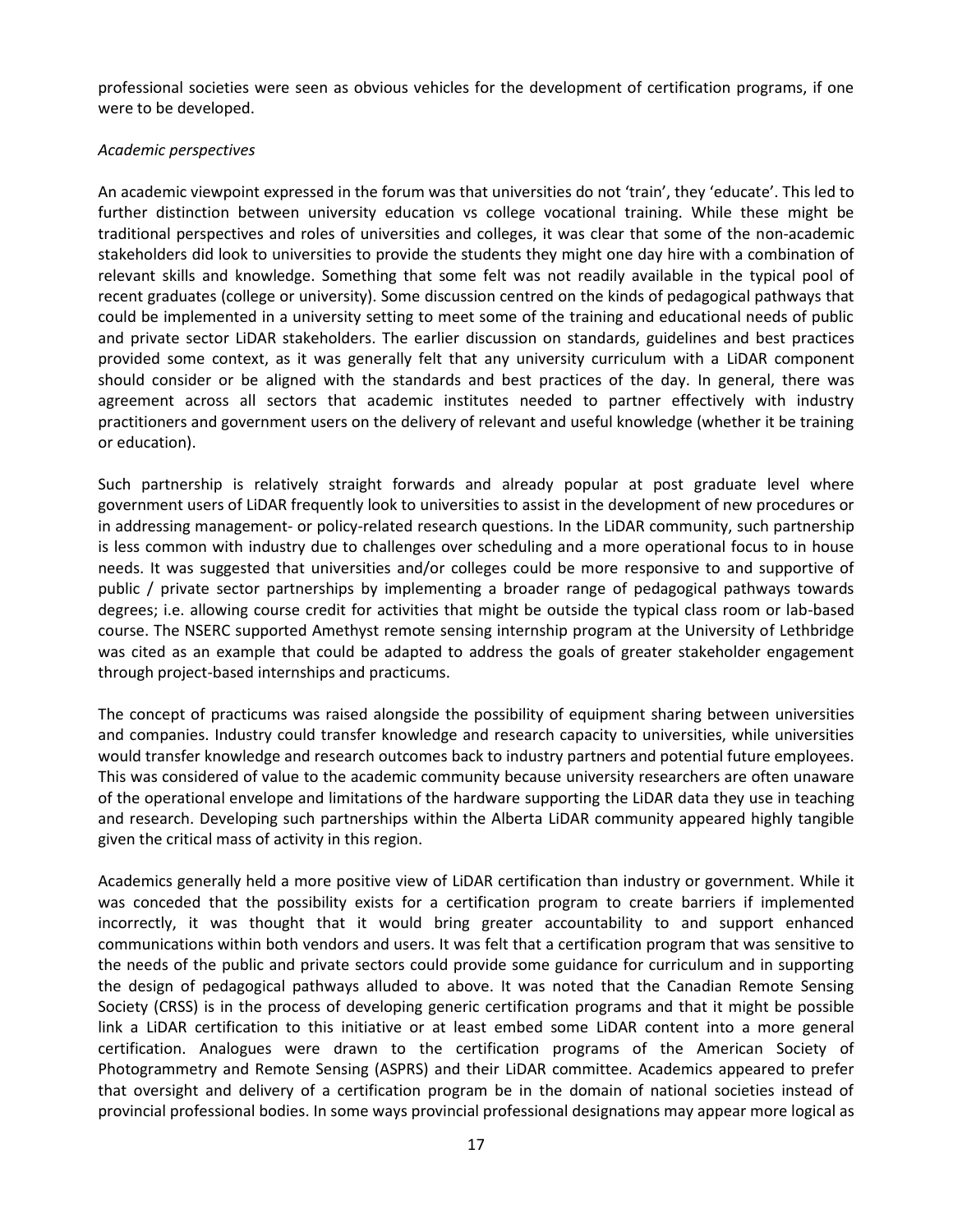professional societies were seen as obvious vehicles for the development of certification programs, if one were to be developed.

*Academic perspectives*

An academic viewpoint expressed in the forum was that universities do not 'train', they 'educate'. This led to further distinction between university education vs college vocational training. While these might be traditional perspectives and roles of universities and colleges, it was clear that some of the non-academic stakeholders did look to universities to provide the students they might one day hire with a combination of relevant skills and knowledge. Something that some felt was not readily available in the typical pool of recent graduates (college or university). Some discussion centred on the kinds of pedagogical pathways that could be implemented in a university setting to meet some of the training and educational needs of public and private sector LiDAR stakeholders. The earlier discussion on standards, guidelines and best practices provided some context, as it was generally felt that any university curriculum with a LiDAR component should consider or be aligned with the standards and best practices of the day. In general, there was agreement across all sectors that academic institutes needed to partner effectively with industry practitioners and government users on the delivery of relevant and useful knowledge (whether it be training or education).

Such partnership is relatively straight forwards and already popular at post graduate level where government users of LiDAR frequently look to universities to assist in the development of new procedures or in addressing management- or policy-related research questions. In the LiDAR community, such partnership is less common with industry due to challenges over scheduling and a more operational focus to in house needs. It was suggested that universities and/or colleges could be more responsive to and supportive of public / private sector partnerships by implementing a broader range of pedagogical pathways towards degrees; i.e. allowing course credit for activities that might be outside the typical class room or lab-based course. The NSERC supported Amethyst remote sensing internship program at the University of Lethbridge was cited as an example that could be adapted to address the goals of greater stakeholder engagement through project-based internships and practicums.

The concept of practicums was raised alongside the possibility of equipment sharing between universities and companies. Industry could transfer knowledge and research capacity to universities, while universities would transfer knowledge and research outcomes back to industry partners and potential future employees. This was considered of value to the academic community because university researchers are often unaware of the operational envelope and limitations of the hardware supporting the LiDAR data they use in teaching and research. Developing such partnerships within the Alberta LiDAR community appeared highly tangible given the critical mass of activity in this region.

Academics generally held a more positive view of LiDAR certification than industry or government. While it was conceded that the possibility exists for a certification program to create barriers if implemented incorrectly, it was thought that it would bring greater accountability to and support enhanced communications within both vendors and users. It was felt that a certification program that was sensitive to the needs of the public and private sectors could provide some guidance for curriculum and in supporting the design of pedagogical pathways alluded to above. It was noted that the Canadian Remote Sensing Society (CRSS) is in the process of developing generic certification programs and that it might be possible link a LiDAR certification to this initiative or at least embed some LiDAR content into a more general certification. Analogues were drawn to the certification programs of the American Society of Photogrammetry and Remote Sensing (ASPRS) and their LiDAR committee. Academics appeared to prefer that oversight and delivery of a certification program be in the domain of national societies instead of provincial professional bodies. In some ways provincial professional designations may appear more logical as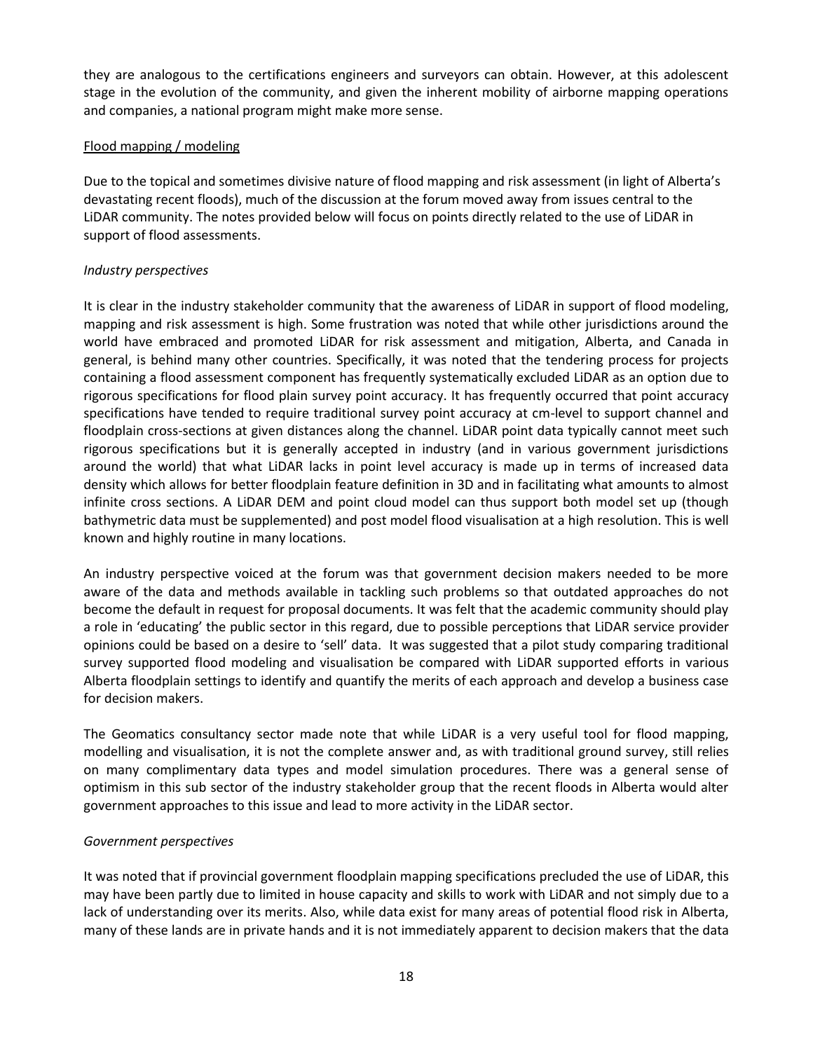they are analogous to the certifications engineers and surveyors can obtain. However, at this adolescent stage in the evolution of the community, and given the inherent mobility of airborne mapping operations and companies, a national program might make more sense.

Flood mapping / modeling

Due to the topical and sometimes divisive nature of flood mapping and risk assessment (in light of Alberta's devastating recent floods), much of the discussion at the forum moved away from issues central to the LiDAR community. The notes provided below will focus on points directly related to the use of LiDAR in support of flood assessments.

*Industry perspectives*

It is clear in the industry stakeholder community that the awareness of LiDAR in support of flood modeling, mapping and risk assessment is high. Some frustration was noted that while other jurisdictions around the world have embraced and promoted LiDAR for risk assessment and mitigation, Alberta, and Canada in general, is behind many other countries. Specifically, it was noted that the tendering process for projects containing a flood assessment component has frequently systematically excluded LiDAR as an option due to rigorous specifications for flood plain survey point accuracy. It has frequently occurred that point accuracy specifications have tended to require traditional survey point accuracy at cm-level to support channel and floodplain cross-sections at given distances along the channel. LiDAR point data typically cannot meet such rigorous specifications but it is generally accepted in industry (and in various government jurisdictions around the world) that what LiDAR lacks in point level accuracy is made up in terms of increased data density which allows for better floodplain feature definition in 3D and in facilitating what amounts to almost infinite cross sections. A LiDAR DEM and point cloud model can thus support both model set up (though bathymetric data must be supplemented) and post model flood visualisation at a high resolution. This is well known and highly routine in many locations.

An industry perspective voiced at the forum was that government decision makers needed to be more aware of the data and methods available in tackling such problems so that outdated approaches do not become the default in request for proposal documents. It was felt that the academic community should play a role in 'educating' the public sector in this regard, due to possible perceptions that LiDAR service provider opinions could be based on a desire to 'sell' data. It was suggested that a pilot study comparing traditional survey supported flood modeling and visualisation be compared with LiDAR supported efforts in various Alberta floodplain settings to identify and quantify the merits of each approach and develop a business case for decision makers.

The Geomatics consultancy sector made note that while LiDAR is a very useful tool for flood mapping, modelling and visualisation, it is not the complete answer and, as with traditional ground survey, still relies on many complimentary data types and model simulation procedures. There was a general sense of optimism in this sub sector of the industry stakeholder group that the recent floods in Alberta would alter government approaches to this issue and lead to more activity in the LiDAR sector.

*Government perspectives*

It was noted that if provincial government floodplain mapping specifications precluded the use of LiDAR, this may have been partly due to limited in house capacity and skills to work with LiDAR and not simply due to a lack of understanding over its merits. Also, while data exist for many areas of potential flood risk in Alberta, many of these lands are in private hands and it is not immediately apparent to decision makers that the data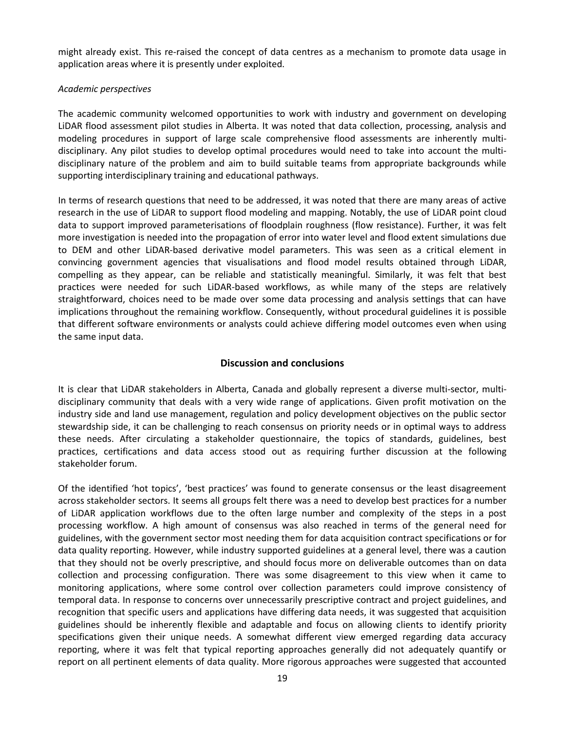might already exist. This re-raised the concept of data centres as a mechanism to promote data usage in application areas where it is presently under exploited.

*Academic perspectives*

The academic community welcomed opportunities to work with industry and government on developing LiDAR flood assessment pilot studies in Alberta. It was noted that data collection, processing, analysis and modeling procedures in support of large scale comprehensive flood assessments are inherently multi-disciplinary. Any pilot studies to develop optimal procedures would need to take into account the multi-disciplinary nature of the problem and aim to build suitable teams from appropriate backgrounds while supporting interdisciplinary training and educational pathways.

In terms of research questions that need to be addressed, it was noted that there are many areas of active research in the use of LiDAR to support flood modeling and mapping. Notably, the use of LiDAR point cloud data to support improved parameterisations of floodplain roughness (flow resistance). Further, it was felt more investigation is needed into the propagation of error into water level and flood extent simulations due to DEM and other LiDAR-based derivative model parameters. This was seen as a critical element in convincing government agencies that visualisations and flood model results obtained through LiDAR, compelling as they appear, can be reliable and statistically meaningful. Similarly, it was felt that best practices were needed for such LiDAR-based workflows, as while many of the steps are relatively straightforward, choices need to be made over some data processing and analysis settings that can have implications throughout the remaining workflow. Consequently, without procedural guidelines it is possible that different software environments or analysts could achieve differing model outcomes even when using the same input data.

## Discussion and conclusions

It is clear that LiDAR stakeholders in Alberta, Canada and globally represent a diverse multi-sector, multi-disciplinary community that deals with a very wide range of applications. Given profit motivation on the industry side and land use management, regulation and policy development objectives on the public sector stewardship side, it can be challenging to reach consensus on priority needs or in optimal ways to address these needs. After circulating a stakeholder questionnaire, the topics of standards, guidelines, best practices, certifications and data access stood out as requiring further discussion at the following stakeholder forum.

Of the identified 'hot topics', 'best practices' was found to generate consensus or the least disagreement across stakeholder sectors. It seems all groups felt there was a need to develop best practices for a number of LiDAR application workflows due to the often large number and complexity of the steps in a post processing workflow. A high amount of consensus was also reached in terms of the general need for guidelines, with the government sector most needing them for data acquisition contract specifications or for data quality reporting. However, while industry supported guidelines at a general level, there was a caution that they should not be overly prescriptive, and should focus more on deliverable outcomes than on data collection and processing configuration. There was some disagreement to this view when it came to monitoring applications, where some control over collection parameters could improve consistency of temporal data. In response to concerns over unnecessarily prescriptive contract and project guidelines, and recognition that specific users and applications have differing data needs, it was suggested that acquisition guidelines should be inherently flexible and adaptable and focus on allowing clients to identify priority specifications given their unique needs. A somewhat different view emerged regarding data accuracy reporting, where it was felt that typical reporting approaches generally did not adequately quantify or report on all pertinent elements of data quality. More rigorous approaches were suggested that accounted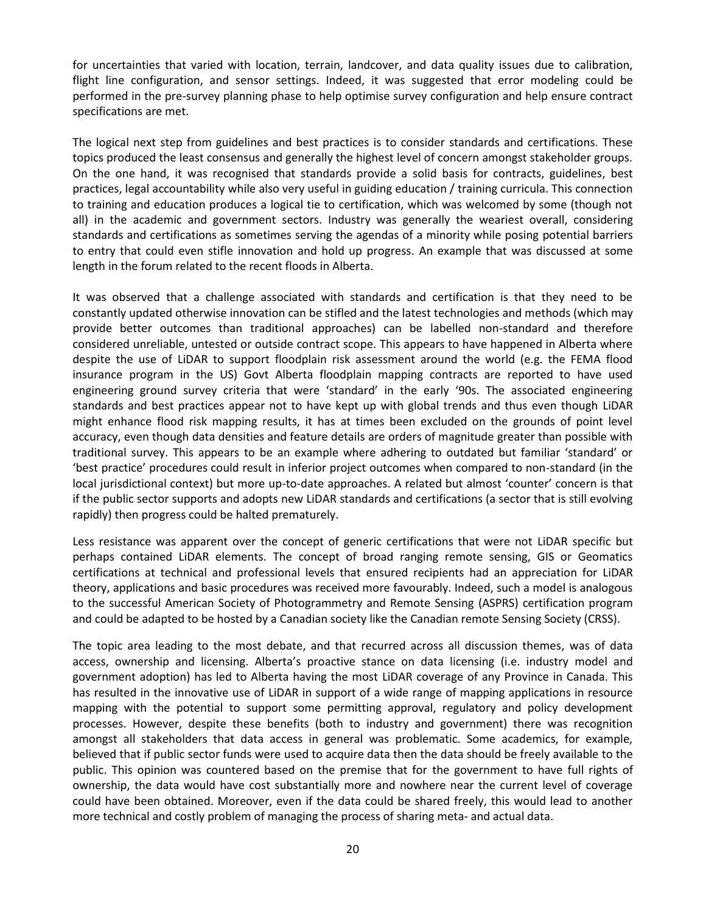for uncertainties that varied with location, terrain, landcover, and data quality issues due to calibration, flight line configuration, and sensor settings. Indeed, it was suggested that error modeling could be performed in the pre-survey planning phase to help optimise survey configuration and help ensure contract specifications are met.

The logical next step from guidelines and best practices is to consider standards and certifications. These topics produced the least consensus and generally the highest level of concern amongst stakeholder groups. On the one hand, it was recognised that standards provide a solid basis for contracts, guidelines, best practices, legal accountability while also very useful in guiding education / training curricula. This connection to training and education produces a logical tie to certification, which was welcomed by some (though not all) in the academic and government sectors. Industry was generally the weariest overall, considering standards and certifications as sometimes serving the agendas of a minority while posing potential barriers to entry that could even stifle innovation and hold up progress. An example that was discussed at some length in the forum related to the recent floods in Alberta.

It was observed that a challenge associated with standards and certification is that they need to be constantly updated otherwise innovation can be stifled and the latest technologies and methods (which may provide better outcomes than traditional approaches) can be labelled non-standard and therefore considered unreliable, untested or outside contract scope. This appears to have happened in Alberta where despite the use of LiDAR to support floodplain risk assessment around the world (e.g. the FEMA flood insurance program in the US) Govt Alberta floodplain mapping contracts are reported to have used engineering ground survey criteria that were 'standard' in the early '90s. The associated engineering standards and best practices appear not to have kept up with global trends and thus even though LiDAR might enhance flood risk mapping results, it has at times been excluded on the grounds of point level accuracy, even though data densities and feature details are orders of magnitude greater than possible with traditional survey. This appears to be an example where adhering to outdated but familiar 'standard' or 'best practice' procedures could result in inferior project outcomes when compared to non-standard (in the local jurisdictional context) but more up-to-date approaches. A related but almost 'counter' concern is that if the public sector supports and adopts new LiDAR standards and certifications (a sector that is still evolving rapidly) then progress could be halted prematurely.

Less resistance was apparent over the concept of generic certifications that were not LiDAR specific but perhaps contained LiDAR elements. The concept of broad ranging remote sensing, GIS or Geomatics certifications at technical and professional levels that ensured recipients had an appreciation for LiDAR theory, applications and basic procedures was received more favourably. Indeed, such a model is analogous to the successful American Society of Photogrammetry and Remote Sensing (ASPRS) certification program and could be adapted to be hosted by a Canadian society like the Canadian remote Sensing Society (CRSS).

The topic area leading to the most debate, and that recurred across all discussion themes, was of data access, ownership and licensing. Alberta's proactive stance on data licensing (i.e. industry model and government adoption) has led to Alberta having the most LiDAR coverage of any Province in Canada. This has resulted in the innovative use of LiDAR in support of a wide range of mapping applications in resource mapping with the potential to support some permitting approval, regulatory and policy development processes. However, despite these benefits (both to industry and government) there was recognition amongst all stakeholders that data access in general was problematic. Some academics, for example, believed that if public sector funds were used to acquire data then the data should be freely available to the public. This opinion was countered based on the premise that for the government to have full rights of ownership, the data would have cost substantially more and nowhere near the current level of coverage could have been obtained. Moreover, even if the data could be shared freely, this would lead to another more technical and costly problem of managing the process of sharing meta- and actual data.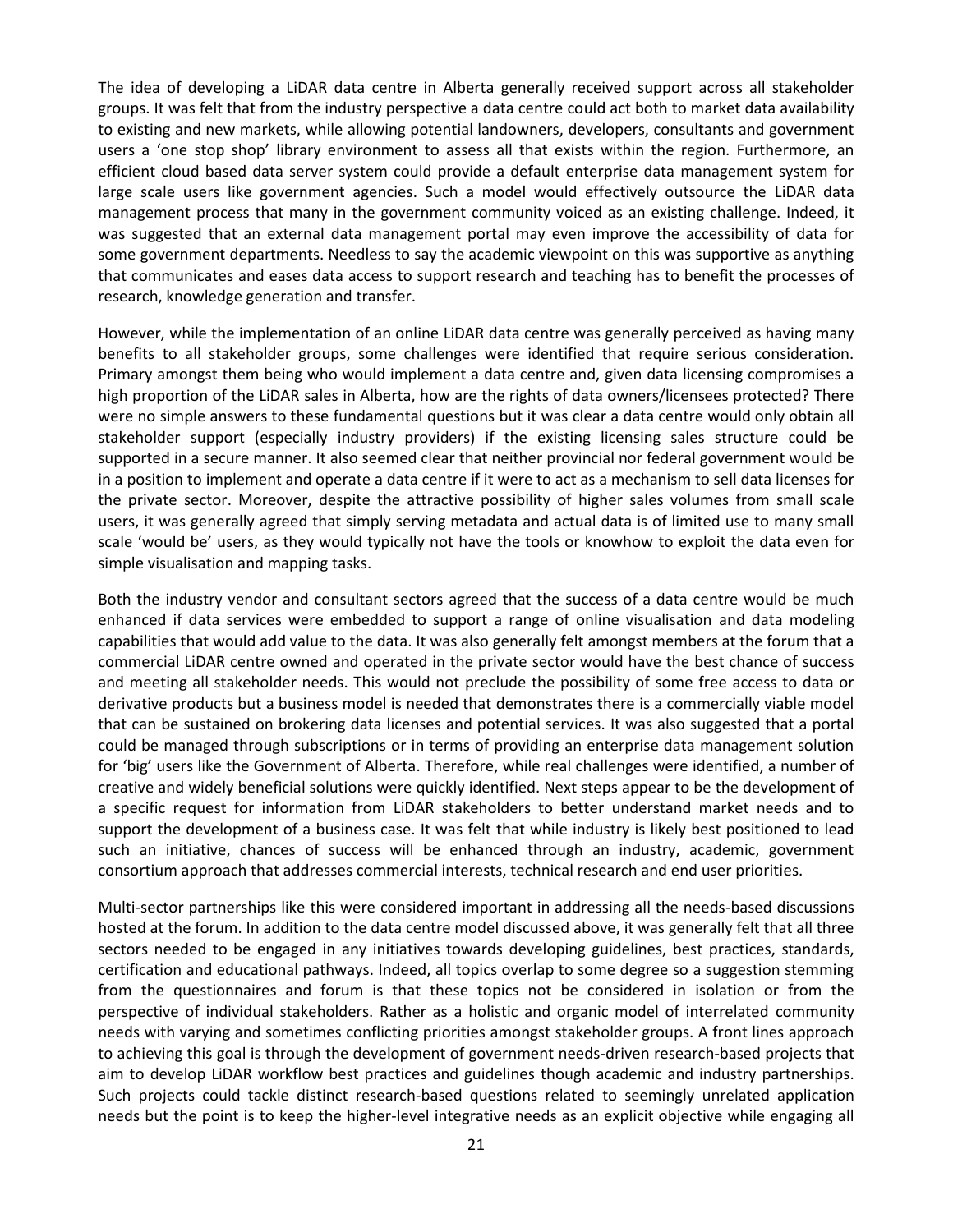The idea of developing a LiDAR data centre in Alberta generally received support across all stakeholder groups. It was felt that from the industry perspective a data centre could act both to market data availability to existing and new markets, while allowing potential landowners, developers, consultants and government users a 'one stop shop' library environment to assess all that exists within the region. Furthermore, an efficient cloud based data server system could provide a default enterprise data management system for large scale users like government agencies. Such a model would effectively outsource the LiDAR data management process that many in the government community voiced as an existing challenge. Indeed, it was suggested that an external data management portal may even improve the accessibility of data for some government departments. Needless to say the academic viewpoint on this was supportive as anything that communicates and eases data access to support research and teaching has to benefit the processes of research, knowledge generation and transfer.

However, while the implementation of an online LiDAR data centre was generally perceived as having many benefits to all stakeholder groups, some challenges were identified that require serious consideration. Primary amongst them being who would implement a data centre and, given data licensing compromises a high proportion of the LiDAR sales in Alberta, how are the rights of data owners/licensees protected? There were no simple answers to these fundamental questions but it was clear a data centre would only obtain all stakeholder support (especially industry providers) if the existing licensing sales structure could be supported in a secure manner. It also seemed clear that neither provincial nor federal government would be in a position to implement and operate a data centre if it were to act as a mechanism to sell data licenses for the private sector. Moreover, despite the attractive possibility of higher sales volumes from small scale users, it was generally agreed that simply serving metadata and actual data is of limited use to many small scale 'would be' users, as they would typically not have the tools or knowhow to exploit the data even for simple visualisation and mapping tasks.

Both the industry vendor and consultant sectors agreed that the success of a data centre would be much enhanced if data services were embedded to support a range of online visualisation and data modeling capabilities that would add value to the data. It was also generally felt amongst members at the forum that a commercial LiDAR centre owned and operated in the private sector would have the best chance of success and meeting all stakeholder needs. This would not preclude the possibility of some free access to data or derivative products but a business model is needed that demonstrates there is a commercially viable model that can be sustained on brokering data licenses and potential services. It was also suggested that a portal could be managed through subscriptions or in terms of providing an enterprise data management solution for 'big' users like the Government of Alberta. Therefore, while real challenges were identified, a number of creative and widely beneficial solutions were quickly identified. Next steps appear to be the development of a specific request for information from LiDAR stakeholders to better understand market needs and to support the development of a business case. It was felt that while industry is likely best positioned to lead such an initiative, chances of success will be enhanced through an industry, academic, government consortium approach that addresses commercial interests, technical research and end user priorities.

Multi-sector partnerships like this were considered important in addressing all the needs-based discussions hosted at the forum. In addition to the data centre model discussed above, it was generally felt that all three sectors needed to be engaged in any initiatives towards developing guidelines, best practices, standards, certification and educational pathways. Indeed, all topics overlap to some degree so a suggestion stemming from the questionnaires and forum is that these topics not be considered in isolation or from the perspective of individual stakeholders. Rather as a holistic and organic model of interrelated community needs with varying and sometimes conflicting priorities amongst stakeholder groups. A front lines approach to achieving this goal is through the development of government needs-driven research-based projects that aim to develop LiDAR workflow best practices and guidelines though academic and industry partnerships. Such projects could tackle distinct research-based questions related to seemingly unrelated application needs but the point is to keep the higher-level integrative needs as an explicit objective while engaging all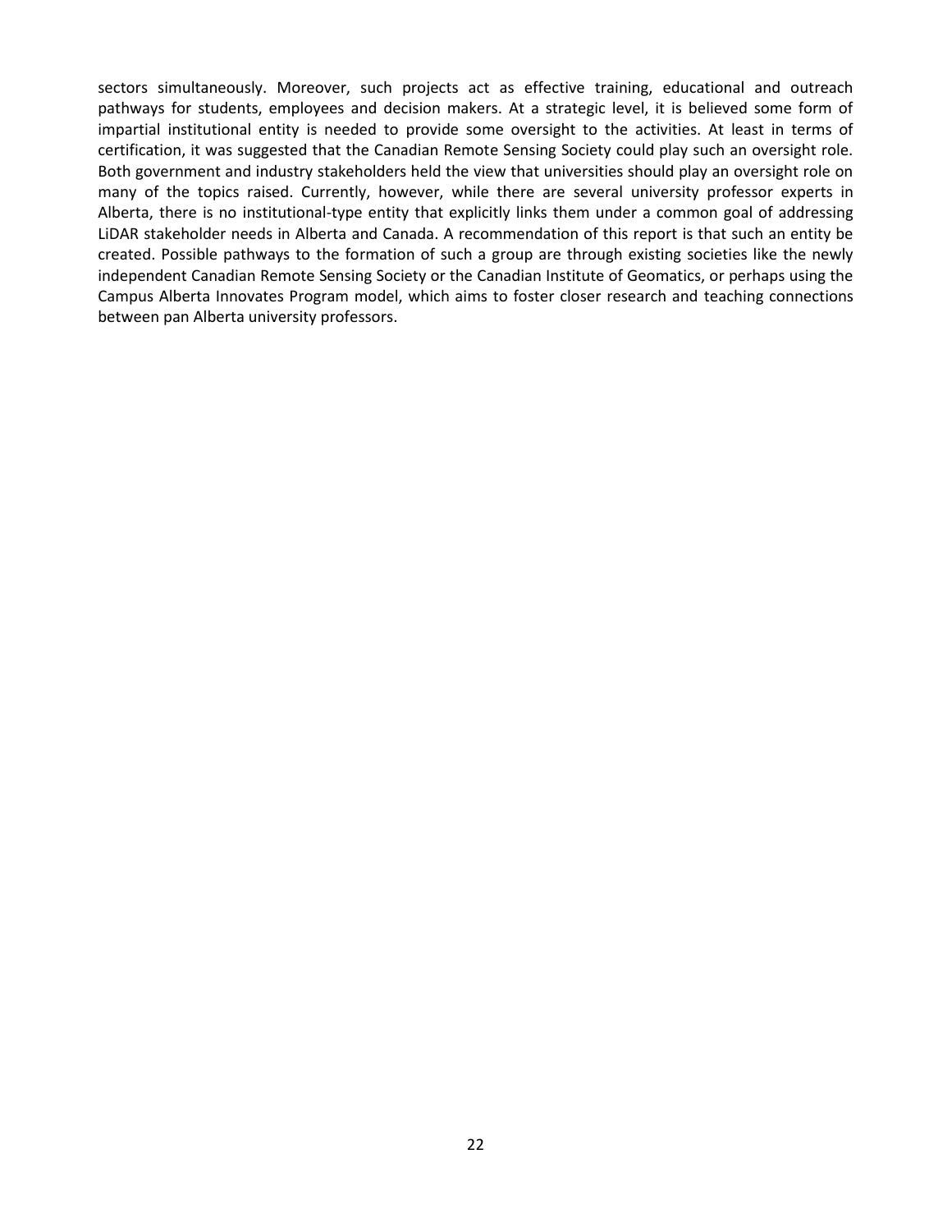sectors simultaneously. Moreover, such projects act as effective training, educational and outreach pathways for students, employees and decision makers. At a strategic level, it is believed some form of impartial institutional entity is needed to provide some oversight to the activities. At least in terms of certification, it was suggested that the Canadian Remote Sensing Society could play such an oversight role. Both government and industry stakeholders held the view that universities should play an oversight role on many of the topics raised. Currently, however, while there are several university professor experts in Alberta, there is no institutional-type entity that explicitly links them under a common goal of addressing LiDAR stakeholder needs in Alberta and Canada. A recommendation of this report is that such an entity be created. Possible pathways to the formation of such a group are through existing societies like the newly independent Canadian Remote Sensing Society or the Canadian Institute of Geomatics, or perhaps using the Campus Alberta Innovates Program model, which aims to foster closer research and teaching connections between pan Alberta university professors.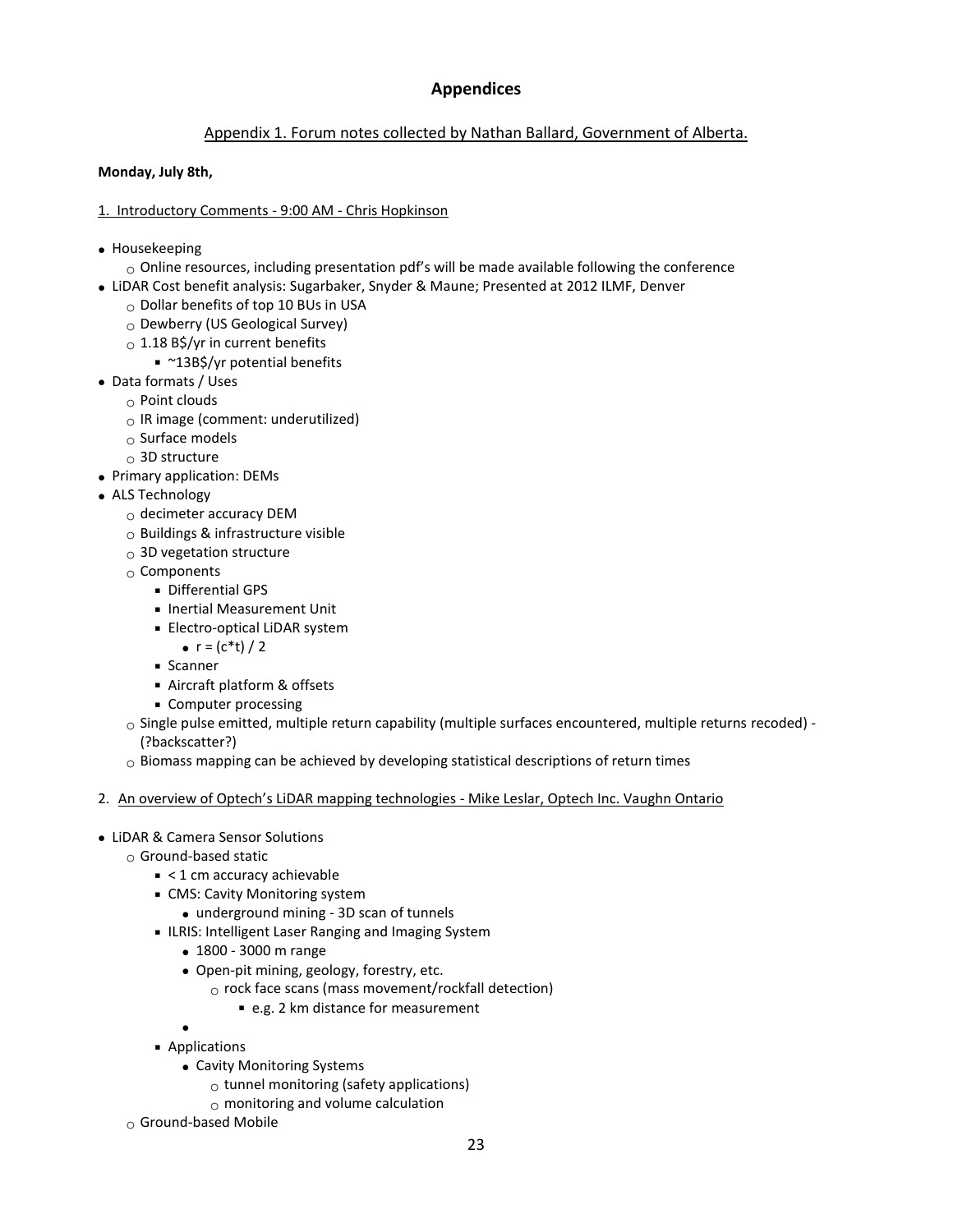## Appendices

### Appendix 1. Forum notes collected by Nathan Ballard, Government of Alberta.

**Monday, July 8th,**

1. Introductory Comments - 9:00 AM - Chris Hopkinson

- Housekeeping
  - Online resources, including presentation pdf's will be made available following the conference
- LiDAR Cost benefit analysis: Sugarbaker, Snyder & Maune; Presented at 2012 ILMF, Denver
  - Dollar benefits of top 10 BUs in USA
  - Dewberry (US Geological Survey)
  - 1.18 B$/yr in current benefits
    - ~13B$/yr potential benefits
- Data formats / Uses
  - Point clouds
  - IR image (comment: underutilized)
  - Surface models
  - 3D structure
- Primary application: DEMs
- ALS Technology
  - decimeter accuracy DEM
  - Buildings & infrastructure visible
  - 3D vegetation structure
  - Components
    - Differential GPS
    - Inertial Measurement Unit
    - Electro-optical LiDAR system
      - $r = (c*t) / 2$
    - Scanner
    - Aircraft platform & offsets
    - Computer processing
  - Single pulse emitted, multiple return capability (multiple surfaces encountered, multiple returns recoded) - (?backscatter?)
  - Biomass mapping can be achieved by developing statistical descriptions of return times

2. An overview of Optech's LiDAR mapping technologies - Mike Leslar, Optech Inc. Vaughn Ontario

- LiDAR & Camera Sensor Solutions
  - Ground-based static
    - < 1 cm accuracy achievable
    - CMS: Cavity Monitoring system
      - underground mining - 3D scan of tunnels
    - ILRIS: Intelligent Laser Ranging and Imaging System
      - 1800 - 3000 m range
      - Open-pit mining, geology, forestry, etc.
        - rock face scans (mass movement/rockfall detection)
          - e.g. 2 km distance for measurement
    - Applications
      - Cavity Monitoring Systems
        - tunnel monitoring (safety applications)
        - monitoring and volume calculation
  - Ground-based Mobile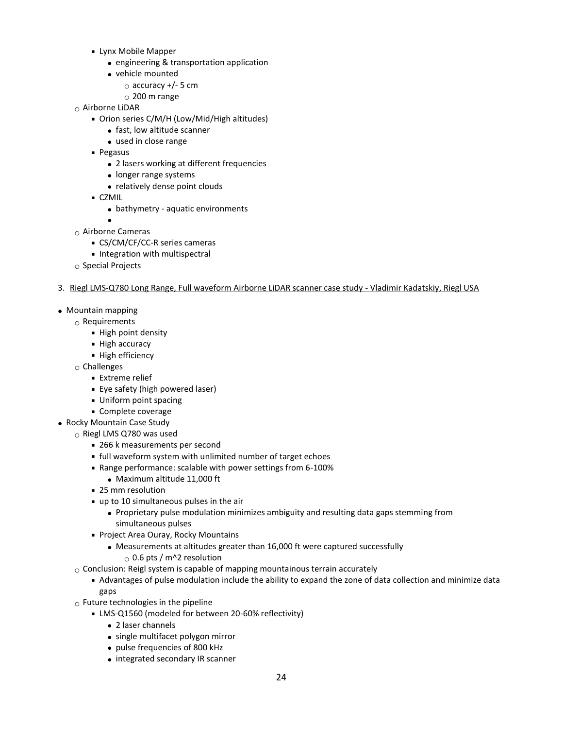- Lynx Mobile Mapper
  - engineering & transportation application
  - vehicle mounted
    - accuracy +/- 5 cm
    - 200 m range
- Airborne LiDAR
  - Orion series C/M/H (Low/Mid/High altitudes)
    - fast, low altitude scanner
    - used in close range
  - Pegasus
    - 2 lasers working at different frequencies
    - longer range systems
    - relatively dense point clouds
  - CZMIL
    - bathymetry - aquatic environments
    -
- Airborne Cameras
  - CS/CM/CF/CC-R series cameras
  - Integration with multispectral
- Special Projects

3. Riegl LMS-Q780 Long Range, Full waveform Airborne LiDAR scanner case study - Vladimir Kadatskiy, Riegl USA

- Mountain mapping
  - Requirements
    - High point density
    - High accuracy
    - High efficiency
  - Challenges
    - Extreme relief
    - Eye safety (high powered laser)
    - Uniform point spacing
    - Complete coverage
- Rocky Mountain Case Study
  - Riegl LMS Q780 was used
    - 266 k measurements per second
    - full waveform system with unlimited number of target echoes
    - Range performance: scalable with power settings from 6-100%
      - Maximum altitude 11,000 ft
    - 25 mm resolution
    - up to 10 simultaneous pulses in the air
      - Proprietary pulse modulation minimizes ambiguity and resulting data gaps stemming from simultaneous pulses
    - Project Area Ouray, Rocky Mountains
      - Measurements at altitudes greater than 16,000 ft were captured successfully
        - 0.6 pts / m^2 resolution
  - Conclusion: Reigl system is capable of mapping mountainous terrain accurately
    - Advantages of pulse modulation include the ability to expand the zone of data collection and minimize data gaps
  - Future technologies in the pipeline
    - LMS-Q1560 (modeled for between 20-60% reflectivity)
      - 2 laser channels
      - single multifacet polygon mirror
      - pulse frequencies of 800 kHz
      - integrated secondary IR scanner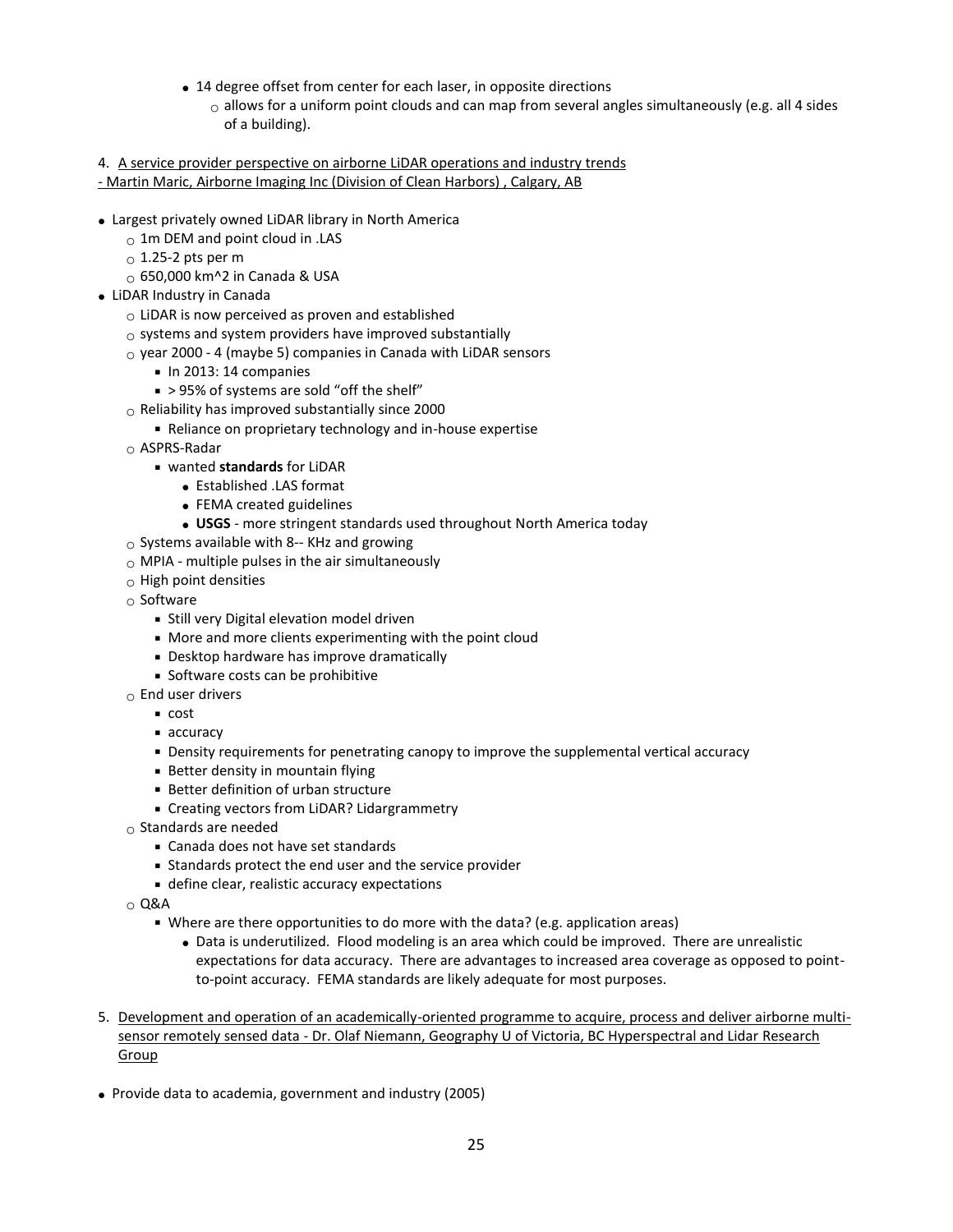- 14 degree offset from center for each laser, in opposite directions
    - allows for a uniform point clouds and can map from several angles simultaneously (e.g. all 4 sides of a building).

4. A service provider perspective on airborne LiDAR operations and industry trends - Martin Maric, Airborne Imaging Inc (Division of Clean Harbors) , Calgary, AB

- Largest privately owned LiDAR library in North America
    - 1m DEM and point cloud in .LAS
    - 1.25-2 pts per m
    - 650,000 km^2 in Canada & USA
- LiDAR Industry in Canada
    - LiDAR is now perceived as proven and established
    - systems and system providers have improved substantially
    - year 2000 - 4 (maybe 5) companies in Canada with LiDAR sensors
        - In 2013: 14 companies
        - > 95% of systems are sold "off the shelf"
    - Reliability has improved substantially since 2000
        - Reliance on proprietary technology and in-house expertise
    - ASPRS-Radar
        - wanted **standards** for LiDAR
            - Established .LAS format
            - FEMA created guidelines
            - **USGS** - more stringent standards used throughout North America today
    - Systems available with 8-- KHz and growing
    - MPIA - multiple pulses in the air simultaneously
    - High point densities
    - Software
        - Still very Digital elevation model driven
        - More and more clients experimenting with the point cloud
        - Desktop hardware has improve dramatically
        - Software costs can be prohibitive
    - End user drivers
        - cost
        - accuracy
        - Density requirements for penetrating canopy to improve the supplemental vertical accuracy
        - Better density in mountain flying
        - Better definition of urban structure
        - Creating vectors from LiDAR? Lidargrammetry
    - Standards are needed
        - Canada does not have set standards
        - Standards protect the end user and the service provider
        - define clear, realistic accuracy expectations
    - Q&A
        - Where are there opportunities to do more with the data? (e.g. application areas)
            - Data is underutilized. Flood modeling is an area which could be improved. There are unrealistic expectations for data accuracy. There are advantages to increased area coverage as opposed to point-to-point accuracy. FEMA standards are likely adequate for most purposes.

5. Development and operation of an academically-oriented programme to acquire, process and deliver airborne multi-sensor remotely sensed data - Dr. Olaf Niemann, Geography U of Victoria, BC Hyperspectral and Lidar Research Group

- Provide data to academia, government and industry (2005)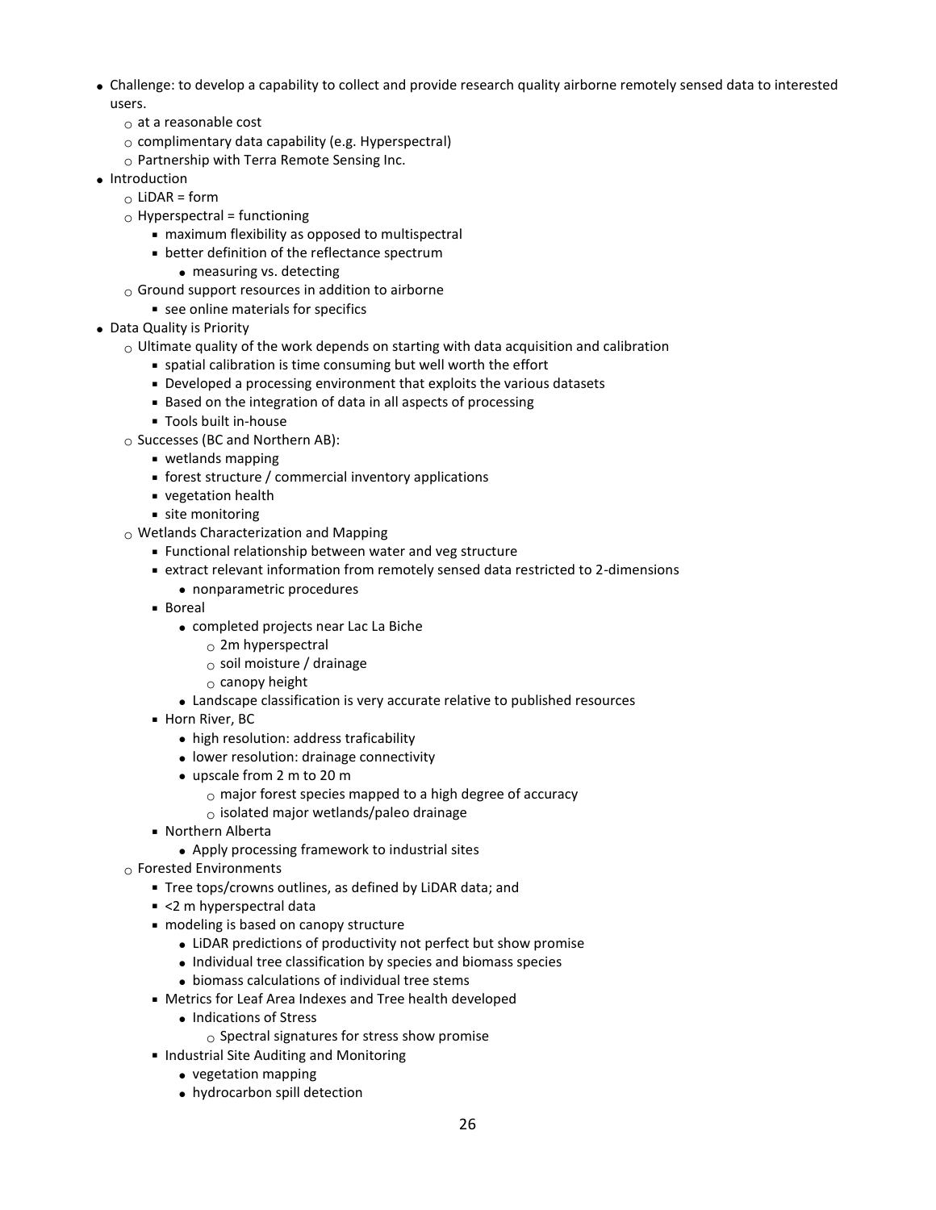- Challenge: to develop a capability to collect and provide research quality airborne remotely sensed data to interested users.
  - at a reasonable cost
  - complimentary data capability (e.g. Hyperspectral)
  - Partnership with Terra Remote Sensing Inc.
- Introduction
  - LiDAR = form
  - Hyperspectral = functioning
    - maximum flexibility as opposed to multispectral
    - better definition of the reflectance spectrum
      - measuring vs. detecting
  - Ground support resources in addition to airborne
    - see online materials for specifics
- Data Quality is Priority
  - Ultimate quality of the work depends on starting with data acquisition and calibration
    - spatial calibration is time consuming but well worth the effort
    - Developed a processing environment that exploits the various datasets
    - Based on the integration of data in all aspects of processing
    - Tools built in-house
  - Successes (BC and Northern AB):
    - wetlands mapping
    - forest structure / commercial inventory applications
    - vegetation health
    - site monitoring
  - Wetlands Characterization and Mapping
    - Functional relationship between water and veg structure
    - extract relevant information from remotely sensed data restricted to 2-dimensions
      - nonparametric procedures
    - Boreal
      - completed projects near Lac La Biche
        - 2m hyperspectral
        - soil moisture / drainage
        - canopy height
      - Landscape classification is very accurate relative to published resources
    - Horn River, BC
      - high resolution: address traficability
      - lower resolution: drainage connectivity
      - upscale from 2 m to 20 m
        - major forest species mapped to a high degree of accuracy
        - isolated major wetlands/paleo drainage
    - Northern Alberta
      - Apply processing framework to industrial sites
  - Forested Environments
    - Tree tops/crowns outlines, as defined by LiDAR data; and
    - <2 m hyperspectral data
    - modeling is based on canopy structure
      - LiDAR predictions of productivity not perfect but show promise
      - Individual tree classification by species and biomass species
      - biomass calculations of individual tree stems
    - Metrics for Leaf Area Indexes and Tree health developed
      - Indications of Stress
        - Spectral signatures for stress show promise
    - Industrial Site Auditing and Monitoring
      - vegetation mapping
      - hydrocarbon spill detection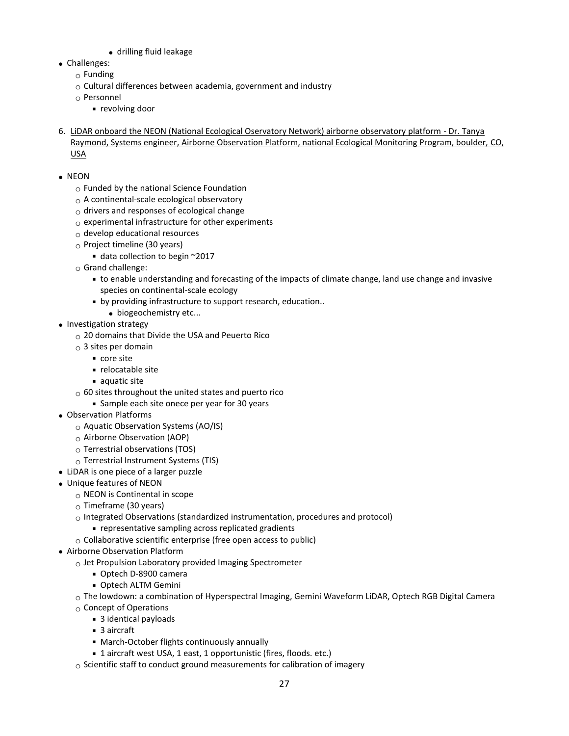- drilling fluid leakage
- Challenges:
    - Funding
    - Cultural differences between academia, government and industry
    - Personnel
        - revolving door

6. <u>LiDAR onboard the NEON (National Ecological Oservatory Network) airborne observatory platform - Dr. Tanya Raymond, Systems engineer, Airborne Observation Platform, national Ecological Monitoring Program, boulder, CO, USA</u>

- NEON
    - Funded by the national Science Foundation
    - A continental-scale ecological observatory
    - drivers and responses of ecological change
    - experimental infrastructure for other experiments
    - develop educational resources
    - Project timeline (30 years)
        - data collection to begin ~2017
    - Grand challenge:
        - to enable understanding and forecasting of the impacts of climate change, land use change and invasive species on continental-scale ecology
        - by providing infrastructure to support research, education..
            - biogeochemistry etc...
- Investigation strategy
    - 20 domains that Divide the USA and Peuerto Rico
    - 3 sites per domain
        - core site
        - relocatable site
        - aquatic site
    - 60 sites throughout the united states and puerto rico
        - Sample each site onece per year for 30 years
- Observation Platforms
    - Aquatic Observation Systems (AO/IS)
    - Airborne Observation (AOP)
    - Terrestrial observations (TOS)
    - Terrestrial Instrument Systems (TIS)
- LiDAR is one piece of a larger puzzle
- Unique features of NEON
    - NEON is Continental in scope
    - Timeframe (30 years)
    - Integrated Observations (standardized instrumentation, procedures and protocol)
        - representative sampling across replicated gradients
    - Collaborative scientific enterprise (free open access to public)
- Airborne Observation Platform
    - Jet Propulsion Laboratory provided Imaging Spectrometer
        - Optech D-8900 camera
        - Optech ALTM Gemini
    - The lowdown: a combination of Hyperspectral Imaging, Gemini Waveform LiDAR, Optech RGB Digital Camera
    - Concept of Operations
        - 3 identical payloads
        - 3 aircraft
        - March-October flights continuously annually
        - 1 aircraft west USA, 1 east, 1 opportunistic (fires, floods. etc.)
    - Scientific staff to conduct ground measurements for calibration of imagery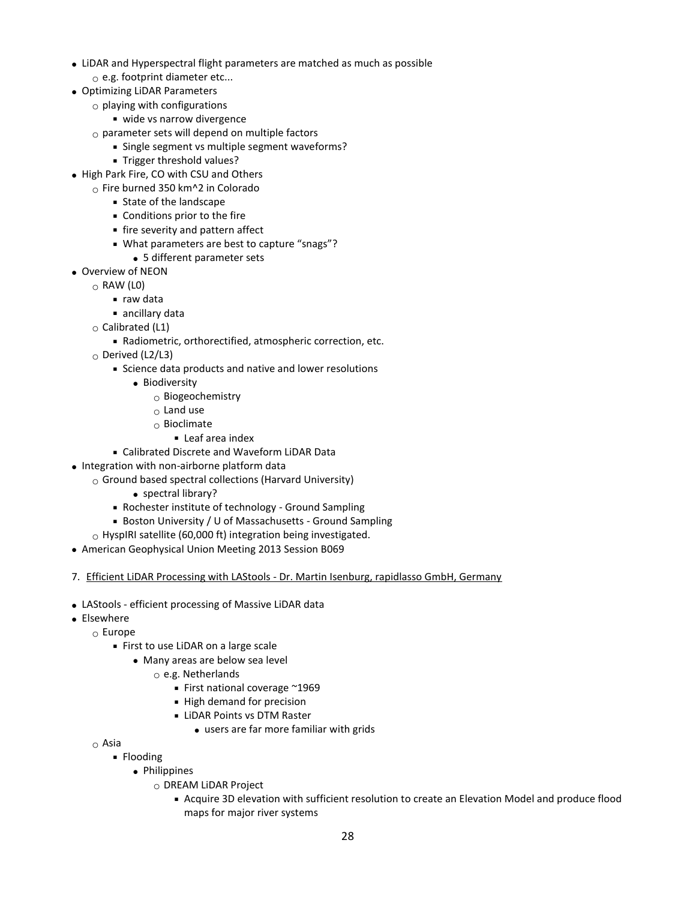- LiDAR and Hyperspectral flight parameters are matched as much as possible
  - e.g. footprint diameter etc...
- Optimizing LiDAR Parameters
  - playing with configurations
    - wide vs narrow divergence
  - parameter sets will depend on multiple factors
    - Single segment vs multiple segment waveforms?
    - Trigger threshold values?
- High Park Fire, CO with CSU and Others
  - Fire burned 350 km^2 in Colorado
    - State of the landscape
    - Conditions prior to the fire
    - fire severity and pattern affect
    - What parameters are best to capture "snags"?
      - 5 different parameter sets
- Overview of NEON
  - RAW (L0)
    - raw data
    - ancillary data
  - Calibrated (L1)
    - Radiometric, orthorectified, atmospheric correction, etc.
  - Derived (L2/L3)
    - Science data products and native and lower resolutions
      - Biodiversity
        - Biogeochemistry
        - Land use
        - Bioclimate
          - Leaf area index
    - Calibrated Discrete and Waveform LiDAR Data
- Integration with non-airborne platform data
  - Ground based spectral collections (Harvard University)
      - spectral library?
    - Rochester institute of technology - Ground Sampling
    - Boston University / U of Massachusetts - Ground Sampling
  - HyspIRI satellite (60,000 ft) integration being investigated.
- American Geophysical Union Meeting 2013 Session B069

7. Efficient LiDAR Processing with LAStools - Dr. Martin Isenburg, rapidlasso GmbH, Germany

- LAStools - efficient processing of Massive LiDAR data
- Elsewhere
  - Europe
    - First to use LiDAR on a large scale
      - Many areas are below sea level
        - e.g. Netherlands
          - First national coverage ~1969
          - High demand for precision
          - LiDAR Points vs DTM Raster
            - users are far more familiar with grids
  - Asia
    - Flooding
      - Philippines
        - DREAM LiDAR Project
          - Acquire 3D elevation with sufficient resolution to create an Elevation Model and produce flood maps for major river systems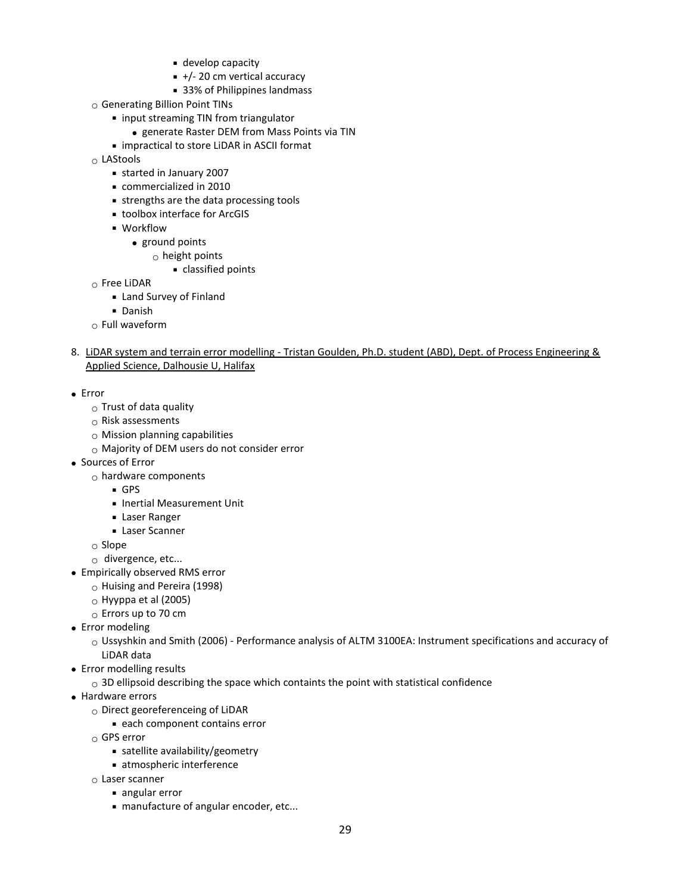- develop capacity
            - +/- 20 cm vertical accuracy
            - 33% of Philippines landmass
    - Generating Billion Point TINs
        - input streaming TIN from triangulator
            - generate Raster DEM from Mass Points via TIN
        - impractical to store LiDAR in ASCII format
    - LAStools
        - started in January 2007
        - commercialized in 2010
        - strengths are the data processing tools
        - toolbox interface for ArcGIS
        - Workflow
            - ground points
                - height points
                    - classified points
    - Free LiDAR
        - Land Survey of Finland
        - Danish
    - Full waveform

8. <u>LiDAR system and terrain error modelling - Tristan Goulden, Ph.D. student (ABD), Dept. of Process Engineering & Applied Science, Dalhousie U, Halifax</u>

- Error
    - Trust of data quality
    - Risk assessments
    - Mission planning capabilities
    - Majority of DEM users do not consider error
- Sources of Error
    - hardware components
        - GPS
        - Inertial Measurement Unit
        - Laser Ranger
        - Laser Scanner
    - Slope
    - divergence, etc...
- Empirically observed RMS error
    - Huising and Pereira (1998)
    - Hyyppa et al (2005)
    - Errors up to 70 cm
- Error modeling
    - Ussyshkin and Smith (2006) - Performance analysis of ALTM 3100EA: Instrument specifications and accuracy of LiDAR data
- Error modelling results
    - 3D ellipsoid describing the space which containts the point with statistical confidence
- Hardware errors
    - Direct georeferenceing of LiDAR
        - each component contains error
    - GPS error
        - satellite availability/geometry
        - atmospheric interference
    - Laser scanner
        - angular error
        - manufacture of angular encoder, etc...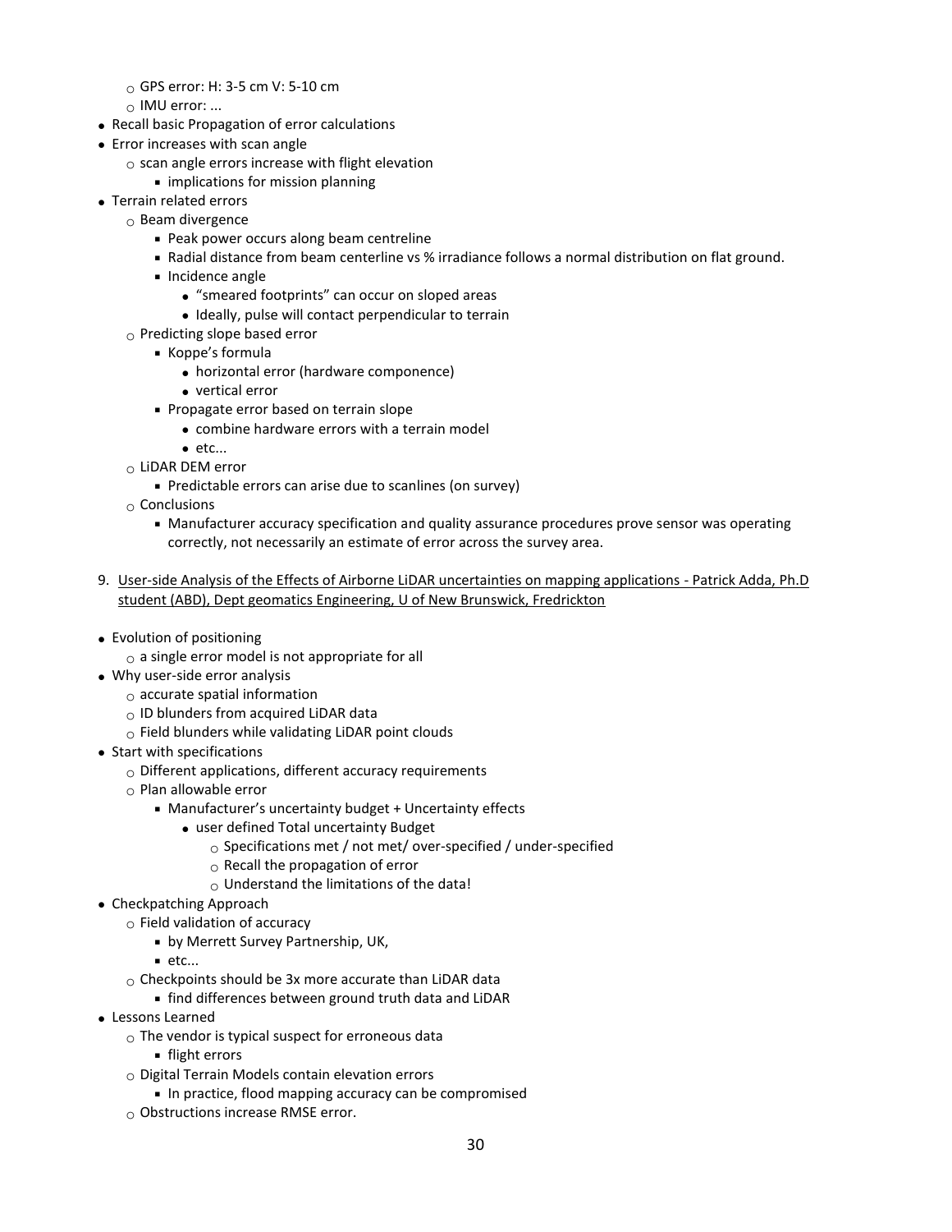- GPS error: H: 3-5 cm V: 5-10 cm
   - IMU error: ...
- Recall basic Propagation of error calculations
- Error increases with scan angle
   - scan angle errors increase with flight elevation
      - implications for mission planning
- Terrain related errors
   - Beam divergence
      - Peak power occurs along beam centreline
      - Radial distance from beam centerline vs % irradiance follows a normal distribution on flat ground.
      - Incidence angle
         - "smeared footprints" can occur on sloped areas
         - Ideally, pulse will contact perpendicular to terrain
   - Predicting slope based error
      - Koppe's formula
         - horizontal error (hardware componence)
         - vertical error
      - Propagate error based on terrain slope
         - combine hardware errors with a terrain model
         - etc...
   - LiDAR DEM error
      - Predictable errors can arise due to scanlines (on survey)
   - Conclusions
      - Manufacturer accuracy specification and quality assurance procedures prove sensor was operating correctly, not necessarily an estimate of error across the survey area.

9. User-side Analysis of the Effects of Airborne LiDAR uncertainties on mapping applications - Patrick Adda, Ph.D student (ABD), Dept geomatics Engineering, U of New Brunswick, Fredrickton

- Evolution of positioning
   - a single error model is not appropriate for all
- Why user-side error analysis
   - accurate spatial information
   - ID blunders from acquired LiDAR data
   - Field blunders while validating LiDAR point clouds
- Start with specifications
   - Different applications, different accuracy requirements
   - Plan allowable error
      - Manufacturer's uncertainty budget + Uncertainty effects
         - user defined Total uncertainty Budget
            - Specifications met / not met/ over-specified / under-specified
            - Recall the propagation of error
            - Understand the limitations of the data!
- Checkpatching Approach
   - Field validation of accuracy
      - by Merrett Survey Partnership, UK,
      - etc...
   - Checkpoints should be 3x more accurate than LiDAR data
      - find differences between ground truth data and LiDAR
- Lessons Learned
   - The vendor is typical suspect for erroneous data
      - flight errors
   - Digital Terrain Models contain elevation errors
      - In practice, flood mapping accuracy can be compromised
   - Obstructions increase RMSE error.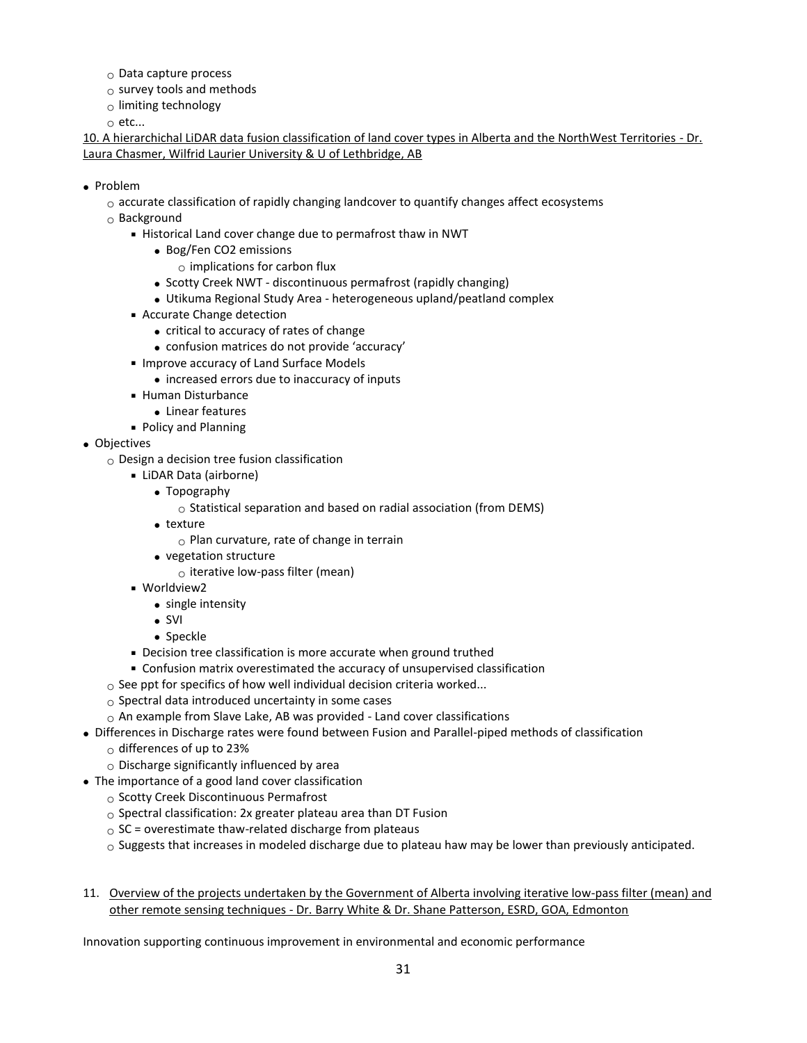- Data capture process
- survey tools and methods
- limiting technology
- etc...

<u>10. A hierarchichal LiDAR data fusion classification of land cover types in Alberta and the NorthWest Territories - Dr. Laura Chasmer, Wilfrid Laurier University & U of Lethbridge, AB</u>

- Problem
    - accurate classification of rapidly changing landcover to quantify changes affect ecosystems
    - Background
        - Historical Land cover change due to permafrost thaw in NWT
            - Bog/Fen $CO_2$ emissions
                - implications for carbon flux
            - Scotty Creek NWT - discontinuous permafrost (rapidly changing)
            - Utikuma Regional Study Area - heterogeneous upland/peatland complex
        - Accurate Change detection
            - critical to accuracy of rates of change
            - confusion matrices do not provide 'accuracy'
        - Improve accuracy of Land Surface Models
            - increased errors due to inaccuracy of inputs
        - Human Disturbance
            - Linear features
        - Policy and Planning
- Objectives
    - Design a decision tree fusion classification
        - LiDAR Data (airborne)
            - Topography
                - Statistical separation and based on radial association (from DEMS)
            - texture
                - Plan curvature, rate of change in terrain
            - vegetation structure
                - iterative low-pass filter (mean)
        - Worldview2
            - single intensity
            - SVI
            - Speckle
        - Decision tree classification is more accurate when ground truthed
        - Confusion matrix overestimated the accuracy of unsupervised classification
    - See ppt for specifics of how well individual decision criteria worked...
    - Spectral data introduced uncertainty in some cases
    - An example from Slave Lake, AB was provided - Land cover classifications
- Differences in Discharge rates were found between Fusion and Parallel-piped methods of classification
    - differences of up to 23%
    - Discharge significantly influenced by area
- The importance of a good land cover classification
    - Scotty Creek Discontinuous Permafrost
    - Spectral classification: 2x greater plateau area than DT Fusion
    - SC = overestimate thaw-related discharge from plateaus
    - Suggests that increases in modeled discharge due to plateau haw may be lower than previously anticipated.

11. <u>Overview of the projects undertaken by the Government of Alberta involving iterative low-pass filter (mean) and other remote sensing techniques - Dr. Barry White & Dr. Shane Patterson, ESRD, GOA, Edmonton</u>

Innovation supporting continuous improvement in environmental and economic performance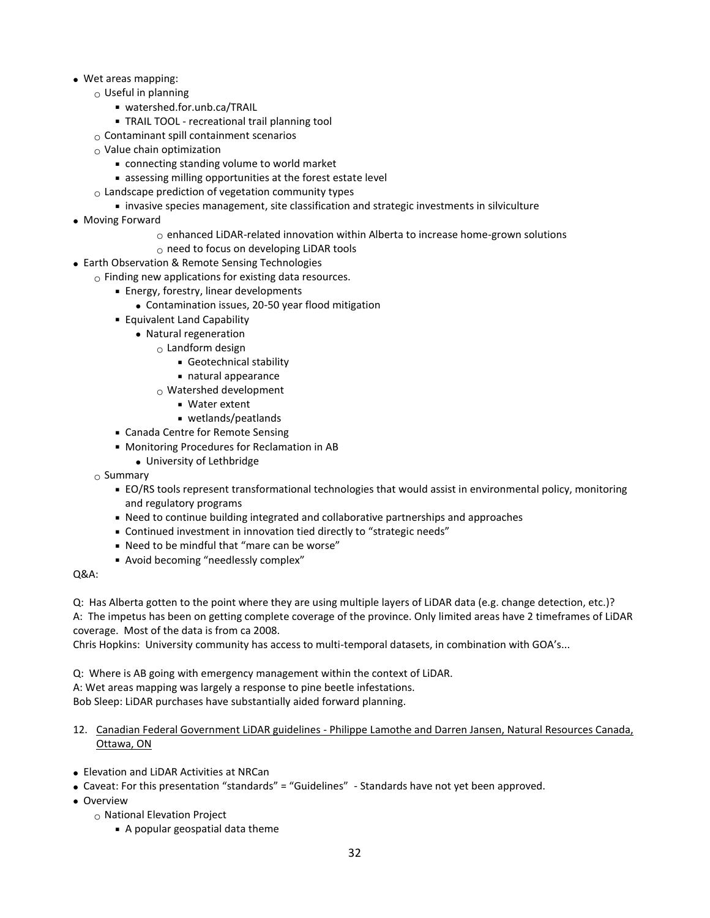- Wet areas mapping:
  - Useful in planning
    - watershed.for.unb.ca/TRAIL
    - TRAIL TOOL - recreational trail planning tool
  - Contaminant spill containment scenarios
  - Value chain optimization
    - connecting standing volume to world market
    - assessing milling opportunities at the forest estate level
  - Landscape prediction of vegetation community types
    - invasive species management, site classification and strategic investments in silviculture
- Moving Forward
  - enhanced LiDAR-related innovation within Alberta to increase home-grown solutions
  - need to focus on developing LiDAR tools
- Earth Observation & Remote Sensing Technologies
  - Finding new applications for existing data resources.
    - Energy, forestry, linear developments
      - Contamination issues, 20-50 year flood mitigation
    - Equivalent Land Capability
      - Natural regeneration
        - Landform design
          - Geotechnical stability
          - natural appearance
        - Watershed development
          - Water extent
          - wetlands/peatlands
    - Canada Centre for Remote Sensing
    - Monitoring Procedures for Reclamation in AB
      - University of Lethbridge
  - Summary
    - EO/RS tools represent transformational technologies that would assist in environmental policy, monitoring and regulatory programs
    - Need to continue building integrated and collaborative partnerships and approaches
    - Continued investment in innovation tied directly to "strategic needs"
    - Need to be mindful that "mare can be worse"
    - Avoid becoming "needlessly complex"

Q&A:

Q: Has Alberta gotten to the point where they are using multiple layers of LiDAR data (e.g. change detection, etc.)?
A: The impetus has been on getting complete coverage of the province. Only limited areas have 2 timeframes of LiDAR coverage. Most of the data is from ca 2008.
Chris Hopkins: University community has access to multi-temporal datasets, in combination with GOA's...

Q: Where is AB going with emergency management within the context of LiDAR.
A: Wet areas mapping was largely a response to pine beetle infestations.
Bob Sleep: LiDAR purchases have substantially aided forward planning.

12. Canadian Federal Government LiDAR guidelines - Philippe Lamothe and Darren Jansen, Natural Resources Canada, Ottawa, ON

- Elevation and LiDAR Activities at NRCan
- Caveat: For this presentation "standards" = "Guidelines" - Standards have not yet been approved.
- Overview
  - National Elevation Project
    - A popular geospatial data theme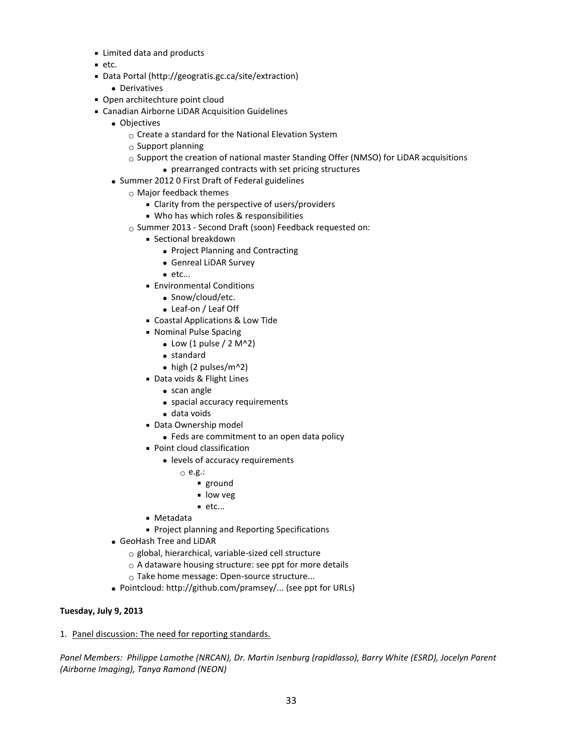- Limited data and products
- etc.
- Data Portal (http://geogratis.gc.ca/site/extraction)
    - Derivatives
- Open architechture point cloud
- Canadian Airborne LiDAR Acquisition Guidelines
    - Objectives
        - Create a standard for the National Elevation System
        - Support planning
        - Support the creation of national master Standing Offer (NMSO) for LiDAR acquisitions
            - prearranged contracts with set pricing structures
    - Summer 2012 0 First Draft of Federal guidelines
        - Major feedback themes
            - Clarity from the perspective of users/providers
            - Who has which roles & responsibilities
        - Summer 2013 - Second Draft (soon) Feedback requested on:
            - Sectional breakdown
                - Project Planning and Contracting
                - Genreal LiDAR Survey
                - etc...
            - Environmental Conditions
                - Snow/cloud/etc.
                - Leaf-on / Leaf Off
            - Coastal Applications & Low Tide
            - Nominal Pulse Spacing
                - Low (1 pulse / 2 M^2)
                - standard
                - high (2 pulses/m^2)
            - Data voids & Flight Lines
                - scan angle
                - spacial accuracy requirements
                - data voids
            - Data Ownership model
                - Feds are commitment to an open data policy
            - Point cloud classification
                - levels of accuracy requirements
                    - e.g.:
                        - ground
                        - low veg
                        - etc...
            - Metadata
            - Project planning and Reporting Specifications
    - GeoHash Tree and LiDAR
        - global, hierarchical, variable-sized cell structure
        - A dataware housing structure: see ppt for more details
        - Take home message: Open-source structure...
    - Pointcloud: http://github.com/pramsey/... (see ppt for URLs)

**Tuesday, July 9, 2013**

1. Panel discussion: The need for reporting standards.

*Panel Members: Philippe Lamothe (NRCAN), Dr. Martin Isenburg (rapidlasso), Barry White (ESRD), Jocelyn Parent (Airborne Imaging), Tanya Ramond (NEON)*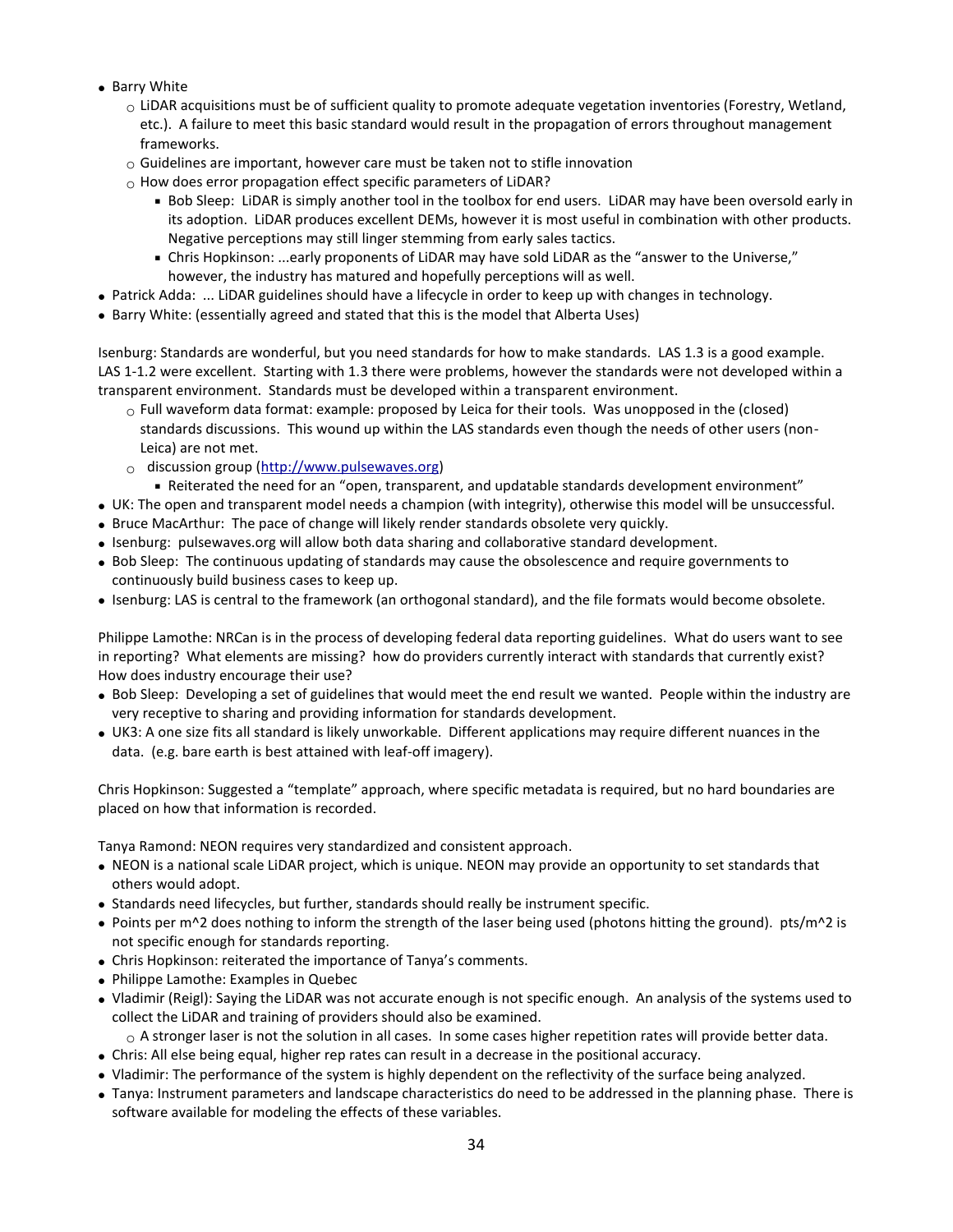- Barry White
  - LiDAR acquisitions must be of sufficient quality to promote adequate vegetation inventories (Forestry, Wetland, etc.). A failure to meet this basic standard would result in the propagation of errors throughout management frameworks.
  - Guidelines are important, however care must be taken not to stifle innovation
  - How does error propagation effect specific parameters of LiDAR?
    - Bob Sleep: LiDAR is simply another tool in the toolbox for end users. LiDAR may have been oversold early in its adoption. LiDAR produces excellent DEMs, however it is most useful in combination with other products. Negative perceptions may still linger stemming from early sales tactics.
    - Chris Hopkinson: ...early proponents of LiDAR may have sold LiDAR as the "answer to the Universe," however, the industry has matured and hopefully perceptions will as well.
- Patrick Adda: ... LiDAR guidelines should have a lifecycle in order to keep up with changes in technology.
- Barry White: (essentially agreed and stated that this is the model that Alberta Uses)

Isenburg: Standards are wonderful, but you need standards for how to make standards. LAS 1.3 is a good example. LAS 1-1.2 were excellent. Starting with 1.3 there were problems, however the standards were not developed within a transparent environment. Standards must be developed within a transparent environment.

- Full waveform data format: example: proposed by Leica for their tools. Was unopposed in the (closed) standards discussions. This wound up within the LAS standards even though the needs of other users (non-Leica) are not met.
- discussion group ([http://www.pulsewaves.org](http://www.pulsewaves.org))
  - Reiterated the need for an "open, transparent, and updatable standards development environment"
- UK: The open and transparent model needs a champion (with integrity), otherwise this model will be unsuccessful.
- Bruce MacArthur: The pace of change will likely render standards obsolete very quickly.
- Isenburg: pulsewaves.org will allow both data sharing and collaborative standard development.
- Bob Sleep: The continuous updating of standards may cause the obsolescence and require governments to continuously build business cases to keep up.
- Isenburg: LAS is central to the framework (an orthogonal standard), and the file formats would become obsolete.

Philippe Lamothe: NRCan is in the process of developing federal data reporting guidelines. What do users want to see in reporting? What elements are missing? how do providers currently interact with standards that currently exist? How does industry encourage their use?

- Bob Sleep: Developing a set of guidelines that would meet the end result we wanted. People within the industry are very receptive to sharing and providing information for standards development.
- UK3: A one size fits all standard is likely unworkable. Different applications may require different nuances in the data. (e.g. bare earth is best attained with leaf-off imagery).

Chris Hopkinson: Suggested a "template" approach, where specific metadata is required, but no hard boundaries are placed on how that information is recorded.

Tanya Ramond: NEON requires very standardized and consistent approach.

- NEON is a national scale LiDAR project, which is unique. NEON may provide an opportunity to set standards that others would adopt.
- Standards need lifecycles, but further, standards should really be instrument specific.
- Points per m^2 does nothing to inform the strength of the laser being used (photons hitting the ground). pts/m^2 is not specific enough for standards reporting.
- Chris Hopkinson: reiterated the importance of Tanya's comments.
- Philippe Lamothe: Examples in Quebec
- Vladimir (Reigl): Saying the LiDAR was not accurate enough is not specific enough. An analysis of the systems used to collect the LiDAR and training of providers should also be examined.
  - A stronger laser is not the solution in all cases. In some cases higher repetition rates will provide better data.
- Chris: All else being equal, higher rep rates can result in a decrease in the positional accuracy.
- Vladimir: The performance of the system is highly dependent on the reflectivity of the surface being analyzed.
- Tanya: Instrument parameters and landscape characteristics do need to be addressed in the planning phase. There is software available for modeling the effects of these variables.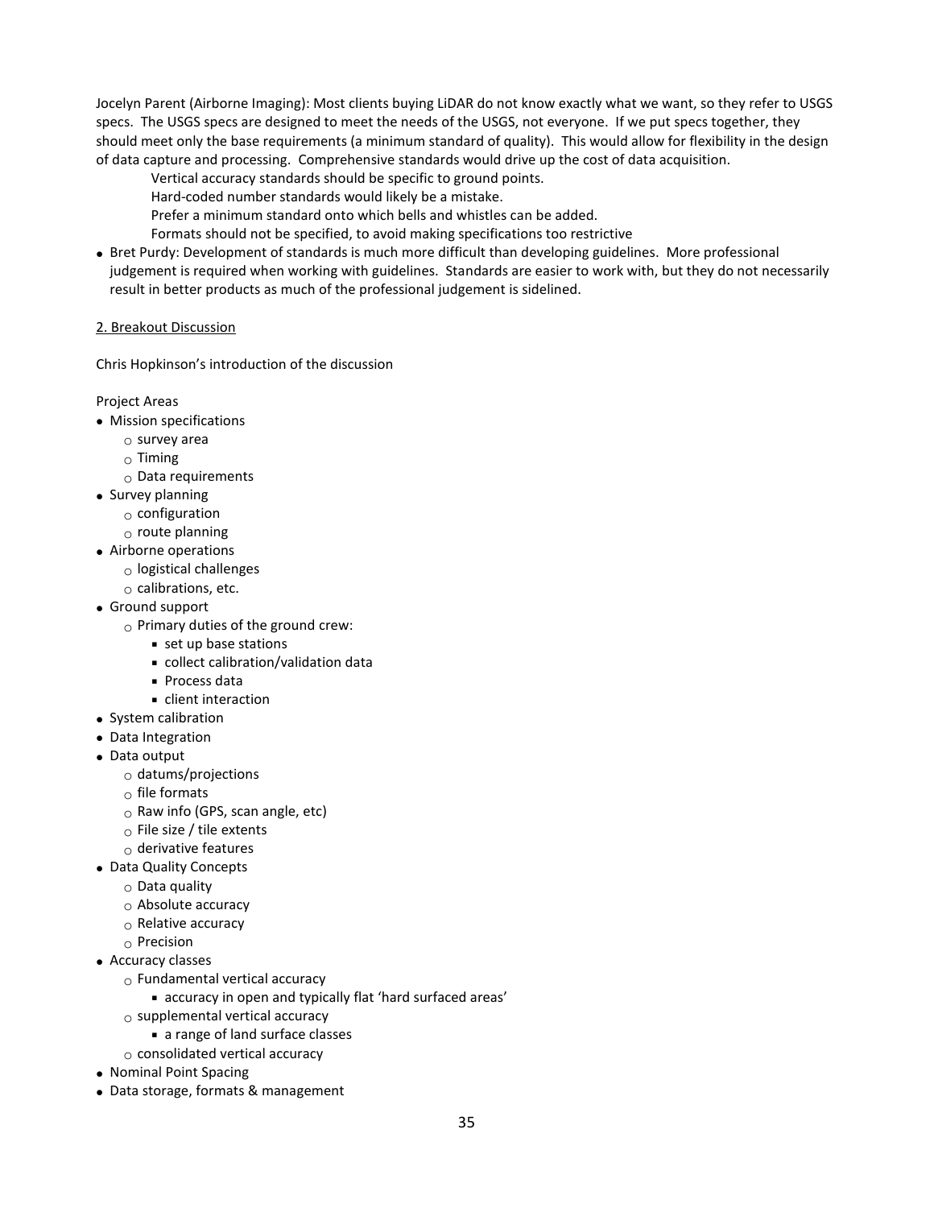Jocelyn Parent (Airborne Imaging): Most clients buying LiDAR do not know exactly what we want, so they refer to USGS specs. The USGS specs are designed to meet the needs of the USGS, not everyone. If we put specs together, they should meet only the base requirements (a minimum standard of quality). This would allow for flexibility in the design of data capture and processing. Comprehensive standards would drive up the cost of data acquisition.

Vertical accuracy standards should be specific to ground points.
Hard-coded number standards would likely be a mistake.
Prefer a minimum standard onto which bells and whistles can be added.
Formats should not be specified, to avoid making specifications too restrictive

- Bret Purdy: Development of standards is much more difficult than developing guidelines. More professional judgement is required when working with guidelines. Standards are easier to work with, but they do not necessarily result in better products as much of the professional judgement is sidelined.

2. Breakout Discussion

Chris Hopkinson's introduction of the discussion

Project Areas

- Mission specifications
  - survey area
  - Timing
  - Data requirements
- Survey planning
  - configuration
  - route planning
- Airborne operations
  - logistical challenges
  - calibrations, etc.
- Ground support
  - Primary duties of the ground crew:
    - set up base stations
    - collect calibration/validation data
    - Process data
    - client interaction
- System calibration
- Data Integration
- Data output
  - datums/projections
  - file formats
  - Raw info (GPS, scan angle, etc)
  - File size / tile extents
  - derivative features
- Data Quality Concepts
  - Data quality
  - Absolute accuracy
  - Relative accuracy
  - Precision
- Accuracy classes
  - Fundamental vertical accuracy
    - accuracy in open and typically flat 'hard surfaced areas'
  - supplemental vertical accuracy
    - a range of land surface classes
  - consolidated vertical accuracy
- Nominal Point Spacing
- Data storage, formats & management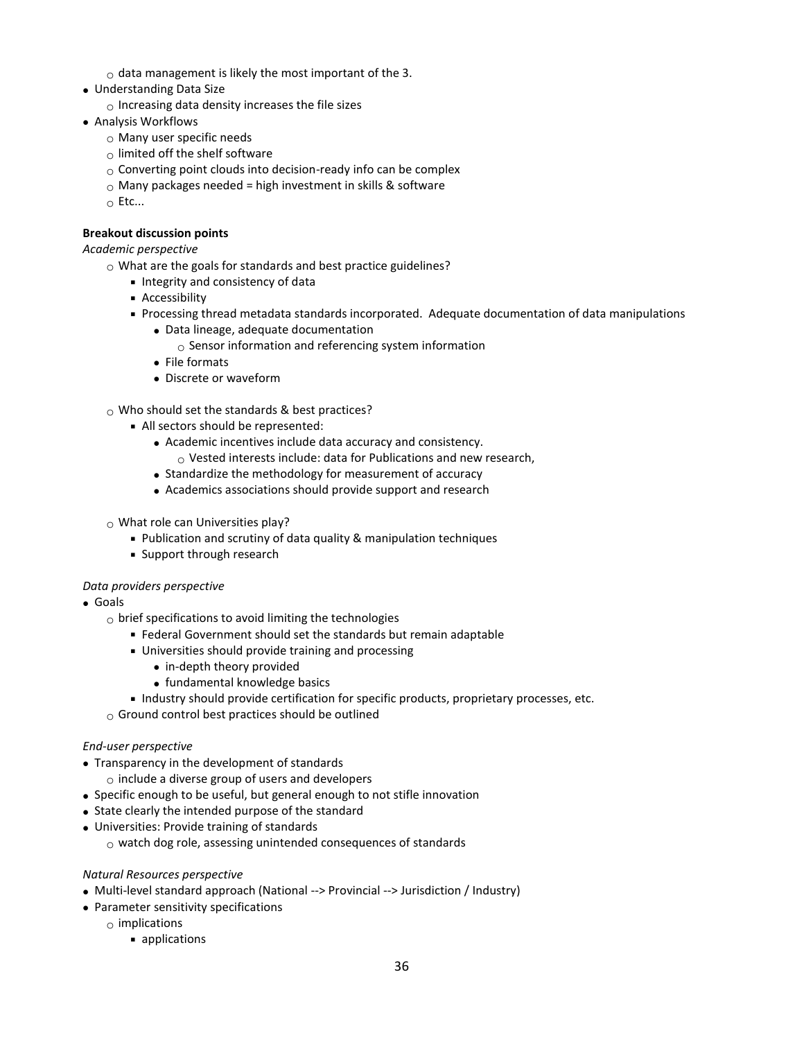- data management is likely the most important of the 3.
- Understanding Data Size
  - Increasing data density increases the file sizes
- Analysis Workflows
  - Many user specific needs
  - limited off the shelf software
  - Converting point clouds into decision-ready info can be complex
  - Many packages needed = high investment in skills & software
  - Etc...

**Breakout discussion points**

*Academic perspective*

  - What are the goals for standards and best practice guidelines?
    - Integrity and consistency of data
    - Accessibility
    - Processing thread metadata standards incorporated. Adequate documentation of data manipulations
      - Data lineage, adequate documentation
        - Sensor information and referencing system information
      - File formats
      - Discrete or waveform

  - Who should set the standards & best practices?
    - All sectors should be represented:
      - Academic incentives include data accuracy and consistency.
        - Vested interests include: data for Publications and new research,
      - Standardize the methodology for measurement of accuracy
      - Academics associations should provide support and research

  - What role can Universities play?
    - Publication and scrutiny of data quality & manipulation techniques
    - Support through research

*Data providers perspective*

- Goals
  - brief specifications to avoid limiting the technologies
    - Federal Government should set the standards but remain adaptable
    - Universities should provide training and processing
      - in-depth theory provided
      - fundamental knowledge basics
    - Industry should provide certification for specific products, proprietary processes, etc.
  - Ground control best practices should be outlined

*End-user perspective*

- Transparency in the development of standards
  - include a diverse group of users and developers
- Specific enough to be useful, but general enough to not stifle innovation
- State clearly the intended purpose of the standard
- Universities: Provide training of standards
  - watch dog role, assessing unintended consequences of standards

*Natural Resources perspective*

- Multi-level standard approach (National --> Provincial --> Jurisdiction / Industry)
- Parameter sensitivity specifications
  - implications
    - applications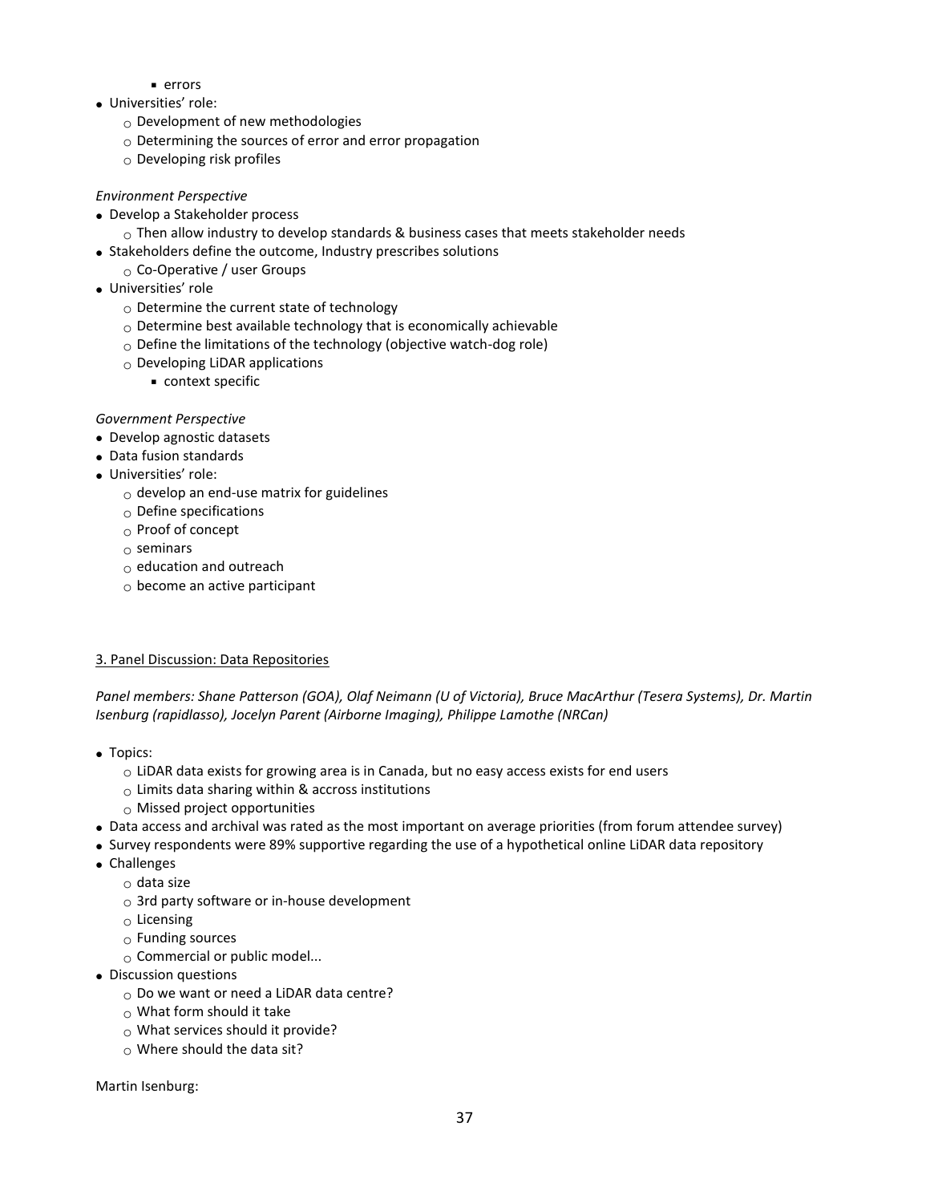- errors
- Universities' role:
    - Development of new methodologies
    - Determining the sources of error and error propagation
    - Developing risk profiles

*Environment Perspective*

- Develop a Stakeholder process
    - Then allow industry to develop standards & business cases that meets stakeholder needs
- Stakeholders define the outcome, Industry prescribes solutions
    - Co-Operative / user Groups
- Universities' role
    - Determine the current state of technology
    - Determine best available technology that is economically achievable
    - Define the limitations of the technology (objective watch-dog role)
    - Developing LiDAR applications
        - context specific

*Government Perspective*

- Develop agnostic datasets
- Data fusion standards
- Universities' role:
    - develop an end-use matrix for guidelines
    - Define specifications
    - Proof of concept
    - seminars
    - education and outreach
    - become an active participant

<u>3. Panel Discussion: Data Repositories</u>

*Panel members: Shane Patterson (GOA), Olaf Neimann (U of Victoria), Bruce MacArthur (Tesera Systems), Dr. Martin Isenburg (rapidlasso), Jocelyn Parent (Airborne Imaging), Philippe Lamothe (NRCan)*

- Topics:
    - LiDAR data exists for growing area is in Canada, but no easy access exists for end users
    - Limits data sharing within & accross institutions
    - Missed project opportunities
- Data access and archival was rated as the most important on average priorities (from forum attendee survey)
- Survey respondents were 89% supportive regarding the use of a hypothetical online LiDAR data repository
- Challenges
    - data size
    - 3rd party software or in-house development
    - Licensing
    - Funding sources
    - Commercial or public model...
- Discussion questions
    - Do we want or need a LiDAR data centre?
    - What form should it take
    - What services should it provide?
    - Where should the data sit?

Martin Isenburg: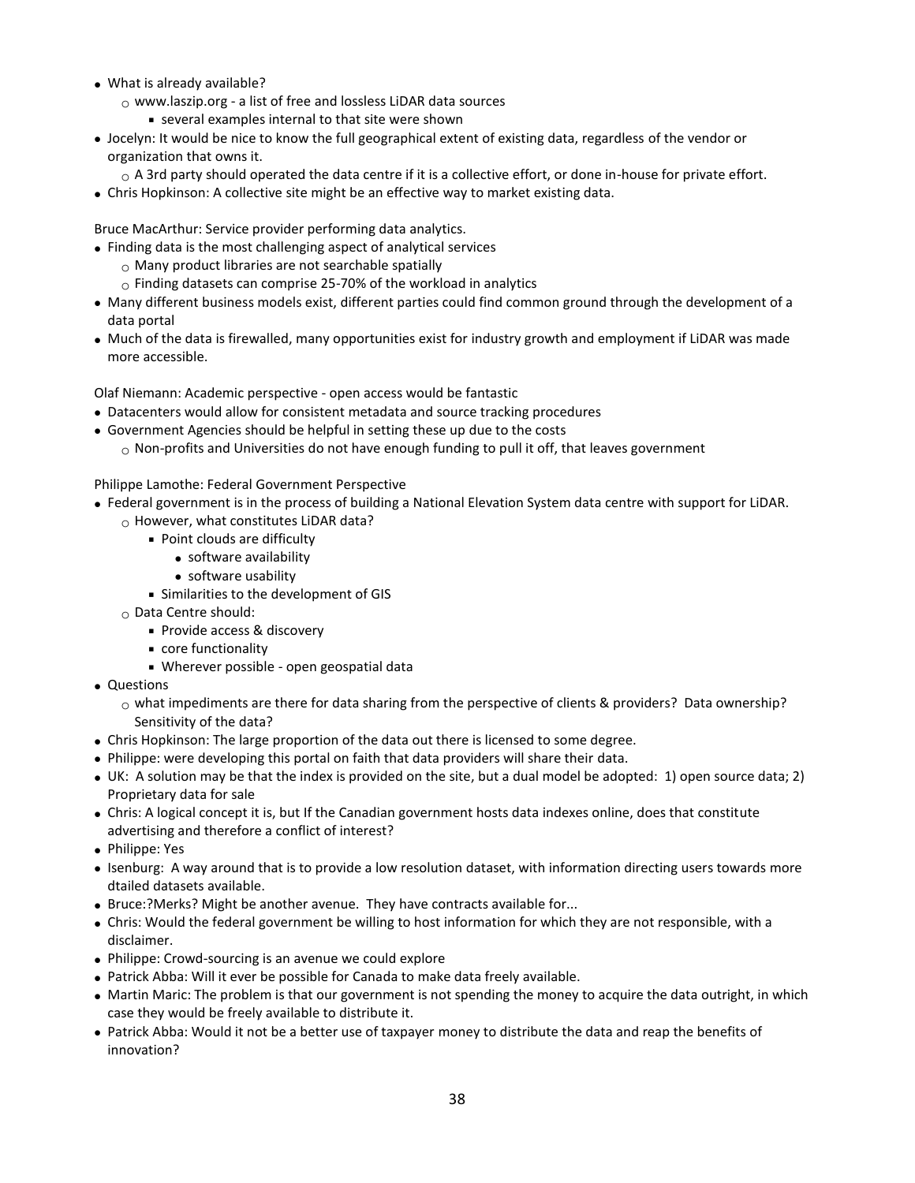- What is already available?
  - www.laszip.org - a list of free and lossless LiDAR data sources
    - several examples internal to that site were shown
- Jocelyn: It would be nice to know the full geographical extent of existing data, regardless of the vendor or organization that owns it.
  - A 3rd party should operated the data centre if it is a collective effort, or done in-house for private effort.
- Chris Hopkinson: A collective site might be an effective way to market existing data.

Bruce MacArthur: Service provider performing data analytics.

- Finding data is the most challenging aspect of analytical services
  - Many product libraries are not searchable spatially
  - Finding datasets can comprise 25-70% of the workload in analytics
- Many different business models exist, different parties could find common ground through the development of a data portal
- Much of the data is firewalled, many opportunities exist for industry growth and employment if LiDAR was made more accessible.

Olaf Niemann: Academic perspective - open access would be fantastic

- Datacenters would allow for consistent metadata and source tracking procedures
- Government Agencies should be helpful in setting these up due to the costs
  - Non-profits and Universities do not have enough funding to pull it off, that leaves government

Philippe Lamothe: Federal Government Perspective

- Federal government is in the process of building a National Elevation System data centre with support for LiDAR.
  - However, what constitutes LiDAR data?
    - Point clouds are difficulty
      - software availability
      - software usability
    - Similarities to the development of GIS
  - Data Centre should:
    - Provide access & discovery
    - core functionality
    - Wherever possible - open geospatial data
- Questions
  - what impediments are there for data sharing from the perspective of clients & providers? Data ownership? Sensitivity of the data?
- Chris Hopkinson: The large proportion of the data out there is licensed to some degree.
- Philippe: were developing this portal on faith that data providers will share their data.
- UK: A solution may be that the index is provided on the site, but a dual model be adopted: 1) open source data; 2) Proprietary data for sale
- Chris: A logical concept it is, but If the Canadian government hosts data indexes online, does that constitute advertising and therefore a conflict of interest?
- Philippe: Yes
- Isenburg: A way around that is to provide a low resolution dataset, with information directing users towards more dtailed datasets available.
- Bruce:?Merks? Might be another avenue. They have contracts available for...
- Chris: Would the federal government be willing to host information for which they are not responsible, with a disclaimer.
- Philippe: Crowd-sourcing is an avenue we could explore
- Patrick Abba: Will it ever be possible for Canada to make data freely available.
- Martin Maric: The problem is that our government is not spending the money to acquire the data outright, in which case they would be freely available to distribute it.
- Patrick Abba: Would it not be a better use of taxpayer money to distribute the data and reap the benefits of innovation?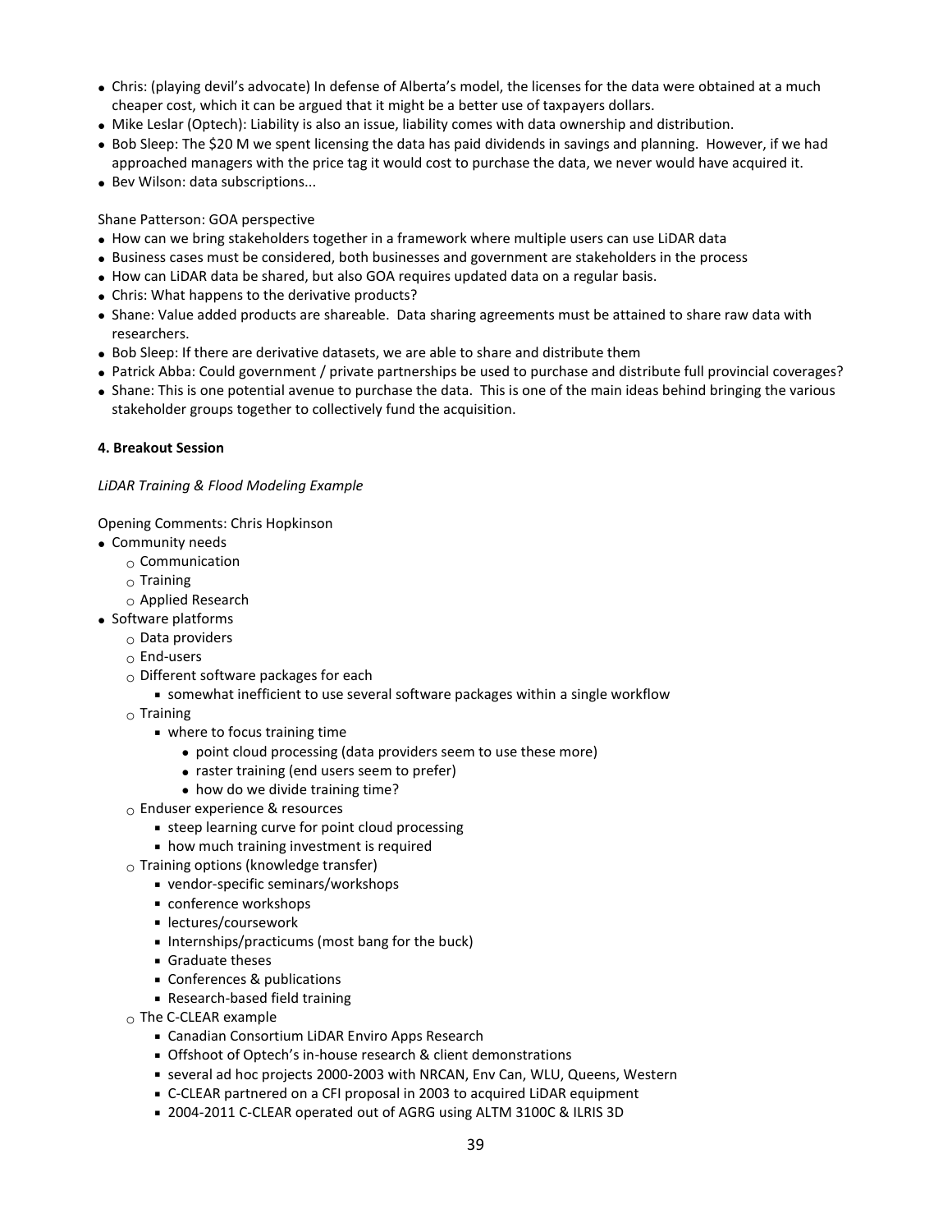- Chris: (playing devil's advocate) In defense of Alberta's model, the licenses for the data were obtained at a much cheaper cost, which it can be argued that it might be a better use of taxpayers dollars.
- Mike Leslar (Optech): Liability is also an issue, liability comes with data ownership and distribution.
- Bob Sleep: The $20 M we spent licensing the data has paid dividends in savings and planning. However, if we had approached managers with the price tag it would cost to purchase the data, we never would have acquired it.
- Bev Wilson: data subscriptions...

Shane Patterson: GOA perspective

- How can we bring stakeholders together in a framework where multiple users can use LiDAR data
- Business cases must be considered, both businesses and government are stakeholders in the process
- How can LiDAR data be shared, but also GOA requires updated data on a regular basis.
- Chris: What happens to the derivative products?
- Shane: Value added products are shareable. Data sharing agreements must be attained to share raw data with researchers.
- Bob Sleep: If there are derivative datasets, we are able to share and distribute them
- Patrick Abba: Could government / private partnerships be used to purchase and distribute full provincial coverages?
- Shane: This is one potential avenue to purchase the data. This is one of the main ideas behind bringing the various stakeholder groups together to collectively fund the acquisition.

**4. Breakout Session**

*LiDAR Training & Flood Modeling Example*

Opening Comments: Chris Hopkinson

- Community needs
    - Communication
    - Training
    - Applied Research
- Software platforms
    - Data providers
    - End-users
    - Different software packages for each
        - somewhat inefficient to use several software packages within a single workflow
    - Training
        - where to focus training time
            - point cloud processing (data providers seem to use these more)
            - raster training (end users seem to prefer)
            - how do we divide training time?
    - Enduser experience & resources
        - steep learning curve for point cloud processing
        - how much training investment is required
    - Training options (knowledge transfer)
        - vendor-specific seminars/workshops
        - conference workshops
        - lectures/coursework
        - Internships/practicums (most bang for the buck)
        - Graduate theses
        - Conferences & publications
        - Research-based field training
    - The C-CLEAR example
        - Canadian Consortium LiDAR Enviro Apps Research
        - Offshoot of Optech's in-house research & client demonstrations
        - several ad hoc projects 2000-2003 with NRCAN, Env Can, WLU, Queens, Western
        - C-CLEAR partnered on a CFI proposal in 2003 to acquired LiDAR equipment
        - 2004-2011 C-CLEAR operated out of AGRG using ALTM 3100C & ILRIS 3D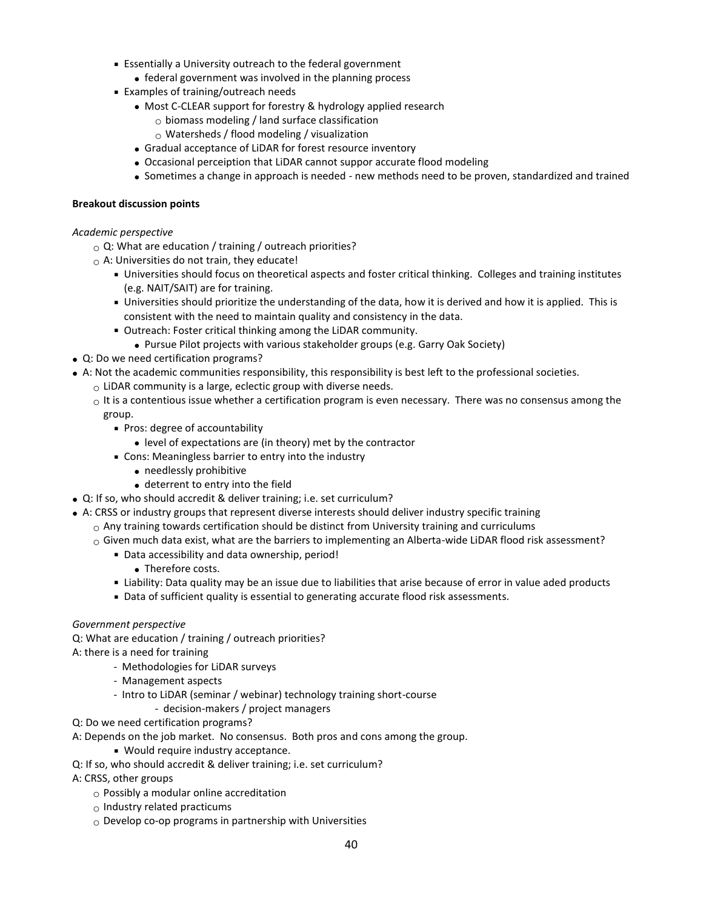- Essentially a University outreach to the federal government
  - federal government was involved in the planning process
- Examples of training/outreach needs
  - Most C-CLEAR support for forestry & hydrology applied research
    - biomass modeling / land surface classification
    - Watersheds / flood modeling / visualization
  - Gradual acceptance of LiDAR for forest resource inventory
  - Occasional perceiption that LiDAR cannot suppor accurate flood modeling
  - Sometimes a change in approach is needed - new methods need to be proven, standardized and trained

**Breakout discussion points**

*Academic perspective*

- Q: What are education / training / outreach priorities?
- A: Universities do not train, they educate!
  - Universities should focus on theoretical aspects and foster critical thinking. Colleges and training institutes (e.g. NAIT/SAIT) are for training.
  - Universities should prioritize the understanding of the data, how it is derived and how it is applied. This is consistent with the need to maintain quality and consistency in the data.
  - Outreach: Foster critical thinking among the LiDAR community.
    - Pursue Pilot projects with various stakeholder groups (e.g. Garry Oak Society)

- Q: Do we need certification programs?
- A: Not the academic communities responsibility, this responsibility is best left to the professional societies.
  - LiDAR community is a large, eclectic group with diverse needs.
  - It is a contentious issue whether a certification program is even necessary. There was no consensus among the group.
    - Pros: degree of accountability
      - level of expectations are (in theory) met by the contractor
    - Cons: Meaningless barrier to entry into the industry
      - needlessly prohibitive
      - deterrent to entry into the field
- Q: If so, who should accredit & deliver training; i.e. set curriculum?
- A: CRSS or industry groups that represent diverse interests should deliver industry specific training
  - Any training towards certification should be distinct from University training and curriculums
  - Given much data exist, what are the barriers to implementing an Alberta-wide LiDAR flood risk assessment?
    - Data accessibility and data ownership, period!
      - Therefore costs.
    - Liability: Data quality may be an issue due to liabilities that arise because of error in value aded products
    - Data of sufficient quality is essential to generating accurate flood risk assessments.

*Government perspective*

Q: What are education / training / outreach priorities?

A: there is a need for training

- Methodologies for LiDAR surveys
- Management aspects
- Intro to LiDAR (seminar / webinar) technology training short-course
  - decision-makers / project managers

Q: Do we need certification programs?

A: Depends on the job market. No consensus. Both pros and cons among the group.

- Would require industry acceptance.

Q: If so, who should accredit & deliver training; i.e. set curriculum?

A: CRSS, other groups

- Possibly a modular online accreditation
- Industry related practicums
- Develop co-op programs in partnership with Universities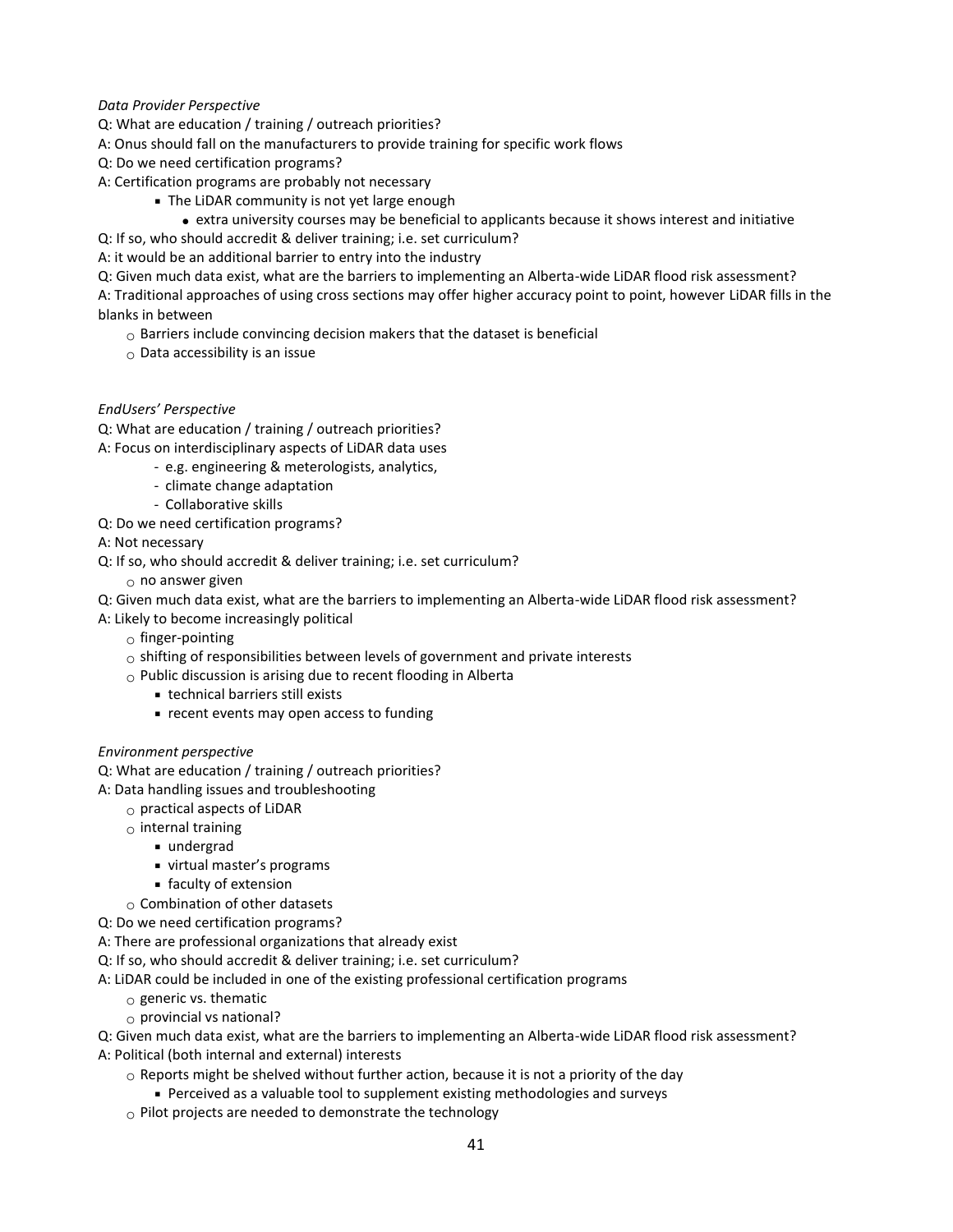*Data Provider Perspective*

Q: What are education / training / outreach priorities?

A: Onus should fall on the manufacturers to provide training for specific work flows

Q: Do we need certification programs?

A: Certification programs are probably not necessary

- The LiDAR community is not yet large enough
  - extra university courses may be beneficial to applicants because it shows interest and initiative

Q: If so, who should accredit & deliver training; i.e. set curriculum?

A: it would be an additional barrier to entry into the industry

Q: Given much data exist, what are the barriers to implementing an Alberta-wide LiDAR flood risk assessment?

A: Traditional approaches of using cross sections may offer higher accuracy point to point, however LiDAR fills in the blanks in between

- Barriers include convincing decision makers that the dataset is beneficial
- Data accessibility is an issue

*EndUsers' Perspective*

Q: What are education / training / outreach priorities?

A: Focus on interdisciplinary aspects of LiDAR data uses

- e.g. engineering & meterologists, analytics,
- climate change adaptation
- Collaborative skills

Q: Do we need certification programs?

A: Not necessary

Q: If so, who should accredit & deliver training; i.e. set curriculum?

- no answer given

Q: Given much data exist, what are the barriers to implementing an Alberta-wide LiDAR flood risk assessment?

A: Likely to become increasingly political

- finger-pointing
- shifting of responsibilities between levels of government and private interests
- Public discussion is arising due to recent flooding in Alberta
  - technical barriers still exists
  - recent events may open access to funding

*Environment perspective*

Q: What are education / training / outreach priorities?

A: Data handling issues and troubleshooting

- practical aspects of LiDAR
- internal training
  - undergrad
  - virtual master's programs
  - faculty of extension
- Combination of other datasets

Q: Do we need certification programs?

A: There are professional organizations that already exist

Q: If so, who should accredit & deliver training; i.e. set curriculum?

A: LiDAR could be included in one of the existing professional certification programs

- generic vs. thematic
- provincial vs national?

Q: Given much data exist, what are the barriers to implementing an Alberta-wide LiDAR flood risk assessment?

A: Political (both internal and external) interests

- Reports might be shelved without further action, because it is not a priority of the day
  - Perceived as a valuable tool to supplement existing methodologies and surveys
- Pilot projects are needed to demonstrate the technology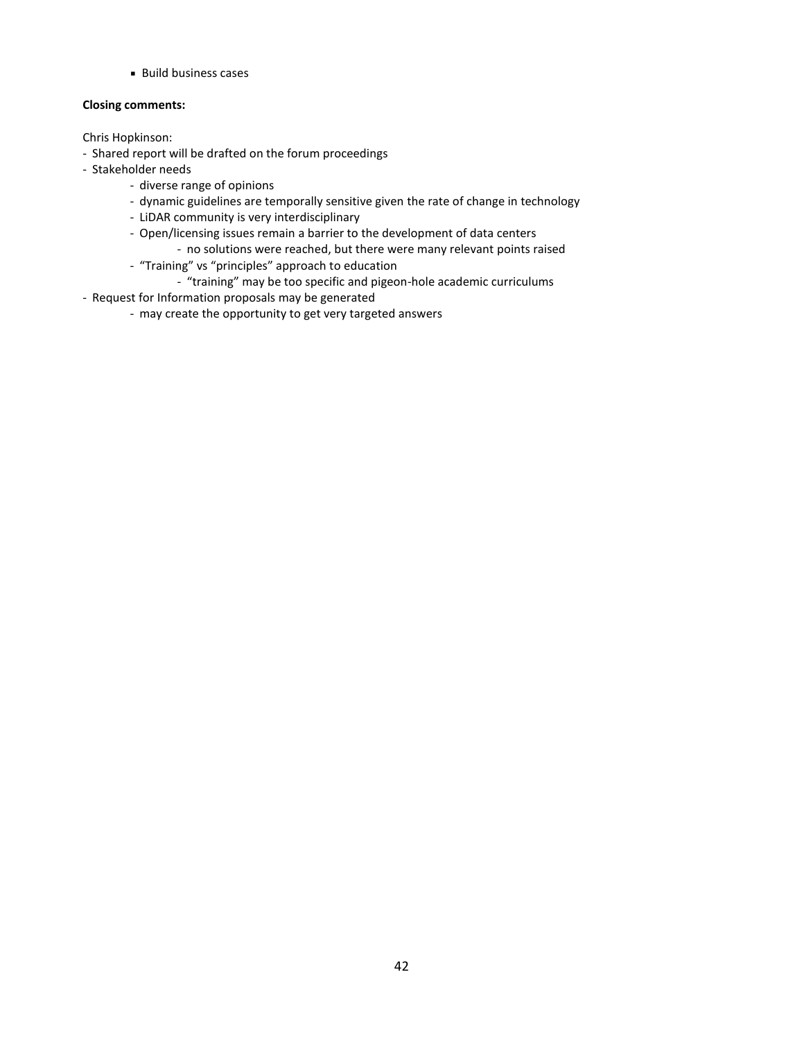- Build business cases

**Closing comments:**

Chris Hopkinson:

- Shared report will be drafted on the forum proceedings
- Stakeholder needs
  - diverse range of opinions
  - dynamic guidelines are temporally sensitive given the rate of change in technology
  - LiDAR community is very interdisciplinary
  - Open/licensing issues remain a barrier to the development of data centers
    - no solutions were reached, but there were many relevant points raised
  - "Training" vs "principles" approach to education
    - "training" may be too specific and pigeon-hole academic curriculums
- Request for Information proposals may be generated
  - may create the opportunity to get very targeted answers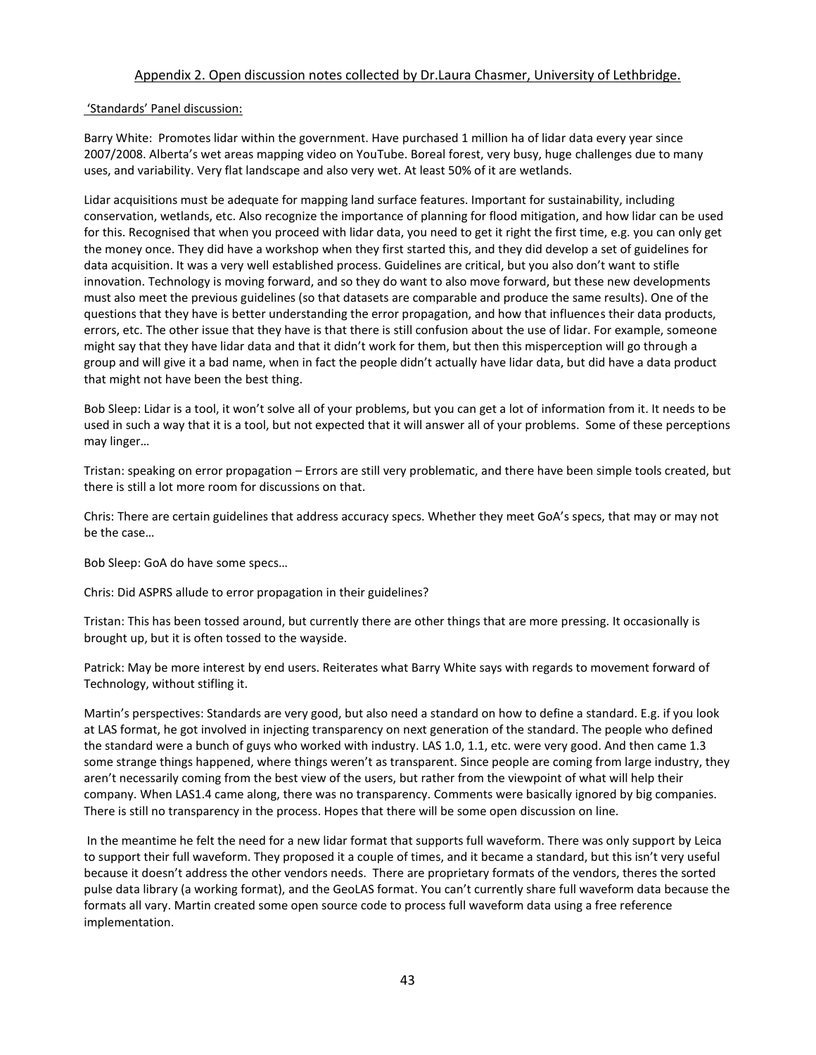## Appendix 2. Open discussion notes collected by Dr.Laura Chasmer, University of Lethbridge.

'Standards' Panel discussion:

Barry White: Promotes lidar within the government. Have purchased 1 million ha of lidar data every year since 2007/2008. Alberta's wet areas mapping video on YouTube. Boreal forest, very busy, huge challenges due to many uses, and variability. Very flat landscape and also very wet. At least 50% of it are wetlands.

Lidar acquisitions must be adequate for mapping land surface features. Important for sustainability, including conservation, wetlands, etc. Also recognize the importance of planning for flood mitigation, and how lidar can be used for this. Recognised that when you proceed with lidar data, you need to get it right the first time, e.g. you can only get the money once. They did have a workshop when they first started this, and they did develop a set of guidelines for data acquisition. It was a very well established process. Guidelines are critical, but you also don't want to stifle innovation. Technology is moving forward, and so they do want to also move forward, but these new developments must also meet the previous guidelines (so that datasets are comparable and produce the same results). One of the questions that they have is better understanding the error propagation, and how that influences their data products, errors, etc. The other issue that they have is that there is still confusion about the use of lidar. For example, someone might say that they have lidar data and that it didn't work for them, but then this misperception will go through a group and will give it a bad name, when in fact the people didn't actually have lidar data, but did have a data product that might not have been the best thing.

Bob Sleep: Lidar is a tool, it won't solve all of your problems, but you can get a lot of information from it. It needs to be used in such a way that it is a tool, but not expected that it will answer all of your problems. Some of these perceptions may linger…

Tristan: speaking on error propagation – Errors are still very problematic, and there have been simple tools created, but there is still a lot more room for discussions on that.

Chris: There are certain guidelines that address accuracy specs. Whether they meet GoA's specs, that may or may not be the case…

Bob Sleep: GoA do have some specs…

Chris: Did ASPRS allude to error propagation in their guidelines?

Tristan: This has been tossed around, but currently there are other things that are more pressing. It occasionally is brought up, but it is often tossed to the wayside.

Patrick: May be more interest by end users. Reiterates what Barry White says with regards to movement forward of Technology, without stifling it.

Martin's perspectives: Standards are very good, but also need a standard on how to define a standard. E.g. if you look at LAS format, he got involved in injecting transparency on next generation of the standard. The people who defined the standard were a bunch of guys who worked with industry. LAS 1.0, 1.1, etc. were very good. And then came 1.3 some strange things happened, where things weren't as transparent. Since people are coming from large industry, they aren't necessarily coming from the best view of the users, but rather from the viewpoint of what will help their company. When LAS1.4 came along, there was no transparency. Comments were basically ignored by big companies. There is still no transparency in the process. Hopes that there will be some open discussion on line.

In the meantime he felt the need for a new lidar format that supports full waveform. There was only support by Leica to support their full waveform. They proposed it a couple of times, and it became a standard, but this isn't very useful because it doesn't address the other vendors needs. There are proprietary formats of the vendors, theres the sorted pulse data library (a working format), and the GeoLAS format. You can't currently share full waveform data because the formats all vary. Martin created some open source code to process full waveform data using a free reference implementation.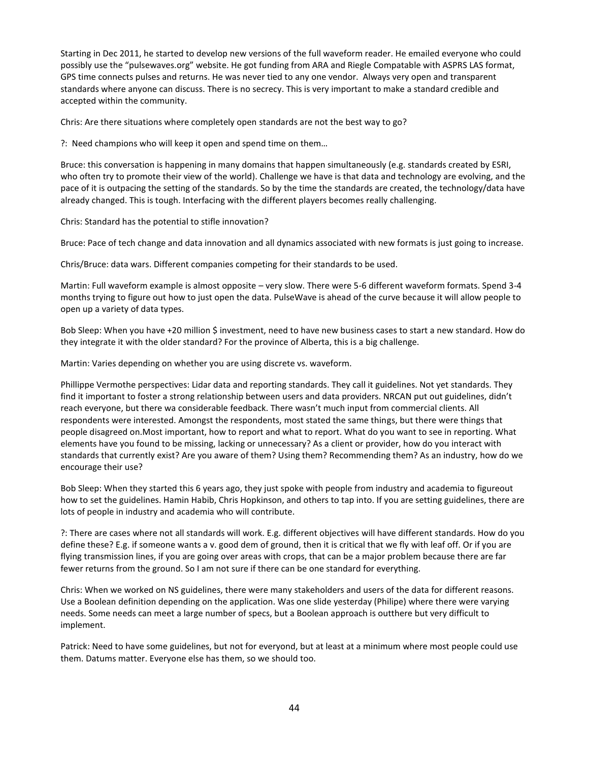Starting in Dec 2011, he started to develop new versions of the full waveform reader. He emailed everyone who could possibly use the "pulsewaves.org" website. He got funding from ARA and Riegle Compatable with ASPRS LAS format, GPS time connects pulses and returns. He was never tied to any one vendor. Always very open and transparent standards where anyone can discuss. There is no secrecy. This is very important to make a standard credible and accepted within the community.

Chris: Are there situations where completely open standards are not the best way to go?

?: Need champions who will keep it open and spend time on them…

Bruce: this conversation is happening in many domains that happen simultaneously (e.g. standards created by ESRI, who often try to promote their view of the world). Challenge we have is that data and technology are evolving, and the pace of it is outpacing the setting of the standards. So by the time the standards are created, the technology/data have already changed. This is tough. Interfacing with the different players becomes really challenging.

Chris: Standard has the potential to stifle innovation?

Bruce: Pace of tech change and data innovation and all dynamics associated with new formats is just going to increase.

Chris/Bruce: data wars. Different companies competing for their standards to be used.

Martin: Full waveform example is almost opposite – very slow. There were 5-6 different waveform formats. Spend 3-4 months trying to figure out how to just open the data. PulseWave is ahead of the curve because it will allow people to open up a variety of data types.

Bob Sleep: When you have +20 million $ investment, need to have new business cases to start a new standard. How do they integrate it with the older standard? For the province of Alberta, this is a big challenge.

Martin: Varies depending on whether you are using discrete vs. waveform.

Phillippe Vermothe perspectives: Lidar data and reporting standards. They call it guidelines. Not yet standards. They find it important to foster a strong relationship between users and data providers. NRCAN put out guidelines, didn't reach everyone, but there wa considerable feedback. There wasn't much input from commercial clients. All respondents were interested. Amongst the respondents, most stated the same things, but there were things that people disagreed on.Most important, how to report and what to report. What do you want to see in reporting. What elements have you found to be missing, lacking or unnecessary? As a client or provider, how do you interact with standards that currently exist? Are you aware of them? Using them? Recommending them? As an industry, how do we encourage their use?

Bob Sleep: When they started this 6 years ago, they just spoke with people from industry and academia to figureout how to set the guidelines. Hamin Habib, Chris Hopkinson, and others to tap into. If you are setting guidelines, there are lots of people in industry and academia who will contribute.

?: There are cases where not all standards will work. E.g. different objectives will have different standards. How do you define these? E.g. if someone wants a v. good dem of ground, then it is critical that we fly with leaf off. Or if you are flying transmission lines, if you are going over areas with crops, that can be a major problem because there are far fewer returns from the ground. So I am not sure if there can be one standard for everything.

Chris: When we worked on NS guidelines, there were many stakeholders and users of the data for different reasons. Use a Boolean definition depending on the application. Was one slide yesterday (Philipe) where there were varying needs. Some needs can meet a large number of specs, but a Boolean approach is outthere but very difficult to implement.

Patrick: Need to have some guidelines, but not for everyond, but at least at a minimum where most people could use them. Datums matter. Everyone else has them, so we should too.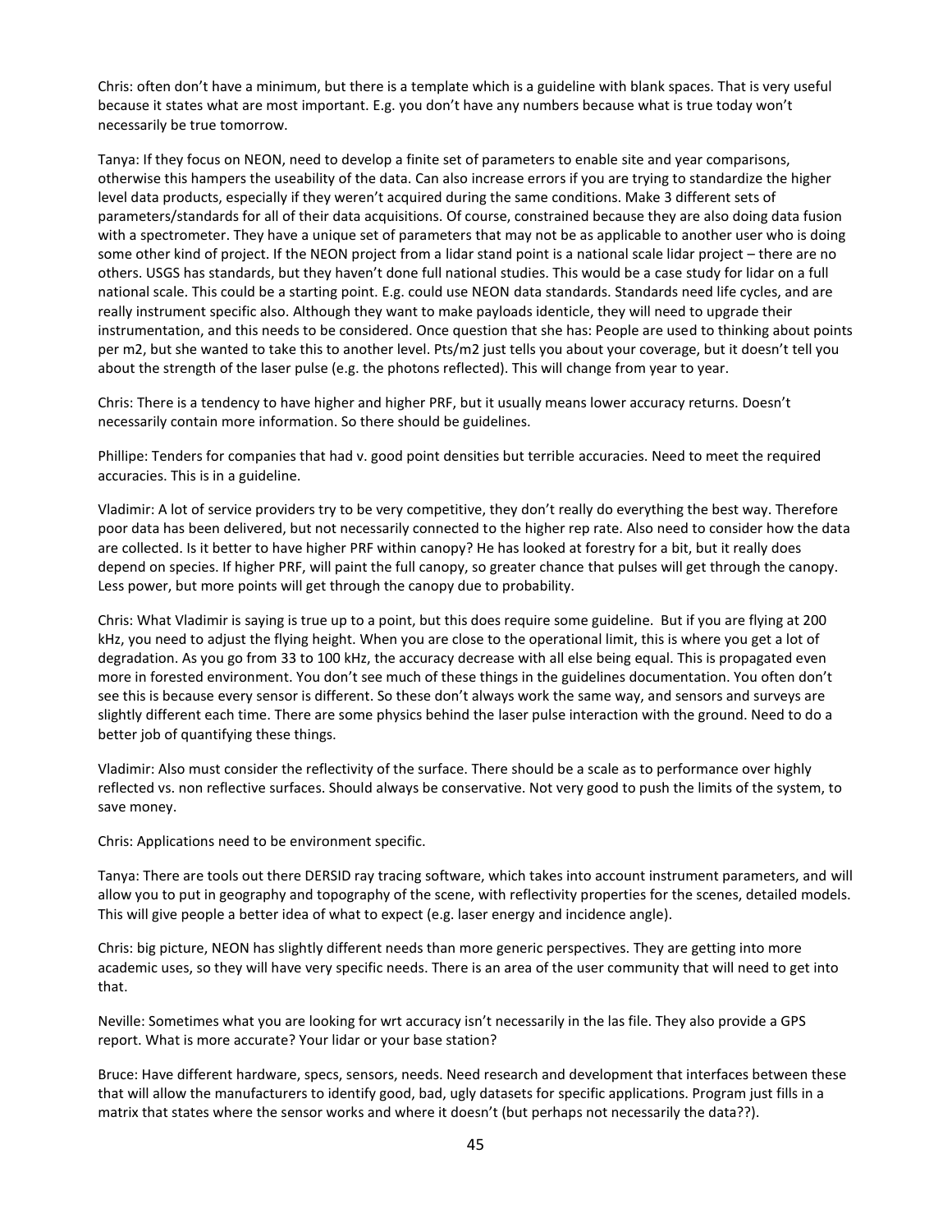Chris: often don't have a minimum, but there is a template which is a guideline with blank spaces. That is very useful because it states what are most important. E.g. you don't have any numbers because what is true today won't necessarily be true tomorrow.

Tanya: If they focus on NEON, need to develop a finite set of parameters to enable site and year comparisons, otherwise this hampers the useability of the data. Can also increase errors if you are trying to standardize the higher level data products, especially if they weren't acquired during the same conditions. Make 3 different sets of parameters/standards for all of their data acquisitions. Of course, constrained because they are also doing data fusion with a spectrometer. They have a unique set of parameters that may not be as applicable to another user who is doing some other kind of project. If the NEON project from a lidar stand point is a national scale lidar project – there are no others. USGS has standards, but they haven't done full national studies. This would be a case study for lidar on a full national scale. This could be a starting point. E.g. could use NEON data standards. Standards need life cycles, and are really instrument specific also. Although they want to make payloads identicle, they will need to upgrade their instrumentation, and this needs to be considered. Once question that she has: People are used to thinking about points per m2, but she wanted to take this to another level. Pts/m2 just tells you about your coverage, but it doesn't tell you about the strength of the laser pulse (e.g. the photons reflected). This will change from year to year.

Chris: There is a tendency to have higher and higher PRF, but it usually means lower accuracy returns. Doesn't necessarily contain more information. So there should be guidelines.

Phillipe: Tenders for companies that had v. good point densities but terrible accuracies. Need to meet the required accuracies. This is in a guideline.

Vladimir: A lot of service providers try to be very competitive, they don't really do everything the best way. Therefore poor data has been delivered, but not necessarily connected to the higher rep rate. Also need to consider how the data are collected. Is it better to have higher PRF within canopy? He has looked at forestry for a bit, but it really does depend on species. If higher PRF, will paint the full canopy, so greater chance that pulses will get through the canopy. Less power, but more points will get through the canopy due to probability.

Chris: What Vladimir is saying is true up to a point, but this does require some guideline. But if you are flying at 200 kHz, you need to adjust the flying height. When you are close to the operational limit, this is where you get a lot of degradation. As you go from 33 to 100 kHz, the accuracy decrease with all else being equal. This is propagated even more in forested environment. You don't see much of these things in the guidelines documentation. You often don't see this is because every sensor is different. So these don't always work the same way, and sensors and surveys are slightly different each time. There are some physics behind the laser pulse interaction with the ground. Need to do a better job of quantifying these things.

Vladimir: Also must consider the reflectivity of the surface. There should be a scale as to performance over highly reflected vs. non reflective surfaces. Should always be conservative. Not very good to push the limits of the system, to save money.

Chris: Applications need to be environment specific.

Tanya: There are tools out there DERSID ray tracing software, which takes into account instrument parameters, and will allow you to put in geography and topography of the scene, with reflectivity properties for the scenes, detailed models. This will give people a better idea of what to expect (e.g. laser energy and incidence angle).

Chris: big picture, NEON has slightly different needs than more generic perspectives. They are getting into more academic uses, so they will have very specific needs. There is an area of the user community that will need to get into that.

Neville: Sometimes what you are looking for wrt accuracy isn't necessarily in the las file. They also provide a GPS report. What is more accurate? Your lidar or your base station?

Bruce: Have different hardware, specs, sensors, needs. Need research and development that interfaces between these that will allow the manufacturers to identify good, bad, ugly datasets for specific applications. Program just fills in a matrix that states where the sensor works and where it doesn't (but perhaps not necessarily the data??).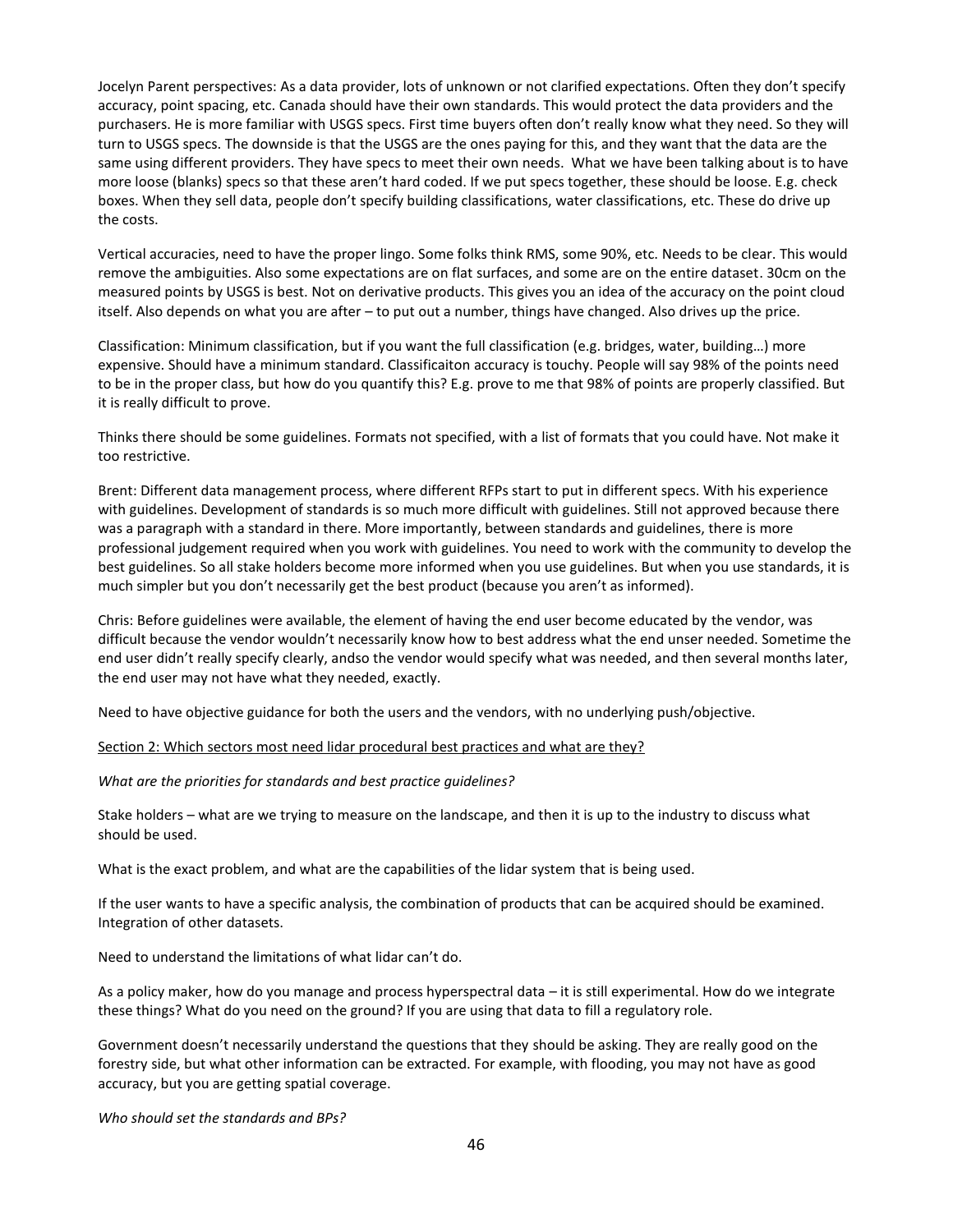Jocelyn Parent perspectives: As a data provider, lots of unknown or not clarified expectations. Often they don't specify accuracy, point spacing, etc. Canada should have their own standards. This would protect the data providers and the purchasers. He is more familiar with USGS specs. First time buyers often don't really know what they need. So they will turn to USGS specs. The downside is that the USGS are the ones paying for this, and they want that the data are the same using different providers. They have specs to meet their own needs. What we have been talking about is to have more loose (blanks) specs so that these aren't hard coded. If we put specs together, these should be loose. E.g. check boxes. When they sell data, people don't specify building classifications, water classifications, etc. These do drive up the costs.

Vertical accuracies, need to have the proper lingo. Some folks think RMS, some 90%, etc. Needs to be clear. This would remove the ambiguities. Also some expectations are on flat surfaces, and some are on the entire dataset. 30cm on the measured points by USGS is best. Not on derivative products. This gives you an idea of the accuracy on the point cloud itself. Also depends on what you are after – to put out a number, things have changed. Also drives up the price.

Classification: Minimum classification, but if you want the full classification (e.g. bridges, water, building…) more expensive. Should have a minimum standard. Classificaiton accuracy is touchy. People will say 98% of the points need to be in the proper class, but how do you quantify this? E.g. prove to me that 98% of points are properly classified. But it is really difficult to prove.

Thinks there should be some guidelines. Formats not specified, with a list of formats that you could have. Not make it too restrictive.

Brent: Different data management process, where different RFPs start to put in different specs. With his experience with guidelines. Development of standards is so much more difficult with guidelines. Still not approved because there was a paragraph with a standard in there. More importantly, between standards and guidelines, there is more professional judgement required when you work with guidelines. You need to work with the community to develop the best guidelines. So all stake holders become more informed when you use guidelines. But when you use standards, it is much simpler but you don't necessarily get the best product (because you aren't as informed).

Chris: Before guidelines were available, the element of having the end user become educated by the vendor, was difficult because the vendor wouldn't necessarily know how to best address what the end unser needed. Sometime the end user didn't really specify clearly, andso the vendor would specify what was needed, and then several months later, the end user may not have what they needed, exactly.

Need to have objective guidance for both the users and the vendors, with no underlying push/objective.

<u>Section 2: Which sectors most need lidar procedural best practices and what are they?</u>

*What are the priorities for standards and best practice guidelines?*

Stake holders – what are we trying to measure on the landscape, and then it is up to the industry to discuss what should be used.

What is the exact problem, and what are the capabilities of the lidar system that is being used.

If the user wants to have a specific analysis, the combination of products that can be acquired should be examined. Integration of other datasets.

Need to understand the limitations of what lidar can't do.

As a policy maker, how do you manage and process hyperspectral data – it is still experimental. How do we integrate these things? What do you need on the ground? If you are using that data to fill a regulatory role.

Government doesn't necessarily understand the questions that they should be asking. They are really good on the forestry side, but what other information can be extracted. For example, with flooding, you may not have as good accuracy, but you are getting spatial coverage.

*Who should set the standards and BPs?*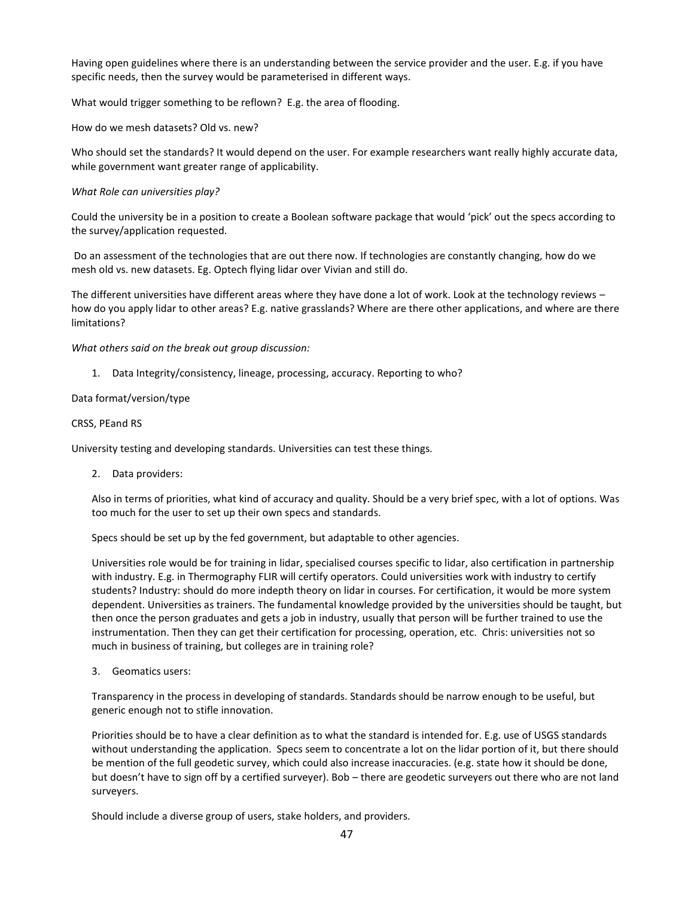Having open guidelines where there is an understanding between the service provider and the user. E.g. if you have specific needs, then the survey would be parameterised in different ways.

What would trigger something to be reflown? E.g. the area of flooding.

How do we mesh datasets? Old vs. new?

Who should set the standards? It would depend on the user. For example researchers want really highly accurate data, while government want greater range of applicability.

*What Role can universities play?*

Could the university be in a position to create a Boolean software package that would 'pick' out the specs according to the survey/application requested.

Do an assessment of the technologies that are out there now. If technologies are constantly changing, how do we mesh old vs. new datasets. Eg. Optech flying lidar over Vivian and still do.

The different universities have different areas where they have done a lot of work. Look at the technology reviews – how do you apply lidar to other areas? E.g. native grasslands? Where are there other applications, and where are there limitations?

*What others said on the break out group discussion:*

1. Data Integrity/consistency, lineage, processing, accuracy. Reporting to who?

Data format/version/type

CRSS, PEand RS

University testing and developing standards. Universities can test these things.

2. Data providers:

   Also in terms of priorities, what kind of accuracy and quality. Should be a very brief spec, with a lot of options. Was too much for the user to set up their own specs and standards.

   Specs should be set up by the fed government, but adaptable to other agencies.

   Universities role would be for training in lidar, specialised courses specific to lidar, also certification in partnership with industry. E.g. in Thermography FLIR will certify operators. Could universities work with industry to certify students? Industry: should do more indepth theory on lidar in courses. For certification, it would be more system dependent. Universities as trainers. The fundamental knowledge provided by the universities should be taught, but then once the person graduates and gets a job in industry, usually that person will be further trained to use the instrumentation. Then they can get their certification for processing, operation, etc. Chris: universities not so much in business of training, but colleges are in training role?

3. Geomatics users:

   Transparency in the process in developing of standards. Standards should be narrow enough to be useful, but generic enough not to stifle innovation.

   Priorities should be to have a clear definition as to what the standard is intended for. E.g. use of USGS standards without understanding the application. Specs seem to concentrate a lot on the lidar portion of it, but there should be mention of the full geodetic survey, which could also increase inaccuracies. (e.g. state how it should be done, but doesn't have to sign off by a certified surveyer). Bob – there are geodetic surveyers out there who are not land surveyers.

   Should include a diverse group of users, stake holders, and providers.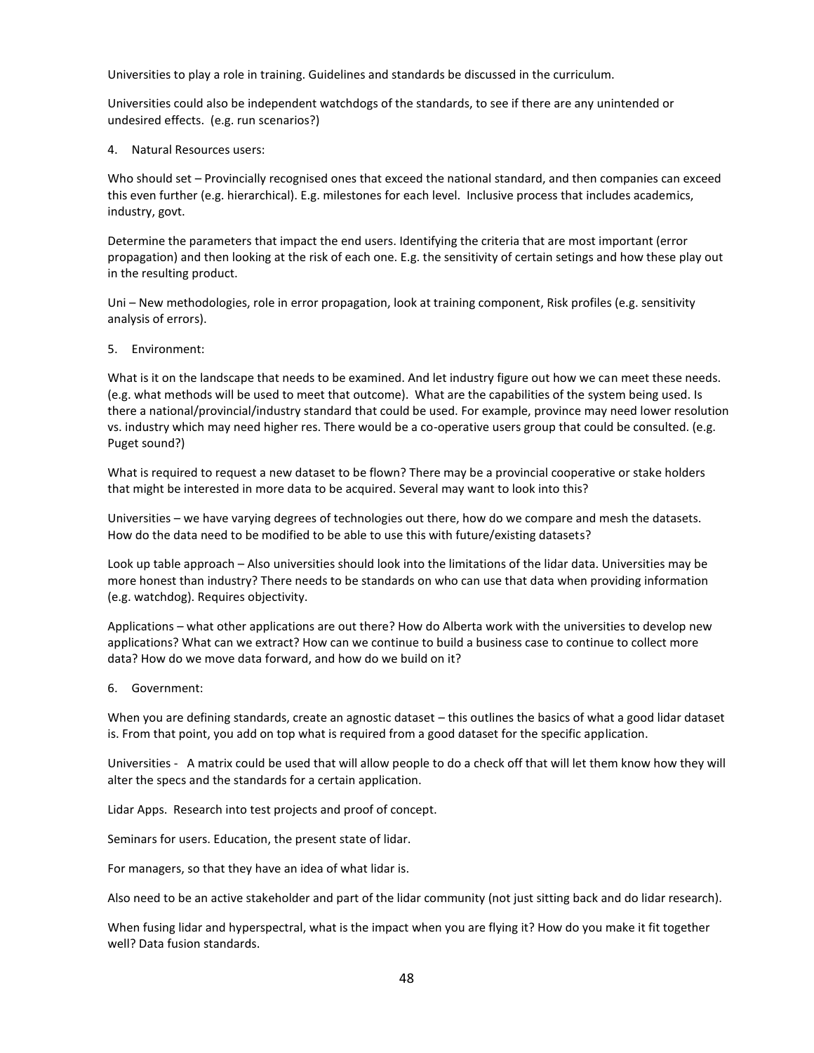Universities to play a role in training. Guidelines and standards be discussed in the curriculum.

Universities could also be independent watchdogs of the standards, to see if there are any unintended or undesired effects. (e.g. run scenarios?)

4. Natural Resources users:

Who should set – Provincially recognised ones that exceed the national standard, and then companies can exceed this even further (e.g. hierarchical). E.g. milestones for each level. Inclusive process that includes academics, industry, govt.

Determine the parameters that impact the end users. Identifying the criteria that are most important (error propagation) and then looking at the risk of each one. E.g. the sensitivity of certain setings and how these play out in the resulting product.

Uni – New methodologies, role in error propagation, look at training component, Risk profiles (e.g. sensitivity analysis of errors).

5. Environment:

What is it on the landscape that needs to be examined. And let industry figure out how we can meet these needs. (e.g. what methods will be used to meet that outcome). What are the capabilities of the system being used. Is there a national/provincial/industry standard that could be used. For example, province may need lower resolution vs. industry which may need higher res. There would be a co-operative users group that could be consulted. (e.g. Puget sound?)

What is required to request a new dataset to be flown? There may be a provincial cooperative or stake holders that might be interested in more data to be acquired. Several may want to look into this?

Universities – we have varying degrees of technologies out there, how do we compare and mesh the datasets. How do the data need to be modified to be able to use this with future/existing datasets?

Look up table approach – Also universities should look into the limitations of the lidar data. Universities may be more honest than industry? There needs to be standards on who can use that data when providing information (e.g. watchdog). Requires objectivity.

Applications – what other applications are out there? How do Alberta work with the universities to develop new applications? What can we extract? How can we continue to build a business case to continue to collect more data? How do we move data forward, and how do we build on it?

6. Government:

When you are defining standards, create an agnostic dataset – this outlines the basics of what a good lidar dataset is. From that point, you add on top what is required from a good dataset for the specific application.

Universities - A matrix could be used that will allow people to do a check off that will let them know how they will alter the specs and the standards for a certain application.

Lidar Apps. Research into test projects and proof of concept.

Seminars for users. Education, the present state of lidar.

For managers, so that they have an idea of what lidar is.

Also need to be an active stakeholder and part of the lidar community (not just sitting back and do lidar research).

When fusing lidar and hyperspectral, what is the impact when you are flying it? How do you make it fit together well? Data fusion standards.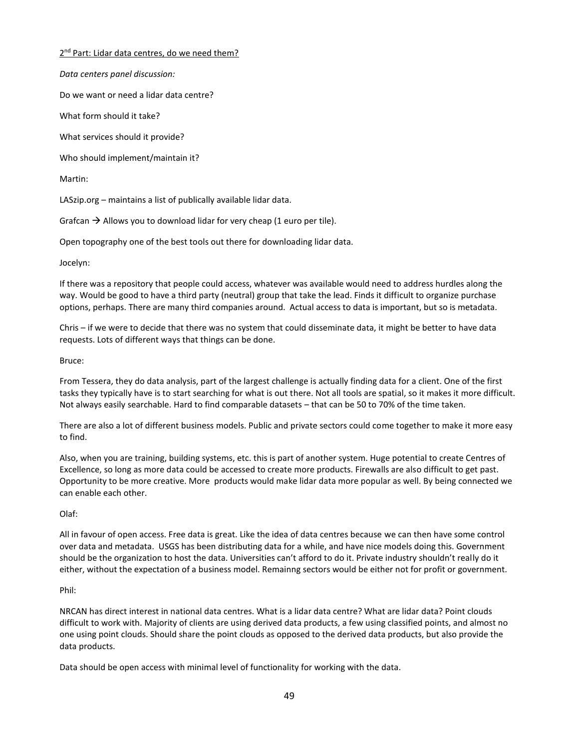2[nd] Part: Lidar data centres, do we need them?

*Data centers panel discussion:*

Do we want or need a lidar data centre?

What form should it take?

What services should it provide?

Who should implement/maintain it?

Martin:

LASzip.org – maintains a list of publically available lidar data.

Grafcan → Allows you to download lidar for very cheap (1 euro per tile).

Open topography one of the best tools out there for downloading lidar data.

Jocelyn:

If there was a repository that people could access, whatever was available would need to address hurdles along the way. Would be good to have a third party (neutral) group that take the lead. Finds it difficult to organize purchase options, perhaps. There are many third companies around. Actual access to data is important, but so is metadata.

Chris – if we were to decide that there was no system that could disseminate data, it might be better to have data requests. Lots of different ways that things can be done.

Bruce:

From Tessera, they do data analysis, part of the largest challenge is actually finding data for a client. One of the first tasks they typically have is to start searching for what is out there. Not all tools are spatial, so it makes it more difficult. Not always easily searchable. Hard to find comparable datasets – that can be 50 to 70% of the time taken.

There are also a lot of different business models. Public and private sectors could come together to make it more easy to find.

Also, when you are training, building systems, etc. this is part of another system. Huge potential to create Centres of Excellence, so long as more data could be accessed to create more products. Firewalls are also difficult to get past. Opportunity to be more creative. More products would make lidar data more popular as well. By being connected we can enable each other.

Olaf:

All in favour of open access. Free data is great. Like the idea of data centres because we can then have some control over data and metadata. USGS has been distributing data for a while, and have nice models doing this. Government should be the organization to host the data. Universities can't afford to do it. Private industry shouldn't really do it either, without the expectation of a business model. Remainng sectors would be either not for profit or government.

Phil:

NRCAN has direct interest in national data centres. What is a lidar data centre? What are lidar data? Point clouds difficult to work with. Majority of clients are using derived data products, a few using classified points, and almost no one using point clouds. Should share the point clouds as opposed to the derived data products, but also provide the data products.

Data should be open access with minimal level of functionality for working with the data.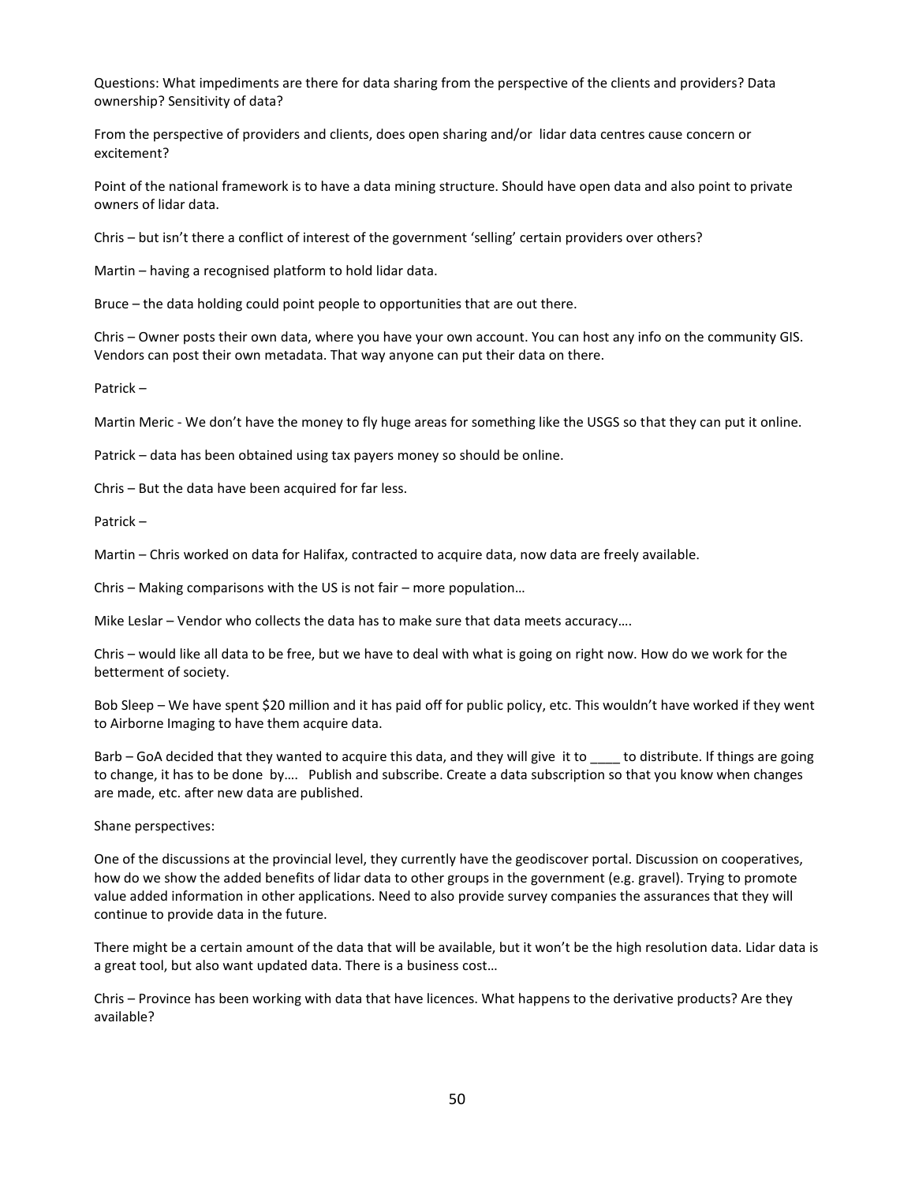Questions: What impediments are there for data sharing from the perspective of the clients and providers? Data ownership? Sensitivity of data?

From the perspective of providers and clients, does open sharing and/or lidar data centres cause concern or excitement?

Point of the national framework is to have a data mining structure. Should have open data and also point to private owners of lidar data.

Chris – but isn't there a conflict of interest of the government 'selling' certain providers over others?

Martin – having a recognised platform to hold lidar data.

Bruce – the data holding could point people to opportunities that are out there.

Chris – Owner posts their own data, where you have your own account. You can host any info on the community GIS. Vendors can post their own metadata. That way anyone can put their data on there.

Patrick –

Martin Meric - We don't have the money to fly huge areas for something like the USGS so that they can put it online.

Patrick – data has been obtained using tax payers money so should be online.

Chris – But the data have been acquired for far less.

Patrick –

Martin – Chris worked on data for Halifax, contracted to acquire data, now data are freely available.

Chris – Making comparisons with the US is not fair – more population…

Mike Leslar – Vendor who collects the data has to make sure that data meets accuracy….

Chris – would like all data to be free, but we have to deal with what is going on right now. How do we work for the betterment of society.

Bob Sleep – We have spent $20 million and it has paid off for public policy, etc. This wouldn't have worked if they went to Airborne Imaging to have them acquire data.

Barb – GoA decided that they wanted to acquire this data, and they will give it to ____ to distribute. If things are going to change, it has to be done by…. Publish and subscribe. Create a data subscription so that you know when changes are made, etc. after new data are published.

Shane perspectives:

One of the discussions at the provincial level, they currently have the geodiscover portal. Discussion on cooperatives, how do we show the added benefits of lidar data to other groups in the government (e.g. gravel). Trying to promote value added information in other applications. Need to also provide survey companies the assurances that they will continue to provide data in the future.

There might be a certain amount of the data that will be available, but it won't be the high resolution data. Lidar data is a great tool, but also want updated data. There is a business cost…

Chris – Province has been working with data that have licences. What happens to the derivative products? Are they available?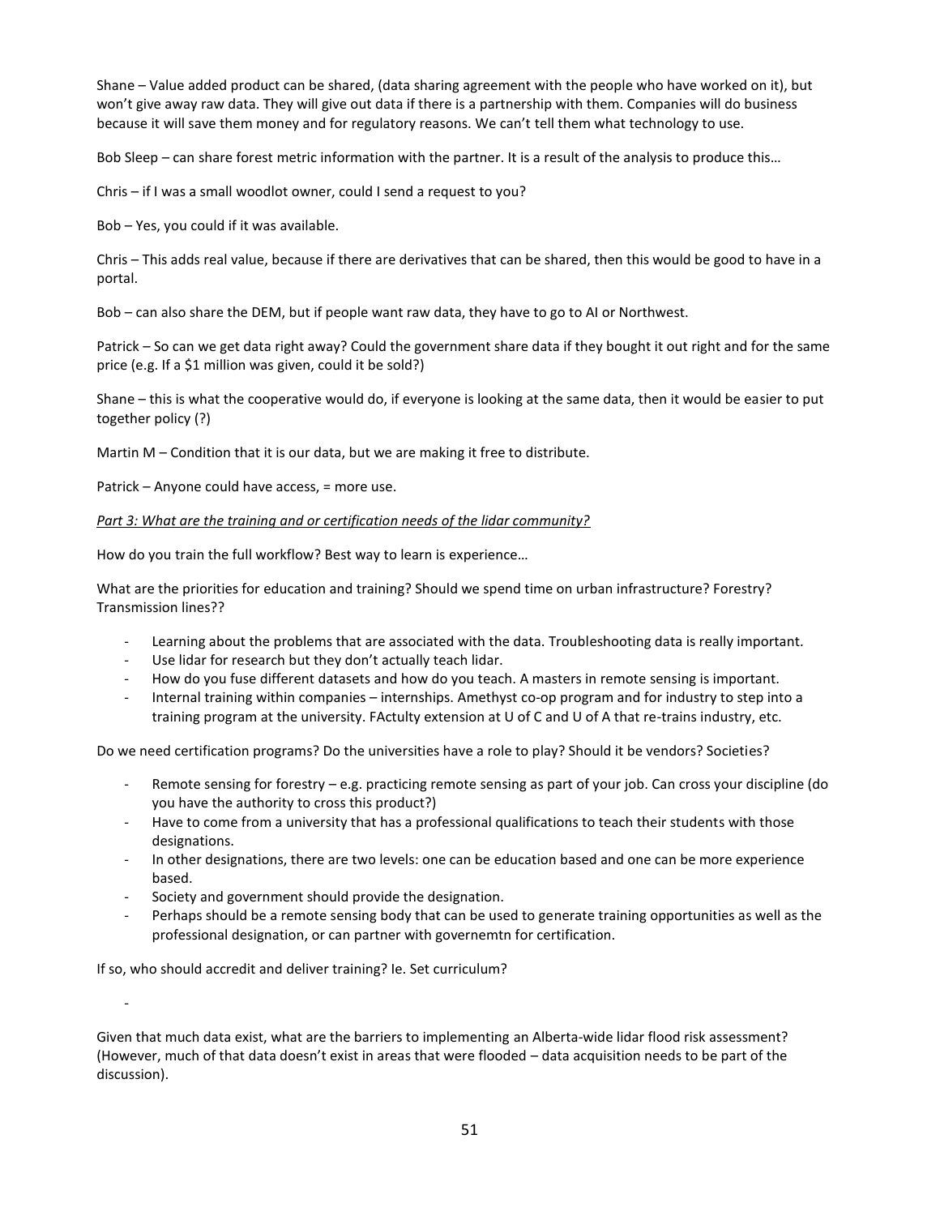Shane – Value added product can be shared, (data sharing agreement with the people who have worked on it), but won't give away raw data. They will give out data if there is a partnership with them. Companies will do business because it will save them money and for regulatory reasons. We can't tell them what technology to use.

Bob Sleep – can share forest metric information with the partner. It is a result of the analysis to produce this…

Chris – if I was a small woodlot owner, could I send a request to you?

Bob – Yes, you could if it was available.

Chris – This adds real value, because if there are derivatives that can be shared, then this would be good to have in a portal.

Bob – can also share the DEM, but if people want raw data, they have to go to AI or Northwest.

Patrick – So can we get data right away? Could the government share data if they bought it out right and for the same price (e.g. If a $1 million was given, could it be sold?)

Shane – this is what the cooperative would do, if everyone is looking at the same data, then it would be easier to put together policy (?)

Martin M – Condition that it is our data, but we are making it free to distribute.

Patrick – Anyone could have access, = more use.

<u>*Part 3: What are the training and or certification needs of the lidar community?*</u>

How do you train the full workflow? Best way to learn is experience…

What are the priorities for education and training? Should we spend time on urban infrastructure? Forestry? Transmission lines??

- Learning about the problems that are associated with the data. Troubleshooting data is really important.
- Use lidar for research but they don't actually teach lidar.
- How do you fuse different datasets and how do you teach. A masters in remote sensing is important.
- Internal training within companies – internships. Amethyst co-op program and for industry to step into a training program at the university. FActulty extension at U of C and U of A that re-trains industry, etc.

Do we need certification programs? Do the universities have a role to play? Should it be vendors? Societies?

- Remote sensing for forestry – e.g. practicing remote sensing as part of your job. Can cross your discipline (do you have the authority to cross this product?)
- Have to come from a university that has a professional qualifications to teach their students with those designations.
- In other designations, there are two levels: one can be education based and one can be more experience based.
- Society and government should provide the designation.
- Perhaps should be a remote sensing body that can be used to generate training opportunities as well as the professional designation, or can partner with governemtn for certification.

If so, who should accredit and deliver training? Ie. Set curriculum?

-

Given that much data exist, what are the barriers to implementing an Alberta-wide lidar flood risk assessment? (However, much of that data doesn't exist in areas that were flooded – data acquisition needs to be part of the discussion).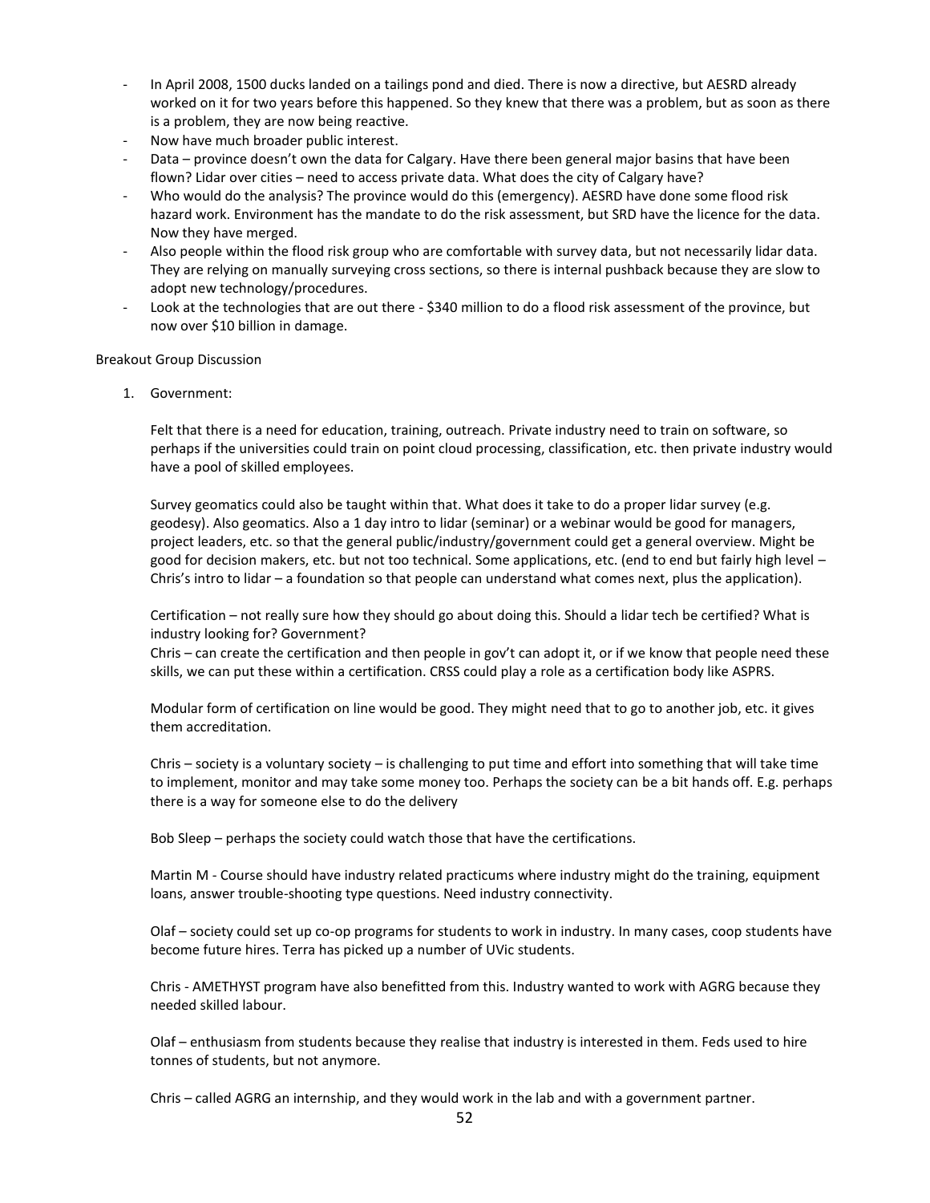- In April 2008, 1500 ducks landed on a tailings pond and died. There is now a directive, but AESRD already worked on it for two years before this happened. So they knew that there was a problem, but as soon as there is a problem, they are now being reactive.
- Now have much broader public interest.
- Data – province doesn't own the data for Calgary. Have there been general major basins that have been flown? Lidar over cities – need to access private data. What does the city of Calgary have?
- Who would do the analysis? The province would do this (emergency). AESRD have done some flood risk hazard work. Environment has the mandate to do the risk assessment, but SRD have the licence for the data. Now they have merged.
- Also people within the flood risk group who are comfortable with survey data, but not necessarily lidar data. They are relying on manually surveying cross sections, so there is internal pushback because they are slow to adopt new technology/procedures.
- Look at the technologies that are out there - $340 million to do a flood risk assessment of the province, but now over $10 billion in damage.

Breakout Group Discussion

1. Government:

   Felt that there is a need for education, training, outreach. Private industry need to train on software, so perhaps if the universities could train on point cloud processing, classification, etc. then private industry would have a pool of skilled employees.

   Survey geomatics could also be taught within that. What does it take to do a proper lidar survey (e.g. geodesy). Also geomatics. Also a 1 day intro to lidar (seminar) or a webinar would be good for managers, project leaders, etc. so that the general public/industry/government could get a general overview. Might be good for decision makers, etc. but not too technical. Some applications, etc. (end to end but fairly high level – Chris's intro to lidar – a foundation so that people can understand what comes next, plus the application).

   Certification – not really sure how they should go about doing this. Should a lidar tech be certified? What is industry looking for? Government?
   Chris – can create the certification and then people in gov't can adopt it, or if we know that people need these skills, we can put these within a certification. CRSS could play a role as a certification body like ASPRS.

   Modular form of certification on line would be good. They might need that to go to another job, etc. it gives them accreditation.

   Chris – society is a voluntary society – is challenging to put time and effort into something that will take time to implement, monitor and may take some money too. Perhaps the society can be a bit hands off. E.g. perhaps there is a way for someone else to do the delivery

   Bob Sleep – perhaps the society could watch those that have the certifications.

   Martin M - Course should have industry related practicums where industry might do the training, equipment loans, answer trouble-shooting type questions. Need industry connectivity.

   Olaf – society could set up co-op programs for students to work in industry. In many cases, coop students have become future hires. Terra has picked up a number of UVic students.

   Chris - AMETHYST program have also benefitted from this. Industry wanted to work with AGRG because they needed skilled labour.

   Olaf – enthusiasm from students because they realise that industry is interested in them. Feds used to hire tonnes of students, but not anymore.

   Chris – called AGRG an internship, and they would work in the lab and with a government partner.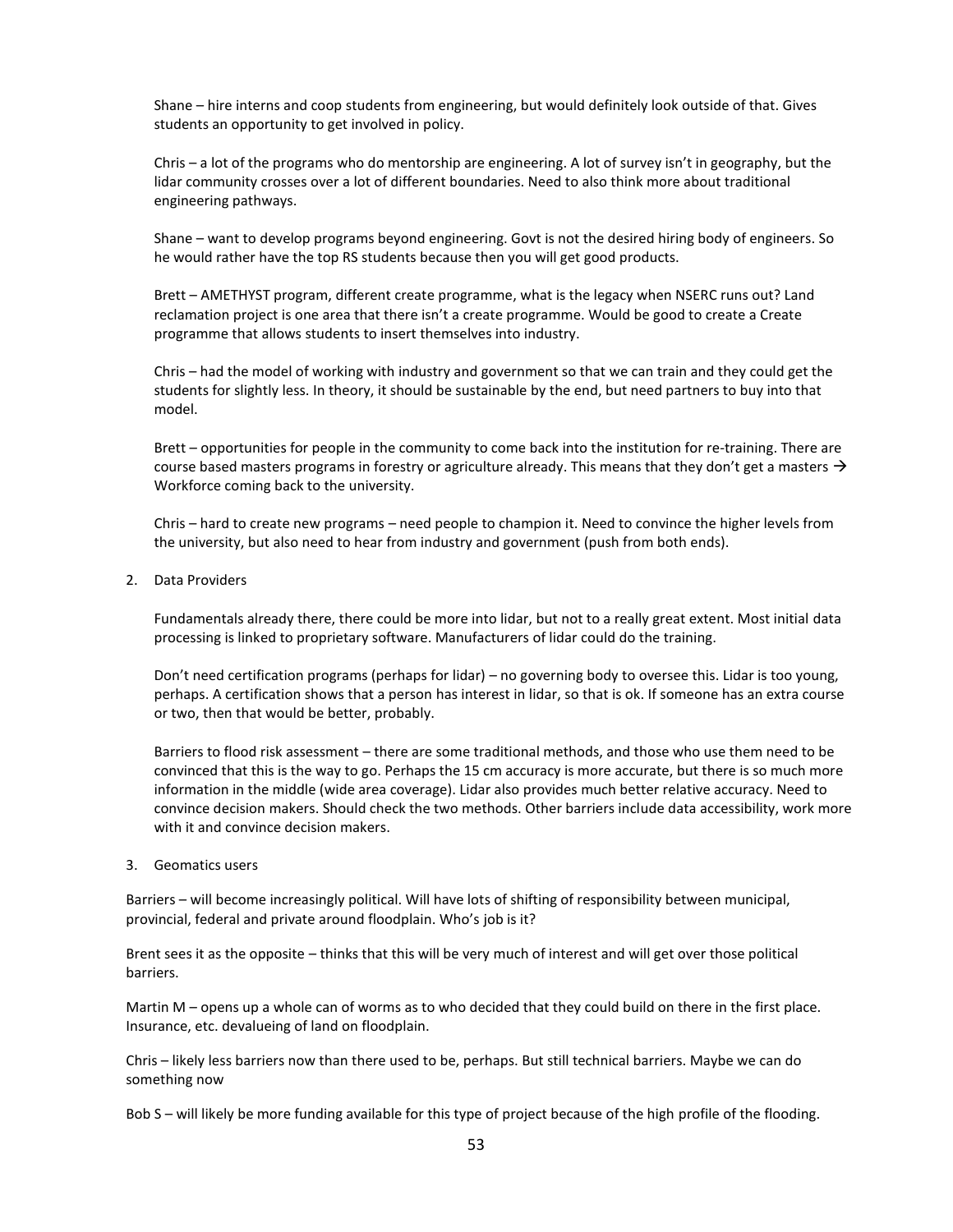Shane – hire interns and coop students from engineering, but would definitely look outside of that. Gives students an opportunity to get involved in policy.

Chris – a lot of the programs who do mentorship are engineering. A lot of survey isn't in geography, but the lidar community crosses over a lot of different boundaries. Need to also think more about traditional engineering pathways.

Shane – want to develop programs beyond engineering. Govt is not the desired hiring body of engineers. So he would rather have the top RS students because then you will get good products.

Brett – AMETHYST program, different create programme, what is the legacy when NSERC runs out? Land reclamation project is one area that there isn't a create programme. Would be good to create a Create programme that allows students to insert themselves into industry.

Chris – had the model of working with industry and government so that we can train and they could get the students for slightly less. In theory, it should be sustainable by the end, but need partners to buy into that model.

Brett – opportunities for people in the community to come back into the institution for re-training. There are course based masters programs in forestry or agriculture already. This means that they don't get a masters → Workforce coming back to the university.

Chris – hard to create new programs – need people to champion it. Need to convince the higher levels from the university, but also need to hear from industry and government (push from both ends).

2. Data Providers

   Fundamentals already there, there could be more into lidar, but not to a really great extent. Most initial data processing is linked to proprietary software. Manufacturers of lidar could do the training.

   Don't need certification programs (perhaps for lidar) – no governing body to oversee this. Lidar is too young, perhaps. A certification shows that a person has interest in lidar, so that is ok. If someone has an extra course or two, then that would be better, probably.

   Barriers to flood risk assessment – there are some traditional methods, and those who use them need to be convinced that this is the way to go. Perhaps the 15 cm accuracy is more accurate, but there is so much more information in the middle (wide area coverage). Lidar also provides much better relative accuracy. Need to convince decision makers. Should check the two methods. Other barriers include data accessibility, work more with it and convince decision makers.

3. Geomatics users

Barriers – will become increasingly political. Will have lots of shifting of responsibility between municipal, provincial, federal and private around floodplain. Who's job is it?

Brent sees it as the opposite – thinks that this will be very much of interest and will get over those political barriers.

Martin M – opens up a whole can of worms as to who decided that they could build on there in the first place. Insurance, etc. devalueing of land on floodplain.

Chris – likely less barriers now than there used to be, perhaps. But still technical barriers. Maybe we can do something now

Bob S – will likely be more funding available for this type of project because of the high profile of the flooding.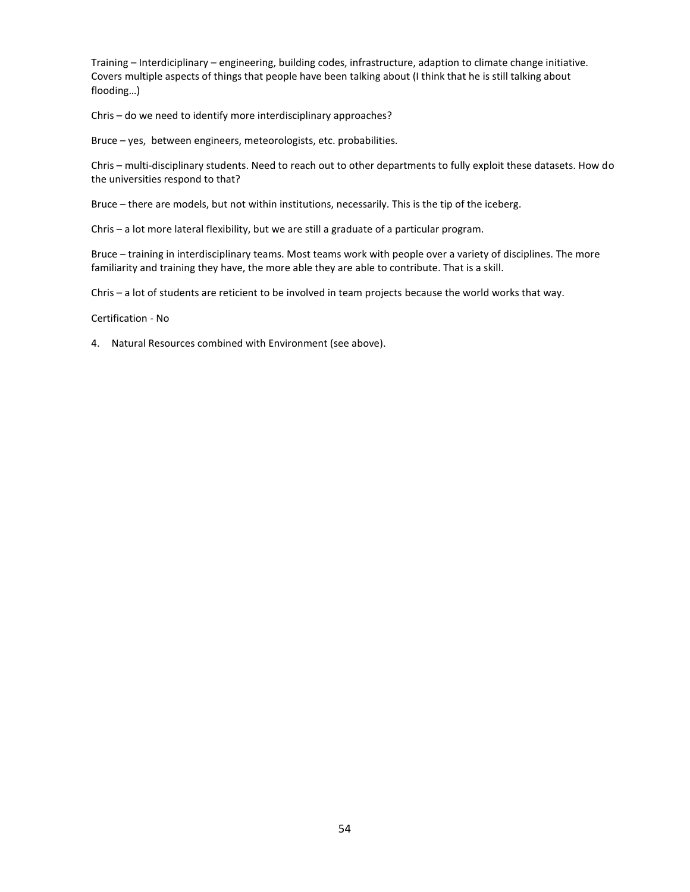Training – Interdiciplinary – engineering, building codes, infrastructure, adaption to climate change initiative. Covers multiple aspects of things that people have been talking about (I think that he is still talking about flooding…)

Chris – do we need to identify more interdisciplinary approaches?

Bruce – yes, between engineers, meteorologists, etc. probabilities.

Chris – multi-disciplinary students. Need to reach out to other departments to fully exploit these datasets. How do the universities respond to that?

Bruce – there are models, but not within institutions, necessarily. This is the tip of the iceberg.

Chris – a lot more lateral flexibility, but we are still a graduate of a particular program.

Bruce – training in interdisciplinary teams. Most teams work with people over a variety of disciplines. The more familiarity and training they have, the more able they are able to contribute. That is a skill.

Chris – a lot of students are reticient to be involved in team projects because the world works that way.

Certification - No

4. Natural Resources combined with Environment (see above).